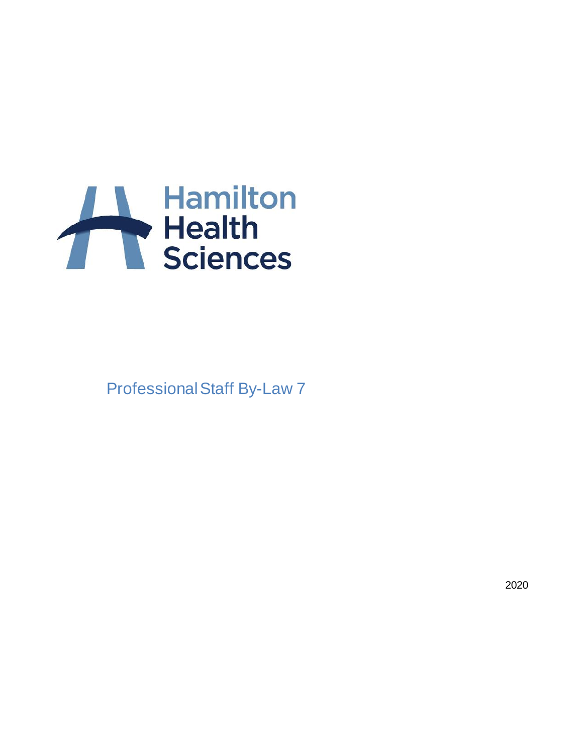Hamilton Health Sciences

# Professional Staff By-Law 7

2020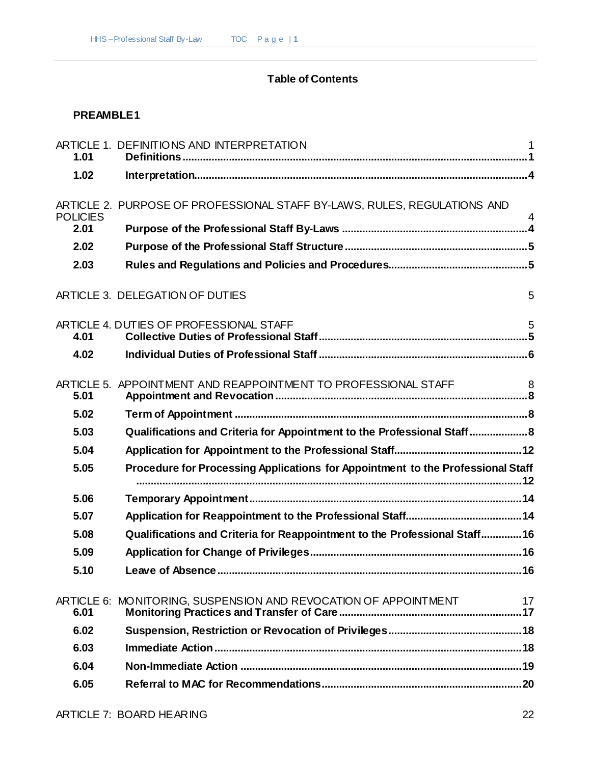**Table of Contents**

**PREAMBLE 1**

ARTICLE 1. DEFINITIONS AND INTERPRETATION 1

| | | |
|---|---|---|
| **1.01** | **Definitions** | **1** |
| **1.02** | **Interpretation** | **4** |

ARTICLE 2. PURPOSE OF PROFESSIONAL STAFF BY-LAWS, RULES, REGULATIONS AND POLICIES 4

| | | |
|---|---|---|
| **2.01** | **Purpose of the Professional Staff By-Laws** | **4** |
| **2.02** | **Purpose of the Professional Staff Structure** | **5** |
| **2.03** | **Rules and Regulations and Policies and Procedures** | **5** |

ARTICLE 3. DELEGATION OF DUTIES 5

ARTICLE 4. DUTIES OF PROFESSIONAL STAFF 5

| | | |
|---|---|---|
| **4.01** | **Collective Duties of Professional Staff** | **5** |
| **4.02** | **Individual Duties of Professional Staff** | **6** |

ARTICLE 5. APPOINTMENT AND REAPPOINTMENT TO PROFESSIONAL STAFF 8

| | | |
|---|---|---|
| **5.01** | **Appointment and Revocation** | **8** |
| **5.02** | **Term of Appointment** | **8** |
| **5.03** | **Qualifications and Criteria for Appointment to the Professional Staff** | **8** |
| **5.04** | **Application for Appointment to the Professional Staff** | **12** |
| **5.05** | **Procedure for Processing Applications for Appointment to the Professional Staff** | **12** |
| **5.06** | **Temporary Appointment** | **14** |
| **5.07** | **Application for Reappointment to the Professional Staff** | **14** |
| **5.08** | **Qualifications and Criteria for Reappointment to the Professional Staff** | **16** |
| **5.09** | **Application for Change of Privileges** | **16** |
| **5.10** | **Leave of Absence** | **16** |

ARTICLE 6: MONITORING, SUSPENSION AND REVOCATION OF APPOINTMENT 17

| | | |
|---|---|---|
| **6.01** | **Monitoring Practices and Transfer of Care** | **17** |
| **6.02** | **Suspension, Restriction or Revocation of Privileges** | **18** |
| **6.03** | **Immediate Action** | **18** |
| **6.04** | **Non-Immediate Action** | **19** |
| **6.05** | **Referral to MAC for Recommendations** | **20** |

ARTICLE 7: BOARD HEARING 22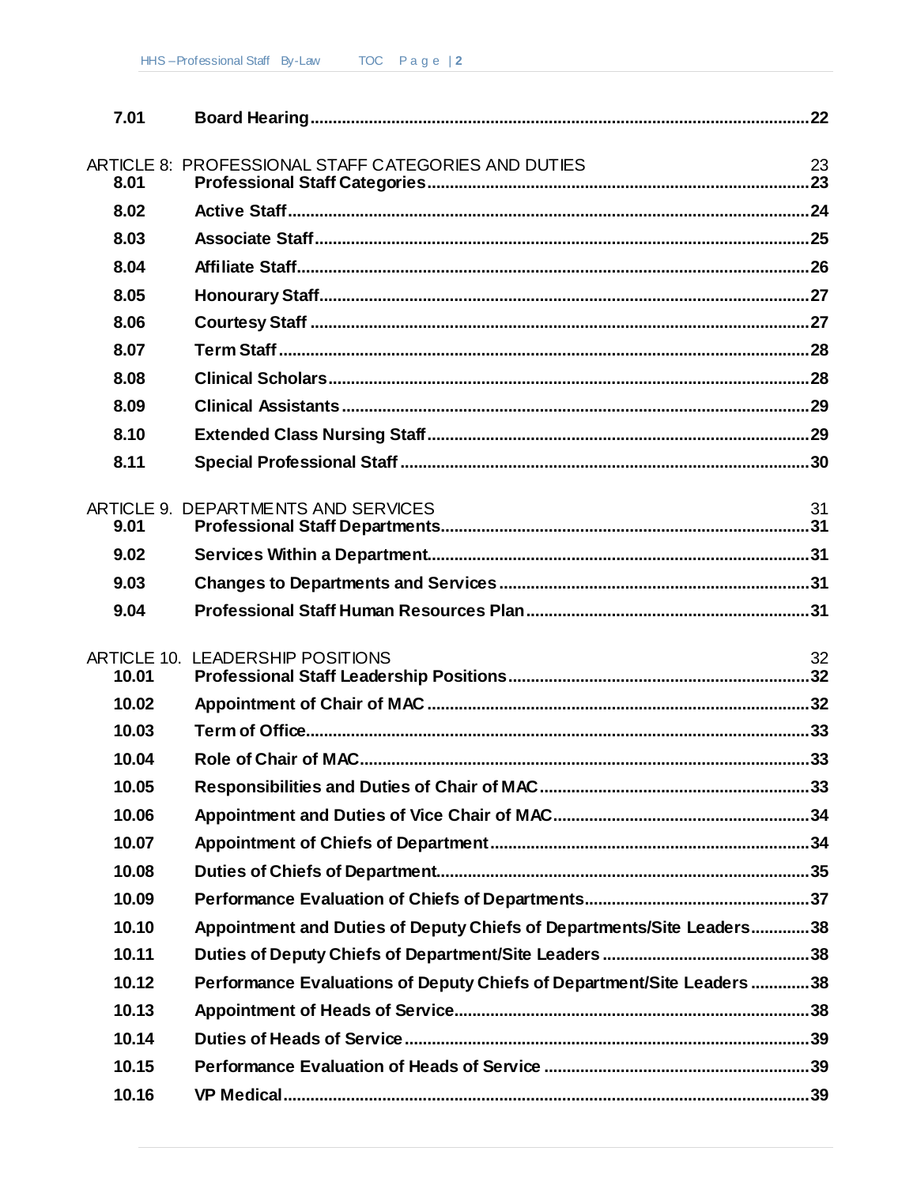| | | |
|---|---|---|
| **7.01** | **Board Hearing** | **22** |
| ARTICLE 8: PROFESSIONAL STAFF CATEGORIES AND DUTIES | | 23 |
| **8.01** | **Professional Staff Categories** | **23** |
| **8.02** | **Active Staff** | **24** |
| **8.03** | **Associate Staff** | **25** |
| **8.04** | **Affiliate Staff** | **26** |
| **8.05** | **Honourary Staff** | **27** |
| **8.06** | **Courtesy Staff** | **27** |
| **8.07** | **Term Staff** | **28** |
| **8.08** | **Clinical Scholars** | **28** |
| **8.09** | **Clinical Assistants** | **29** |
| **8.10** | **Extended Class Nursing Staff** | **29** |
| **8.11** | **Special Professional Staff** | **30** |
| ARTICLE 9. DEPARTMENTS AND SERVICES | | 31 |
| **9.01** | **Professional Staff Departments** | **31** |
| **9.02** | **Services Within a Department** | **31** |
| **9.03** | **Changes to Departments and Services** | **31** |
| **9.04** | **Professional Staff Human Resources Plan** | **31** |
| ARTICLE 10. LEADERSHIP POSITIONS | | 32 |
| **10.01** | **Professional Staff Leadership Positions** | **32** |
| **10.02** | **Appointment of Chair of MAC** | **32** |
| **10.03** | **Term of Office** | **33** |
| **10.04** | **Role of Chair of MAC** | **33** |
| **10.05** | **Responsibilities and Duties of Chair of MAC** | **33** |
| **10.06** | **Appointment and Duties of Vice Chair of MAC** | **34** |
| **10.07** | **Appointment of Chiefs of Department** | **34** |
| **10.08** | **Duties of Chiefs of Department** | **35** |
| **10.09** | **Performance Evaluation of Chiefs of Departments** | **37** |
| **10.10** | **Appointment and Duties of Deputy Chiefs of Departments/Site Leaders** | **38** |
| **10.11** | **Duties of Deputy Chiefs of Department/Site Leaders** | **38** |
| **10.12** | **Performance Evaluations of Deputy Chiefs of Department/Site Leaders** | **38** |
| **10.13** | **Appointment of Heads of Service** | **38** |
| **10.14** | **Duties of Heads of Service** | **39** |
| **10.15** | **Performance Evaluation of Heads of Service** | **39** |
| **10.16** | **VP Medical** | **39** |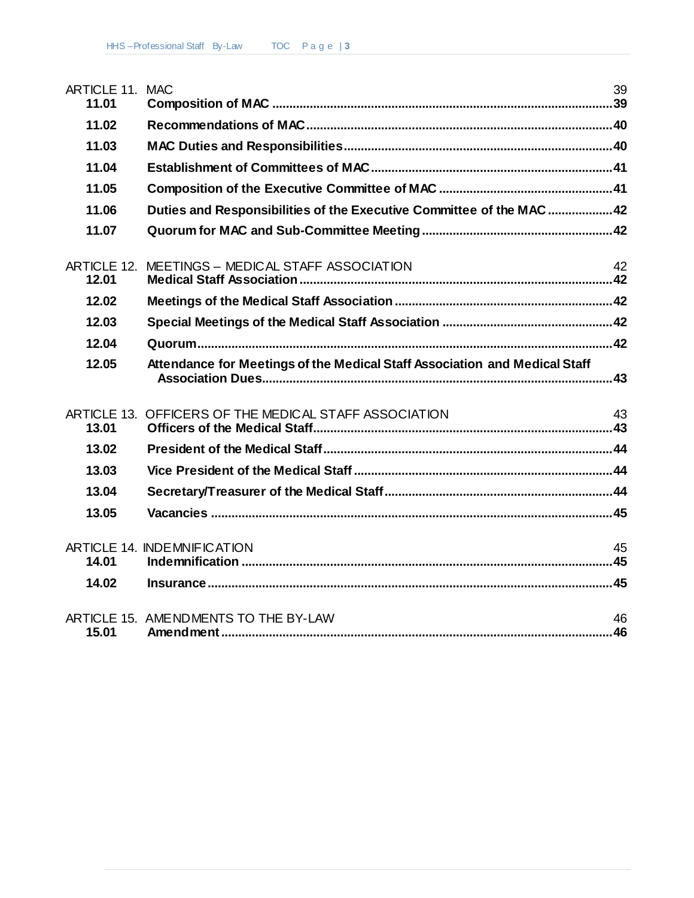| | | |
|---|---|---|
| ARTICLE 11. | MAC | 39 |
| **11.01** | **Composition of MAC** | **39** |
| **11.02** | **Recommendations of MAC** | **40** |
| **11.03** | **MAC Duties and Responsibilities** | **40** |
| **11.04** | **Establishment of Committees of MAC** | **41** |
| **11.05** | **Composition of the Executive Committee of MAC** | **41** |
| **11.06** | **Duties and Responsibilities of the Executive Committee of the MAC** | **42** |
| **11.07** | **Quorum for MAC and Sub-Committee Meeting** | **42** |
| ARTICLE 12. | MEETINGS – MEDICAL STAFF ASSOCIATION | 42 |
| **12.01** | **Medical Staff Association** | **42** |
| **12.02** | **Meetings of the Medical Staff Association** | **42** |
| **12.03** | **Special Meetings of the Medical Staff Association** | **42** |
| **12.04** | **Quorum** | **42** |
| **12.05** | **Attendance for Meetings of the Medical Staff Association and Medical Staff Association Dues** | **43** |
| ARTICLE 13. | OFFICERS OF THE MEDICAL STAFF ASSOCIATION | 43 |
| **13.01** | **Officers of the Medical Staff** | **43** |
| **13.02** | **President of the Medical Staff** | **44** |
| **13.03** | **Vice President of the Medical Staff** | **44** |
| **13.04** | **Secretary/Treasurer of the Medical Staff** | **44** |
| **13.05** | **Vacancies** | **45** |
| ARTICLE 14. | INDEMNIFICATION | 45 |
| **14.01** | **Indemnification** | **45** |
| **14.02** | **Insurance** | **45** |
| ARTICLE 15. | AMENDMENTS TO THE BY-LAW | 46 |
| **15.01** | **Amendment** | **46** |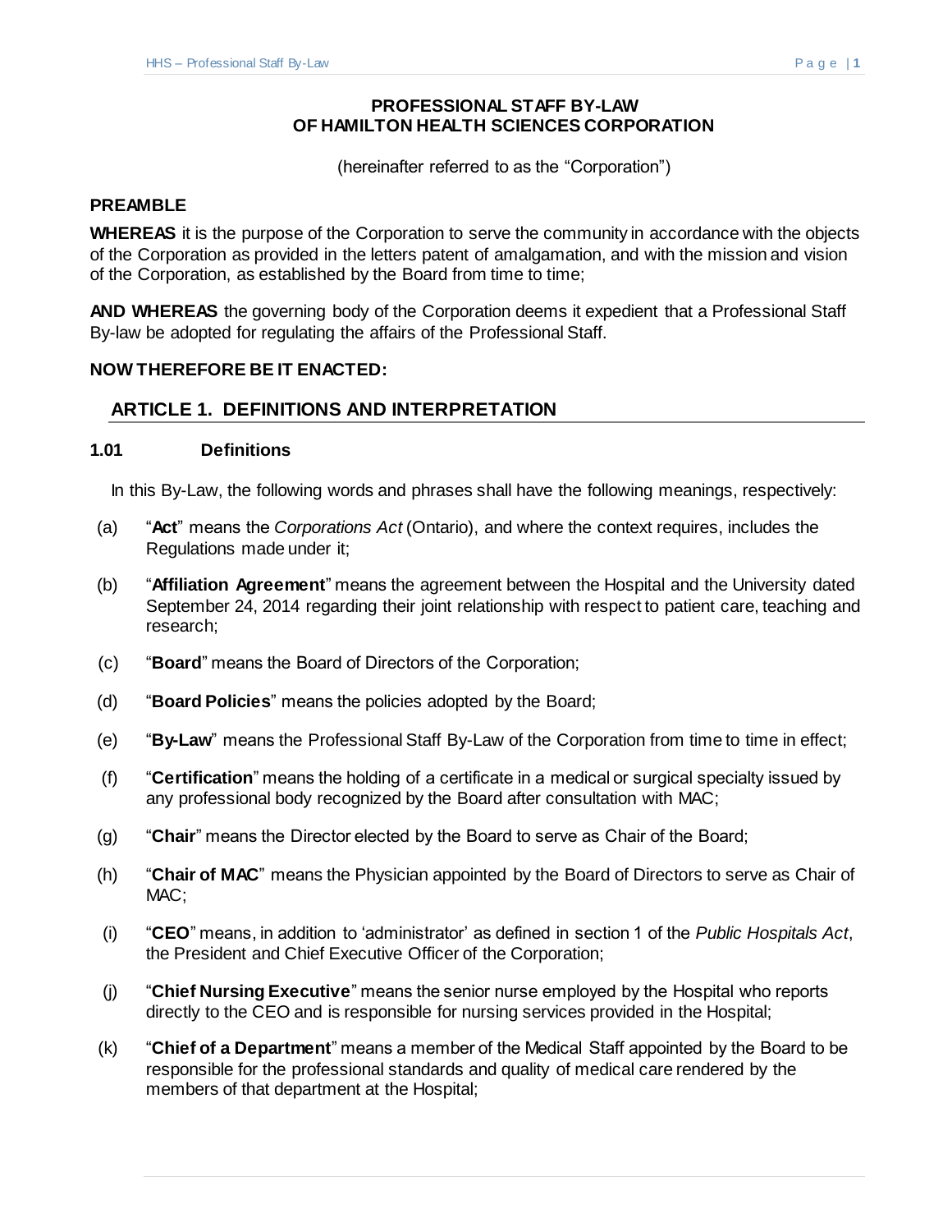**PROFESSIONAL STAFF BY-LAW**
**OF HAMILTON HEALTH SCIENCES CORPORATION**

(hereinafter referred to as the "Corporation")

**PREAMBLE**

**WHEREAS** it is the purpose of the Corporation to serve the community in accordance with the objects of the Corporation as provided in the letters patent of amalgamation, and with the mission and vision of the Corporation, as established by the Board from time to time;

**AND WHEREAS** the governing body of the Corporation deems it expedient that a Professional Staff By-law be adopted for regulating the affairs of the Professional Staff.

**NOW THEREFORE BE IT ENACTED:**

## ARTICLE 1. DEFINITIONS AND INTERPRETATION

### 1.01 Definitions

In this By-Law, the following words and phrases shall have the following meanings, respectively:

(a) "**Act**" means the *Corporations Act* (Ontario), and where the context requires, includes the Regulations made under it;

(b) "**Affiliation Agreement**" means the agreement between the Hospital and the University dated September 24, 2014 regarding their joint relationship with respect to patient care, teaching and research;

(c) "**Board**" means the Board of Directors of the Corporation;

(d) "**Board Policies**" means the policies adopted by the Board;

(e) "**By-Law**" means the Professional Staff By-Law of the Corporation from time to time in effect;

(f) "**Certification**" means the holding of a certificate in a medical or surgical specialty issued by any professional body recognized by the Board after consultation with MAC;

(g) "**Chair**" means the Director elected by the Board to serve as Chair of the Board;

(h) "**Chair of MAC**" means the Physician appointed by the Board of Directors to serve as Chair of MAC;

(i) "**CEO**" means, in addition to 'administrator' as defined in section 1 of the *Public Hospitals Act*, the President and Chief Executive Officer of the Corporation;

(j) "**Chief Nursing Executive**" means the senior nurse employed by the Hospital who reports directly to the CEO and is responsible for nursing services provided in the Hospital;

(k) "**Chief of a Department**" means a member of the Medical Staff appointed by the Board to be responsible for the professional standards and quality of medical care rendered by the members of that department at the Hospital;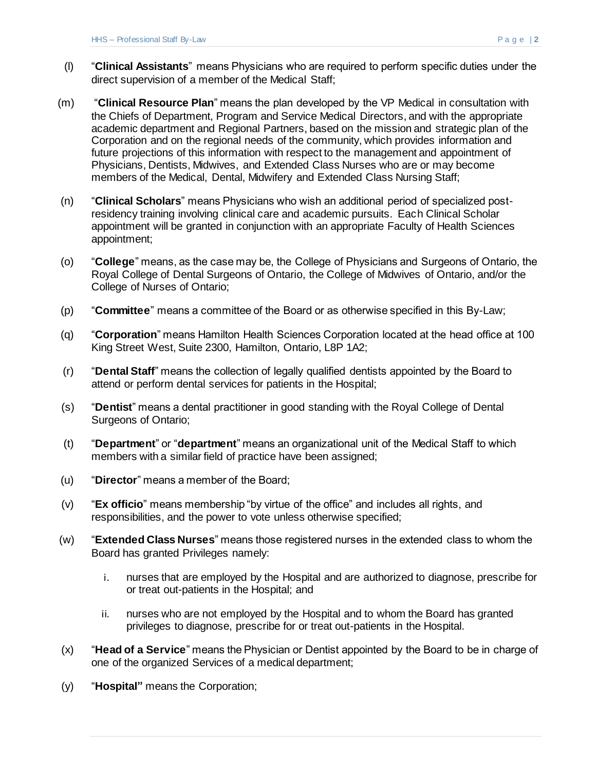(l) "**Clinical Assistants**" means Physicians who are required to perform specific duties under the direct supervision of a member of the Medical Staff;

(m) "**Clinical Resource Plan**" means the plan developed by the VP Medical in consultation with the Chiefs of Department, Program and Service Medical Directors, and with the appropriate academic department and Regional Partners, based on the mission and strategic plan of the Corporation and on the regional needs of the community, which provides information and future projections of this information with respect to the management and appointment of Physicians, Dentists, Midwives, and Extended Class Nurses who are or may become members of the Medical, Dental, Midwifery and Extended Class Nursing Staff;

(n) "**Clinical Scholars**" means Physicians who wish an additional period of specialized post-residency training involving clinical care and academic pursuits. Each Clinical Scholar appointment will be granted in conjunction with an appropriate Faculty of Health Sciences appointment;

(o) "**College**" means, as the case may be, the College of Physicians and Surgeons of Ontario, the Royal College of Dental Surgeons of Ontario, the College of Midwives of Ontario, and/or the College of Nurses of Ontario;

(p) "**Committee**" means a committee of the Board or as otherwise specified in this By-Law;

(q) "**Corporation**" means Hamilton Health Sciences Corporation located at the head office at 100 King Street West, Suite 2300, Hamilton, Ontario, L8P 1A2;

(r) "**Dental Staff**" means the collection of legally qualified dentists appointed by the Board to attend or perform dental services for patients in the Hospital;

(s) "**Dentist**" means a dental practitioner in good standing with the Royal College of Dental Surgeons of Ontario;

(t) "**Department**" or "**department**" means an organizational unit of the Medical Staff to which members with a similar field of practice have been assigned;

(u) "**Director**" means a member of the Board;

(v) "**Ex officio**" means membership "by virtue of the office" and includes all rights, and responsibilities, and the power to vote unless otherwise specified;

(w) "**Extended Class Nurses**" means those registered nurses in the extended class to whom the Board has granted Privileges namely:

   i. nurses that are employed by the Hospital and are authorized to diagnose, prescribe for or treat out-patients in the Hospital; and

   ii. nurses who are not employed by the Hospital and to whom the Board has granted privileges to diagnose, prescribe for or treat out-patients in the Hospital.

(x) "**Head of a Service**" means the Physician or Dentist appointed by the Board to be in charge of one of the organized Services of a medical department;

(y) "**Hospital"** means the Corporation;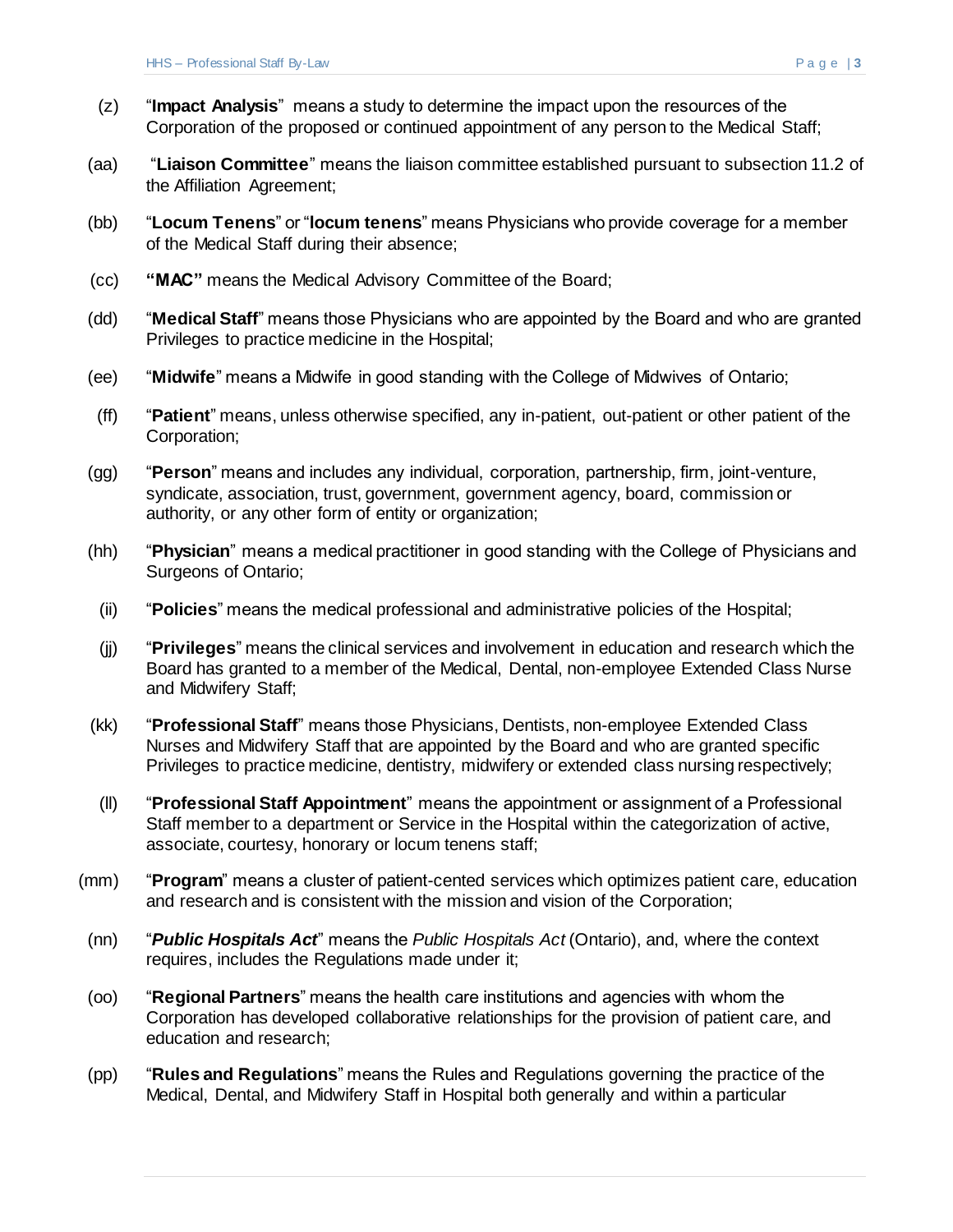(z) "**Impact Analysis**" means a study to determine the impact upon the resources of the Corporation of the proposed or continued appointment of any person to the Medical Staff;

(aa) "**Liaison Committee**" means the liaison committee established pursuant to subsection 11.2 of the Affiliation Agreement;

(bb) "**Locum Tenens**" or "**locum tenens**" means Physicians who provide coverage for a member of the Medical Staff during their absence;

(cc) **"MAC"** means the Medical Advisory Committee of the Board;

(dd) "**Medical Staff**" means those Physicians who are appointed by the Board and who are granted Privileges to practice medicine in the Hospital;

(ee) "**Midwife**" means a Midwife in good standing with the College of Midwives of Ontario;

(ff) "**Patient**" means, unless otherwise specified, any in-patient, out-patient or other patient of the Corporation;

(gg) "**Person**" means and includes any individual, corporation, partnership, firm, joint-venture, syndicate, association, trust, government, government agency, board, commission or authority, or any other form of entity or organization;

(hh) "**Physician**" means a medical practitioner in good standing with the College of Physicians and Surgeons of Ontario;

(ii) "**Policies**" means the medical professional and administrative policies of the Hospital;

(jj) "**Privileges**" means the clinical services and involvement in education and research which the Board has granted to a member of the Medical, Dental, non-employee Extended Class Nurse and Midwifery Staff;

(kk) "**Professional Staff**" means those Physicians, Dentists, non-employee Extended Class Nurses and Midwifery Staff that are appointed by the Board and who are granted specific Privileges to practice medicine, dentistry, midwifery or extended class nursing respectively;

(ll) "**Professional Staff Appointment**" means the appointment or assignment of a Professional Staff member to a department or Service in the Hospital within the categorization of active, associate, courtesy, honorary or locum tenens staff;

(mm) "**Program**" means a cluster of patient-cented services which optimizes patient care, education and research and is consistent with the mission and vision of the Corporation;

(nn) "***Public Hospitals Act***" means the *Public Hospitals Act* (Ontario), and, where the context requires, includes the Regulations made under it;

(oo) "**Regional Partners**" means the health care institutions and agencies with whom the Corporation has developed collaborative relationships for the provision of patient care, and education and research;

(pp) "**Rules and Regulations**" means the Rules and Regulations governing the practice of the Medical, Dental, and Midwifery Staff in Hospital both generally and within a particular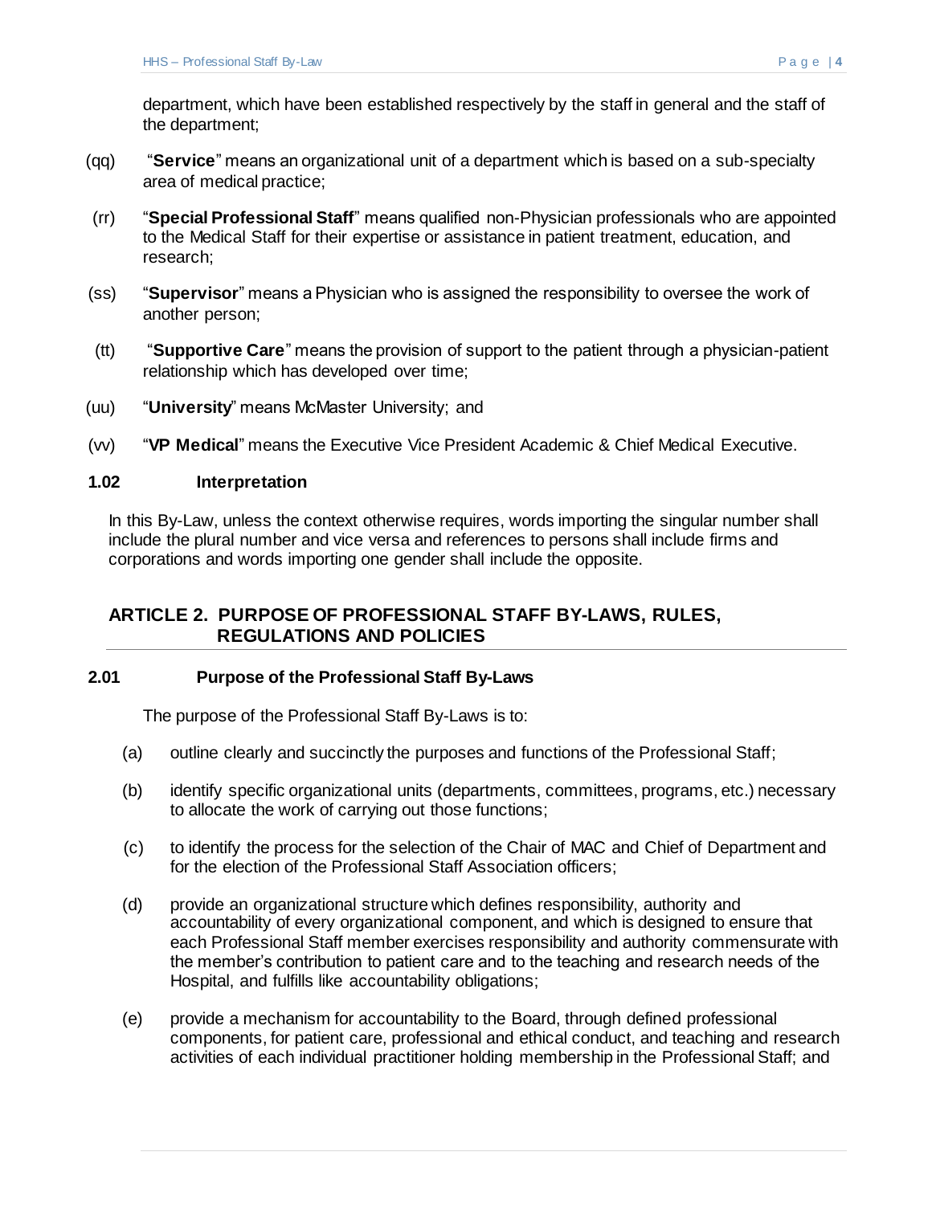department, which have been established respectively by the staff in general and the staff of the department;

(qq) "**Service**" means an organizational unit of a department which is based on a sub-specialty area of medical practice;

(rr) "**Special Professional Staff**" means qualified non-Physician professionals who are appointed to the Medical Staff for their expertise or assistance in patient treatment, education, and research;

(ss) "**Supervisor**" means a Physician who is assigned the responsibility to oversee the work of another person;

(tt) "**Supportive Care**" means the provision of support to the patient through a physician-patient relationship which has developed over time;

(uu) "**University**" means McMaster University; and

(vv) "**VP Medical**" means the Executive Vice President Academic & Chief Medical Executive.

### 1.02 Interpretation

In this By-Law, unless the context otherwise requires, words importing the singular number shall include the plural number and vice versa and references to persons shall include firms and corporations and words importing one gender shall include the opposite.

## ARTICLE 2. PURPOSE OF PROFESSIONAL STAFF BY-LAWS, RULES, REGULATIONS AND POLICIES

### 2.01 Purpose of the Professional Staff By-Laws

The purpose of the Professional Staff By-Laws is to:

(a) outline clearly and succinctly the purposes and functions of the Professional Staff;

(b) identify specific organizational units (departments, committees, programs, etc.) necessary to allocate the work of carrying out those functions;

(c) to identify the process for the selection of the Chair of MAC and Chief of Department and for the election of the Professional Staff Association officers;

(d) provide an organizational structure which defines responsibility, authority and accountability of every organizational component, and which is designed to ensure that each Professional Staff member exercises responsibility and authority commensurate with the member's contribution to patient care and to the teaching and research needs of the Hospital, and fulfills like accountability obligations;

(e) provide a mechanism for accountability to the Board, through defined professional components, for patient care, professional and ethical conduct, and teaching and research activities of each individual practitioner holding membership in the Professional Staff; and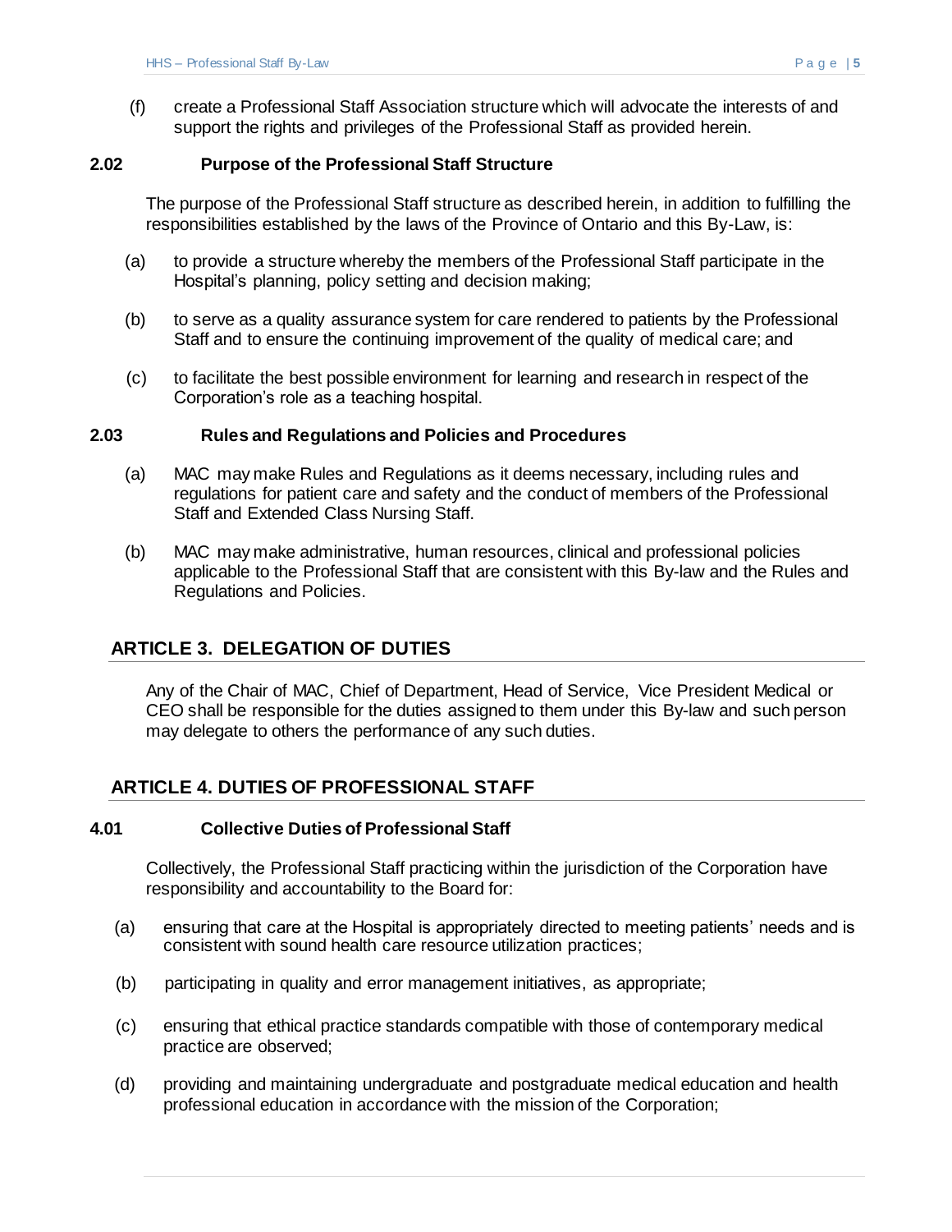(f) create a Professional Staff Association structure which will advocate the interests of and support the rights and privileges of the Professional Staff as provided herein.

### 2.02 Purpose of the Professional Staff Structure

The purpose of the Professional Staff structure as described herein, in addition to fulfilling the responsibilities established by the laws of the Province of Ontario and this By-Law, is:

(a) to provide a structure whereby the members of the Professional Staff participate in the Hospital's planning, policy setting and decision making;

(b) to serve as a quality assurance system for care rendered to patients by the Professional Staff and to ensure the continuing improvement of the quality of medical care; and

(c) to facilitate the best possible environment for learning and research in respect of the Corporation's role as a teaching hospital.

### 2.03 Rules and Regulations and Policies and Procedures

(a) MAC may make Rules and Regulations as it deems necessary, including rules and regulations for patient care and safety and the conduct of members of the Professional Staff and Extended Class Nursing Staff.

(b) MAC may make administrative, human resources, clinical and professional policies applicable to the Professional Staff that are consistent with this By-law and the Rules and Regulations and Policies.

## ARTICLE 3. DELEGATION OF DUTIES

Any of the Chair of MAC, Chief of Department, Head of Service, Vice President Medical or CEO shall be responsible for the duties assigned to them under this By-law and such person may delegate to others the performance of any such duties.

## ARTICLE 4. DUTIES OF PROFESSIONAL STAFF

### 4.01 Collective Duties of Professional Staff

Collectively, the Professional Staff practicing within the jurisdiction of the Corporation have responsibility and accountability to the Board for:

(a) ensuring that care at the Hospital is appropriately directed to meeting patients' needs and is consistent with sound health care resource utilization practices;

(b) participating in quality and error management initiatives, as appropriate;

(c) ensuring that ethical practice standards compatible with those of contemporary medical practice are observed;

(d) providing and maintaining undergraduate and postgraduate medical education and health professional education in accordance with the mission of the Corporation;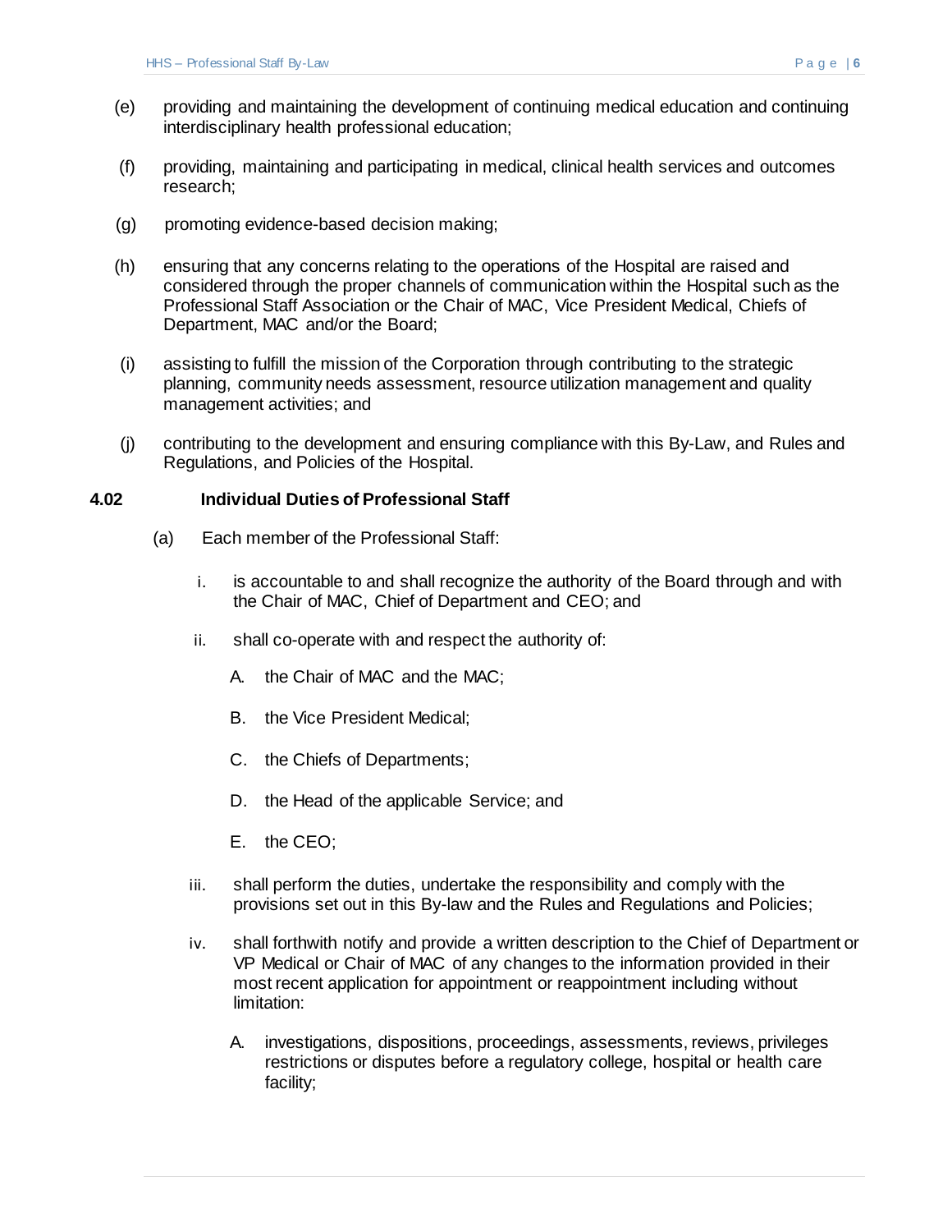(e) providing and maintaining the development of continuing medical education and continuing interdisciplinary health professional education;

(f) providing, maintaining and participating in medical, clinical health services and outcomes research;

(g) promoting evidence-based decision making;

(h) ensuring that any concerns relating to the operations of the Hospital are raised and considered through the proper channels of communication within the Hospital such as the Professional Staff Association or the Chair of MAC, Vice President Medical, Chiefs of Department, MAC and/or the Board;

(i) assisting to fulfill the mission of the Corporation through contributing to the strategic planning, community needs assessment, resource utilization management and quality management activities; and

(j) contributing to the development and ensuring compliance with this By-Law, and Rules and Regulations, and Policies of the Hospital.

### 4.02 Individual Duties of Professional Staff

(a) Each member of the Professional Staff:

i. is accountable to and shall recognize the authority of the Board through and with the Chair of MAC, Chief of Department and CEO; and

ii. shall co-operate with and respect the authority of:

A. the Chair of MAC and the MAC;

B. the Vice President Medical;

C. the Chiefs of Departments;

D. the Head of the applicable Service; and

E. the CEO;

iii. shall perform the duties, undertake the responsibility and comply with the provisions set out in this By-law and the Rules and Regulations and Policies;

iv. shall forthwith notify and provide a written description to the Chief of Department or VP Medical or Chair of MAC of any changes to the information provided in their most recent application for appointment or reappointment including without limitation:

A. investigations, dispositions, proceedings, assessments, reviews, privileges restrictions or disputes before a regulatory college, hospital or health care facility;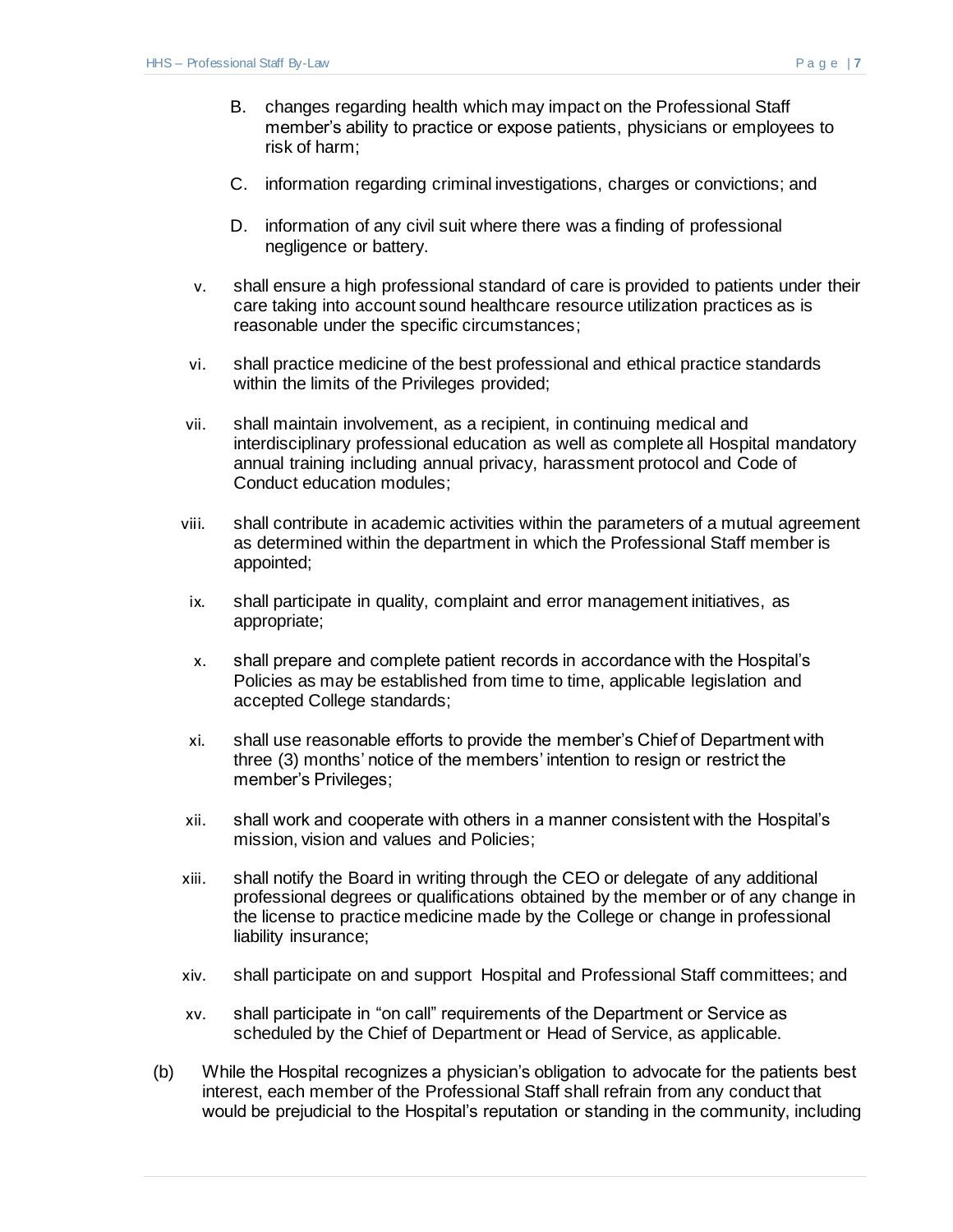B. changes regarding health which may impact on the Professional Staff member's ability to practice or expose patients, physicians or employees to risk of harm;

C. information regarding criminal investigations, charges or convictions; and

D. information of any civil suit where there was a finding of professional negligence or battery.

v. shall ensure a high professional standard of care is provided to patients under their care taking into account sound healthcare resource utilization practices as is reasonable under the specific circumstances;

vi. shall practice medicine of the best professional and ethical practice standards within the limits of the Privileges provided;

vii. shall maintain involvement, as a recipient, in continuing medical and interdisciplinary professional education as well as complete all Hospital mandatory annual training including annual privacy, harassment protocol and Code of Conduct education modules;

viii. shall contribute in academic activities within the parameters of a mutual agreement as determined within the department in which the Professional Staff member is appointed;

ix. shall participate in quality, complaint and error management initiatives, as appropriate;

x. shall prepare and complete patient records in accordance with the Hospital's Policies as may be established from time to time, applicable legislation and accepted College standards;

xi. shall use reasonable efforts to provide the member's Chief of Department with three (3) months' notice of the members' intention to resign or restrict the member's Privileges;

xii. shall work and cooperate with others in a manner consistent with the Hospital's mission, vision and values and Policies;

xiii. shall notify the Board in writing through the CEO or delegate of any additional professional degrees or qualifications obtained by the member or of any change in the license to practice medicine made by the College or change in professional liability insurance;

xiv. shall participate on and support Hospital and Professional Staff committees; and

xv. shall participate in "on call" requirements of the Department or Service as scheduled by the Chief of Department or Head of Service, as applicable.

(b) While the Hospital recognizes a physician's obligation to advocate for the patients best interest, each member of the Professional Staff shall refrain from any conduct that would be prejudicial to the Hospital's reputation or standing in the community, including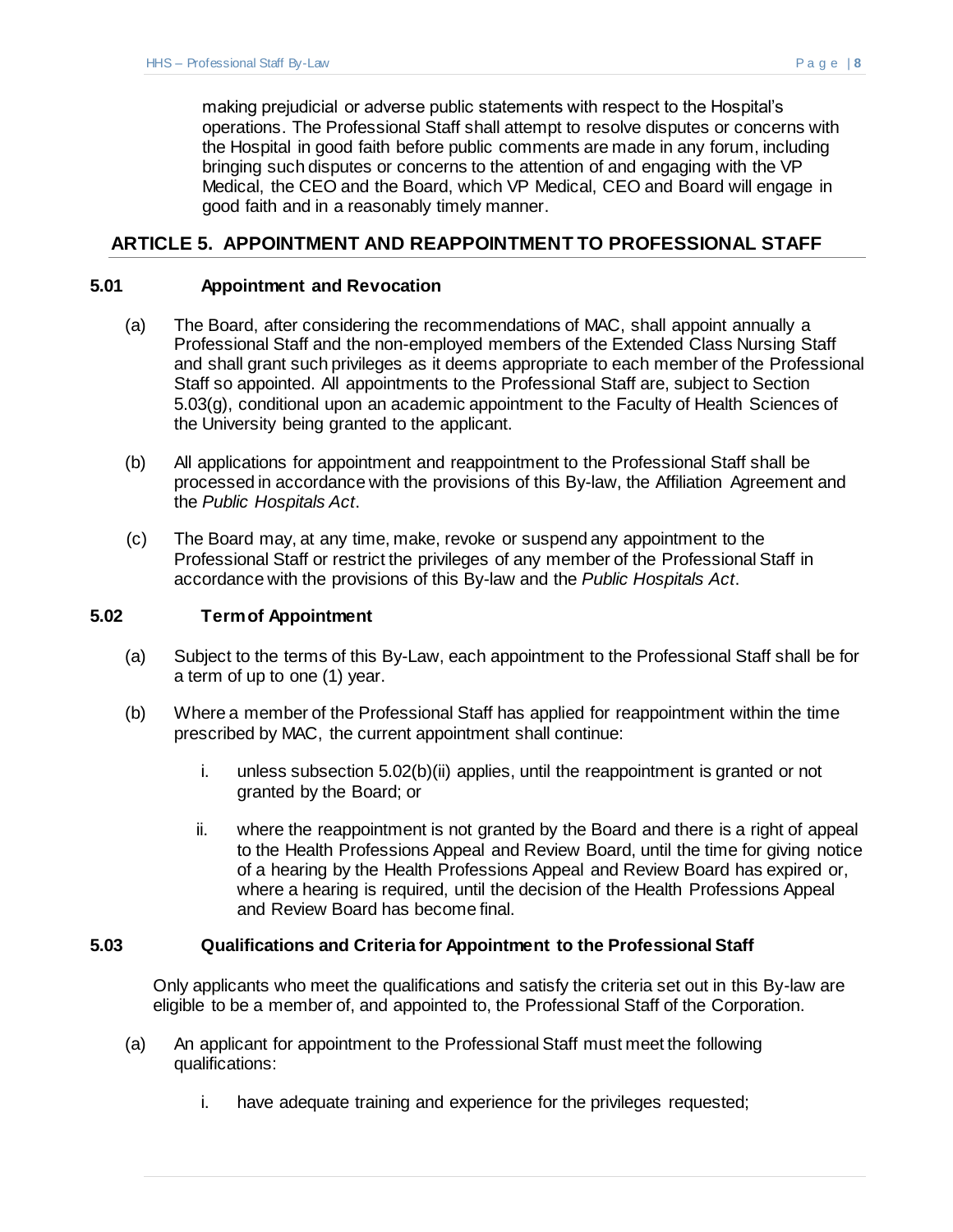making prejudicial or adverse public statements with respect to the Hospital's operations. The Professional Staff shall attempt to resolve disputes or concerns with the Hospital in good faith before public comments are made in any forum, including bringing such disputes or concerns to the attention of and engaging with the VP Medical, the CEO and the Board, which VP Medical, CEO and Board will engage in good faith and in a reasonably timely manner.

## ARTICLE 5. APPOINTMENT AND REAPPOINTMENT TO PROFESSIONAL STAFF

### 5.01 Appointment and Revocation

(a) The Board, after considering the recommendations of MAC, shall appoint annually a Professional Staff and the non-employed members of the Extended Class Nursing Staff and shall grant such privileges as it deems appropriate to each member of the Professional Staff so appointed. All appointments to the Professional Staff are, subject to Section 5.03(g), conditional upon an academic appointment to the Faculty of Health Sciences of the University being granted to the applicant.

(b) All applications for appointment and reappointment to the Professional Staff shall be processed in accordance with the provisions of this By-law, the Affiliation Agreement and the *Public Hospitals Act*.

(c) The Board may, at any time, make, revoke or suspend any appointment to the Professional Staff or restrict the privileges of any member of the Professional Staff in accordance with the provisions of this By-law and the *Public Hospitals Act*.

### 5.02 Term of Appointment

(a) Subject to the terms of this By-Law, each appointment to the Professional Staff shall be for a term of up to one (1) year.

(b) Where a member of the Professional Staff has applied for reappointment within the time prescribed by MAC, the current appointment shall continue:

   i. unless subsection 5.02(b)(ii) applies, until the reappointment is granted or not granted by the Board; or

   ii. where the reappointment is not granted by the Board and there is a right of appeal to the Health Professions Appeal and Review Board, until the time for giving notice of a hearing by the Health Professions Appeal and Review Board has expired or, where a hearing is required, until the decision of the Health Professions Appeal and Review Board has become final.

### 5.03 Qualifications and Criteria for Appointment to the Professional Staff

Only applicants who meet the qualifications and satisfy the criteria set out in this By-law are eligible to be a member of, and appointed to, the Professional Staff of the Corporation.

(a) An applicant for appointment to the Professional Staff must meet the following qualifications:

   i. have adequate training and experience for the privileges requested;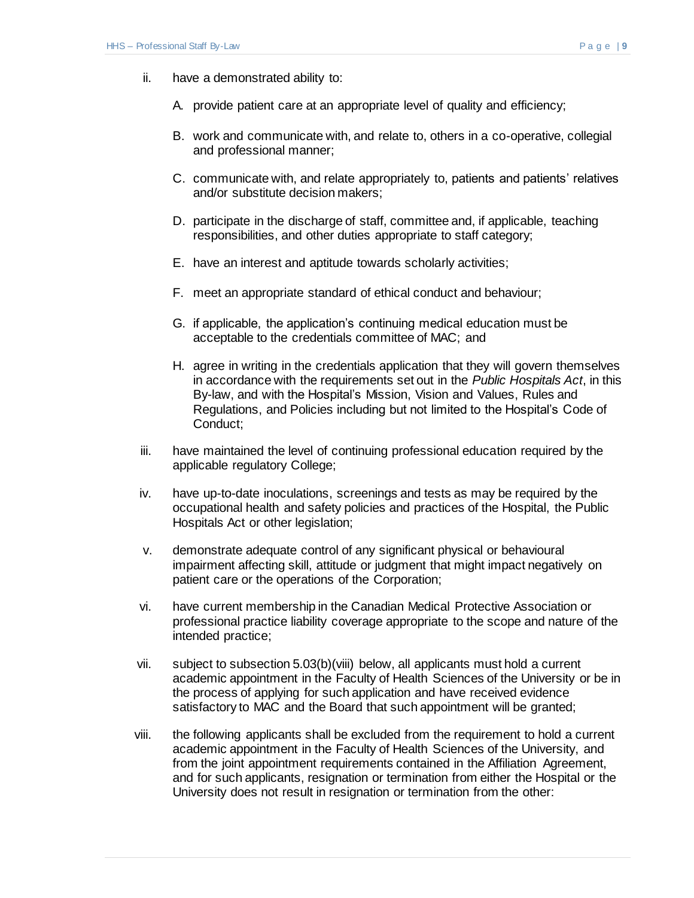ii. have a demonstrated ability to:

   A. provide patient care at an appropriate level of quality and efficiency;

   B. work and communicate with, and relate to, others in a co-operative, collegial and professional manner;

   C. communicate with, and relate appropriately to, patients and patients' relatives and/or substitute decision makers;

   D. participate in the discharge of staff, committee and, if applicable, teaching responsibilities, and other duties appropriate to staff category;

   E. have an interest and aptitude towards scholarly activities;

   F. meet an appropriate standard of ethical conduct and behaviour;

   G. if applicable, the application's continuing medical education must be acceptable to the credentials committee of MAC; and

   H. agree in writing in the credentials application that they will govern themselves in accordance with the requirements set out in the *Public Hospitals Act*, in this By-law, and with the Hospital's Mission, Vision and Values, Rules and Regulations, and Policies including but not limited to the Hospital's Code of Conduct;

iii. have maintained the level of continuing professional education required by the applicable regulatory College;

iv. have up-to-date inoculations, screenings and tests as may be required by the occupational health and safety policies and practices of the Hospital, the Public Hospitals Act or other legislation;

v. demonstrate adequate control of any significant physical or behavioural impairment affecting skill, attitude or judgment that might impact negatively on patient care or the operations of the Corporation;

vi. have current membership in the Canadian Medical Protective Association or professional practice liability coverage appropriate to the scope and nature of the intended practice;

vii. subject to subsection 5.03(b)(viii) below, all applicants must hold a current academic appointment in the Faculty of Health Sciences of the University or be in the process of applying for such application and have received evidence satisfactory to MAC and the Board that such appointment will be granted;

viii. the following applicants shall be excluded from the requirement to hold a current academic appointment in the Faculty of Health Sciences of the University, and from the joint appointment requirements contained in the Affiliation Agreement, and for such applicants, resignation or termination from either the Hospital or the University does not result in resignation or termination from the other: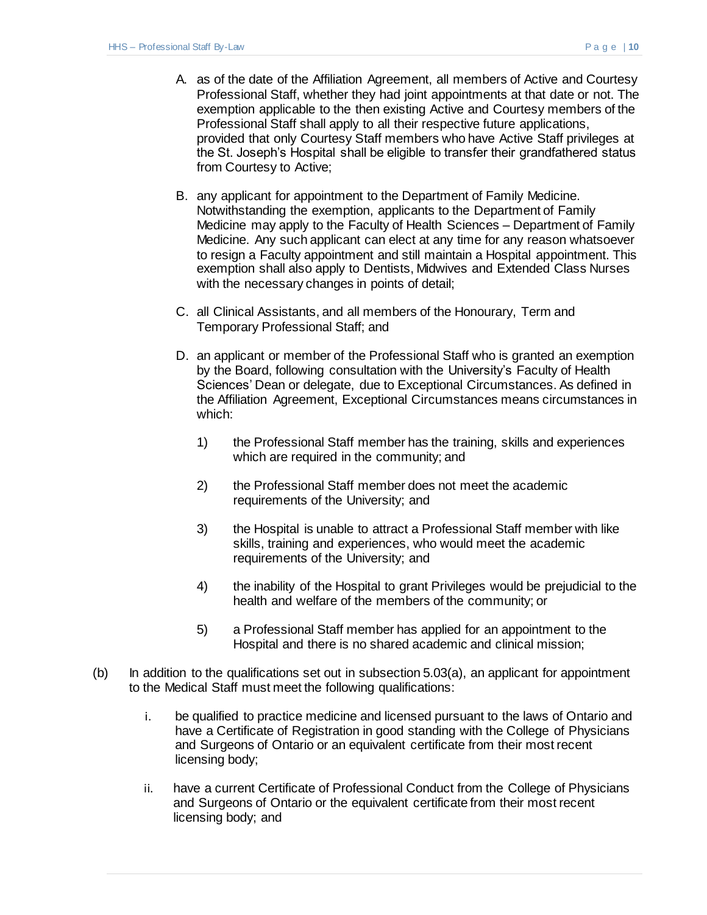A. as of the date of the Affiliation Agreement, all members of Active and Courtesy Professional Staff, whether they had joint appointments at that date or not. The exemption applicable to the then existing Active and Courtesy members of the Professional Staff shall apply to all their respective future applications, provided that only Courtesy Staff members who have Active Staff privileges at the St. Joseph's Hospital shall be eligible to transfer their grandfathered status from Courtesy to Active;

B. any applicant for appointment to the Department of Family Medicine. Notwithstanding the exemption, applicants to the Department of Family Medicine may apply to the Faculty of Health Sciences – Department of Family Medicine. Any such applicant can elect at any time for any reason whatsoever to resign a Faculty appointment and still maintain a Hospital appointment. This exemption shall also apply to Dentists, Midwives and Extended Class Nurses with the necessary changes in points of detail;

C. all Clinical Assistants, and all members of the Honourary, Term and Temporary Professional Staff; and

D. an applicant or member of the Professional Staff who is granted an exemption by the Board, following consultation with the University's Faculty of Health Sciences' Dean or delegate, due to Exceptional Circumstances. As defined in the Affiliation Agreement, Exceptional Circumstances means circumstances in which:

   1) the Professional Staff member has the training, skills and experiences which are required in the community; and

   2) the Professional Staff member does not meet the academic requirements of the University; and

   3) the Hospital is unable to attract a Professional Staff member with like skills, training and experiences, who would meet the academic requirements of the University; and

   4) the inability of the Hospital to grant Privileges would be prejudicial to the health and welfare of the members of the community; or

   5) a Professional Staff member has applied for an appointment to the Hospital and there is no shared academic and clinical mission;

(b) In addition to the qualifications set out in subsection 5.03(a), an applicant for appointment to the Medical Staff must meet the following qualifications:

   i. be qualified to practice medicine and licensed pursuant to the laws of Ontario and have a Certificate of Registration in good standing with the College of Physicians and Surgeons of Ontario or an equivalent certificate from their most recent licensing body;

   ii. have a current Certificate of Professional Conduct from the College of Physicians and Surgeons of Ontario or the equivalent certificate from their most recent licensing body; and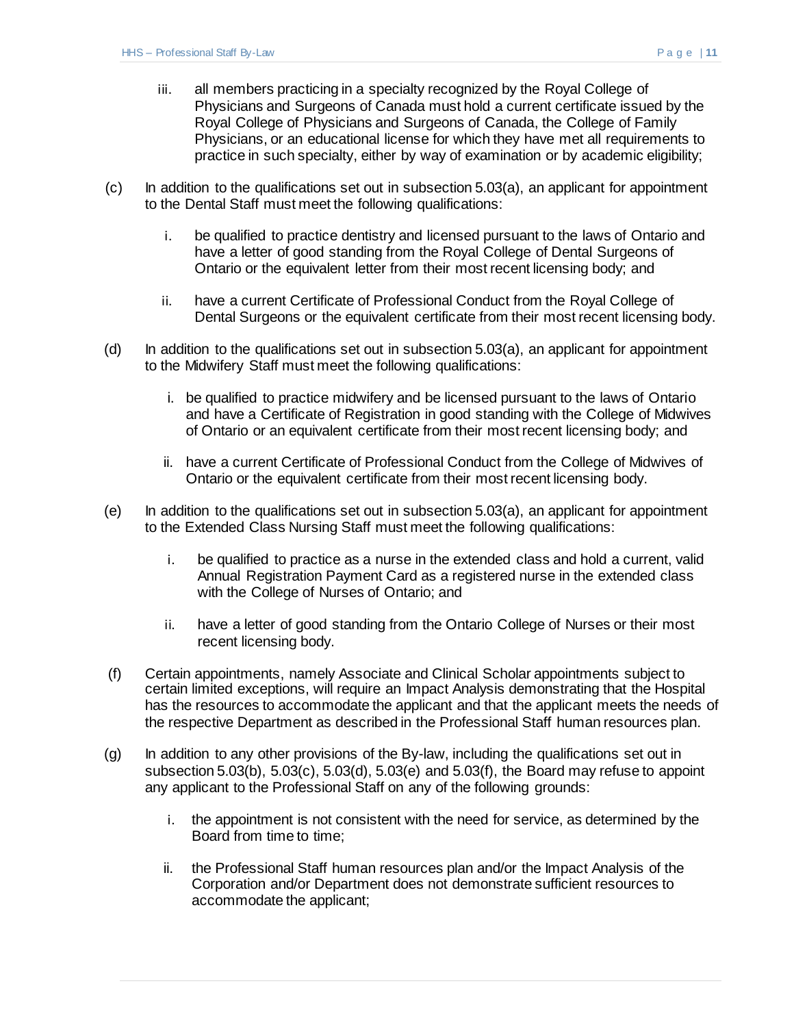iii. all members practicing in a specialty recognized by the Royal College of Physicians and Surgeons of Canada must hold a current certificate issued by the Royal College of Physicians and Surgeons of Canada, the College of Family Physicians, or an educational license for which they have met all requirements to practice in such specialty, either by way of examination or by academic eligibility;

(c) In addition to the qualifications set out in subsection 5.03(a), an applicant for appointment to the Dental Staff must meet the following qualifications:

i. be qualified to practice dentistry and licensed pursuant to the laws of Ontario and have a letter of good standing from the Royal College of Dental Surgeons of Ontario or the equivalent letter from their most recent licensing body; and

ii. have a current Certificate of Professional Conduct from the Royal College of Dental Surgeons or the equivalent certificate from their most recent licensing body.

(d) In addition to the qualifications set out in subsection 5.03(a), an applicant for appointment to the Midwifery Staff must meet the following qualifications:

i. be qualified to practice midwifery and be licensed pursuant to the laws of Ontario and have a Certificate of Registration in good standing with the College of Midwives of Ontario or an equivalent certificate from their most recent licensing body; and

ii. have a current Certificate of Professional Conduct from the College of Midwives of Ontario or the equivalent certificate from their most recent licensing body.

(e) In addition to the qualifications set out in subsection 5.03(a), an applicant for appointment to the Extended Class Nursing Staff must meet the following qualifications:

i. be qualified to practice as a nurse in the extended class and hold a current, valid Annual Registration Payment Card as a registered nurse in the extended class with the College of Nurses of Ontario; and

ii. have a letter of good standing from the Ontario College of Nurses or their most recent licensing body.

(f) Certain appointments, namely Associate and Clinical Scholar appointments subject to certain limited exceptions, will require an Impact Analysis demonstrating that the Hospital has the resources to accommodate the applicant and that the applicant meets the needs of the respective Department as described in the Professional Staff human resources plan.

(g) In addition to any other provisions of the By-law, including the qualifications set out in subsection 5.03(b), 5.03(c), 5.03(d), 5.03(e) and 5.03(f), the Board may refuse to appoint any applicant to the Professional Staff on any of the following grounds:

i. the appointment is not consistent with the need for service, as determined by the Board from time to time;

ii. the Professional Staff human resources plan and/or the Impact Analysis of the Corporation and/or Department does not demonstrate sufficient resources to accommodate the applicant;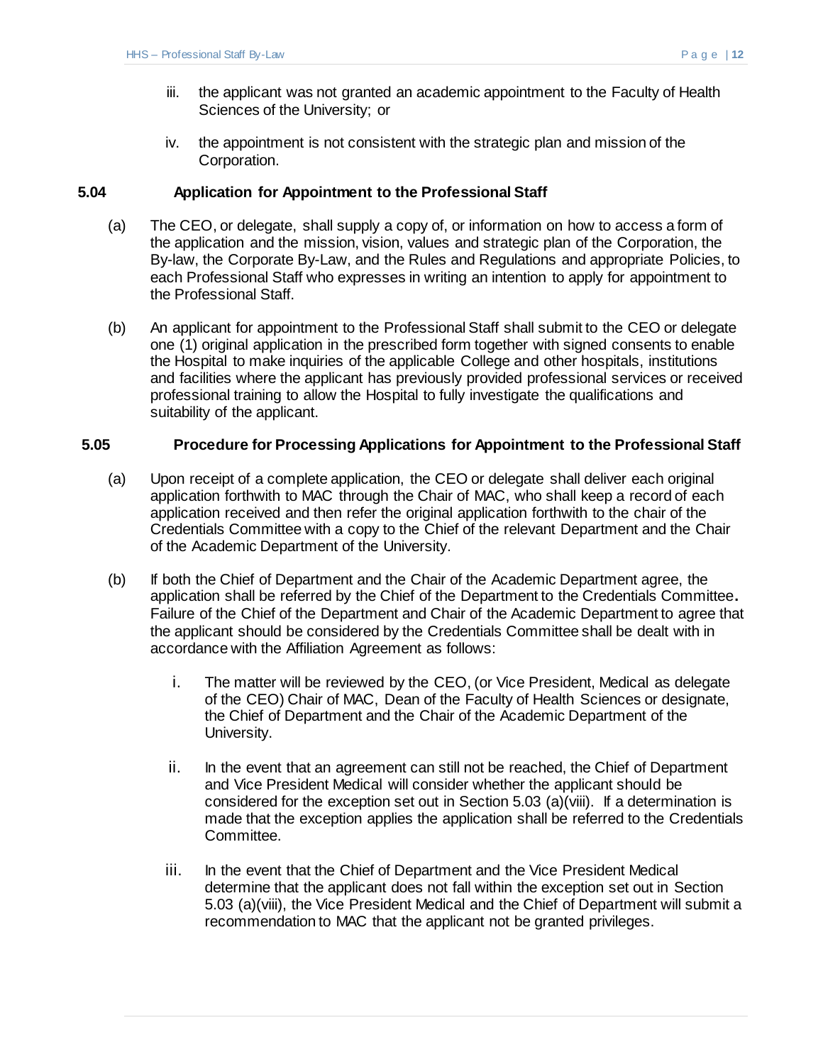iii. the applicant was not granted an academic appointment to the Faculty of Health Sciences of the University; or

iv. the appointment is not consistent with the strategic plan and mission of the Corporation.

### 5.04 Application for Appointment to the Professional Staff

(a) The CEO, or delegate, shall supply a copy of, or information on how to access a form of the application and the mission, vision, values and strategic plan of the Corporation, the By-law, the Corporate By-Law, and the Rules and Regulations and appropriate Policies, to each Professional Staff who expresses in writing an intention to apply for appointment to the Professional Staff.

(b) An applicant for appointment to the Professional Staff shall submit to the CEO or delegate one (1) original application in the prescribed form together with signed consents to enable the Hospital to make inquiries of the applicable College and other hospitals, institutions and facilities where the applicant has previously provided professional services or received professional training to allow the Hospital to fully investigate the qualifications and suitability of the applicant.

### 5.05 Procedure for Processing Applications for Appointment to the Professional Staff

(a) Upon receipt of a complete application, the CEO or delegate shall deliver each original application forthwith to MAC through the Chair of MAC, who shall keep a record of each application received and then refer the original application forthwith to the chair of the Credentials Committee with a copy to the Chief of the relevant Department and the Chair of the Academic Department of the University.

(b) If both the Chief of Department and the Chair of the Academic Department agree, the application shall be referred by the Chief of the Department to the Credentials Committee**.** Failure of the Chief of the Department and Chair of the Academic Department to agree that the applicant should be considered by the Credentials Committee shall be dealt with in accordance with the Affiliation Agreement as follows:

i. The matter will be reviewed by the CEO, (or Vice President, Medical as delegate of the CEO) Chair of MAC, Dean of the Faculty of Health Sciences or designate, the Chief of Department and the Chair of the Academic Department of the University.

ii. In the event that an agreement can still not be reached, the Chief of Department and Vice President Medical will consider whether the applicant should be considered for the exception set out in Section 5.03 (a)(viii). If a determination is made that the exception applies the application shall be referred to the Credentials Committee.

iii. In the event that the Chief of Department and the Vice President Medical determine that the applicant does not fall within the exception set out in Section 5.03 (a)(viii), the Vice President Medical and the Chief of Department will submit a recommendation to MAC that the applicant not be granted privileges.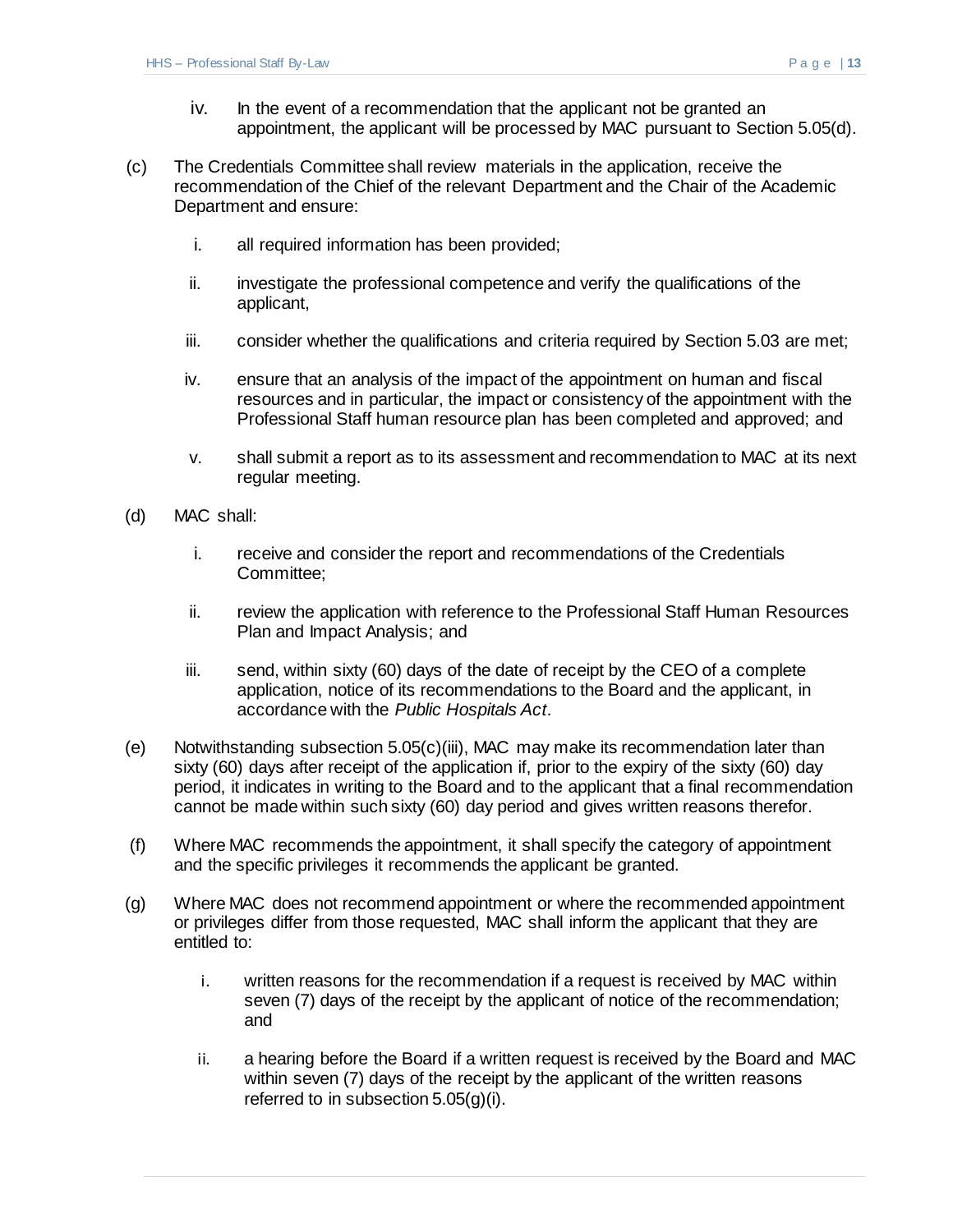iv. In the event of a recommendation that the applicant not be granted an appointment, the applicant will be processed by MAC pursuant to Section 5.05(d).

(c) The Credentials Committee shall review materials in the application, receive the recommendation of the Chief of the relevant Department and the Chair of the Academic Department and ensure:

i. all required information has been provided;

ii. investigate the professional competence and verify the qualifications of the applicant,

iii. consider whether the qualifications and criteria required by Section 5.03 are met;

iv. ensure that an analysis of the impact of the appointment on human and fiscal resources and in particular, the impact or consistency of the appointment with the Professional Staff human resource plan has been completed and approved; and

v. shall submit a report as to its assessment and recommendation to MAC at its next regular meeting.

(d) MAC shall:

i. receive and consider the report and recommendations of the Credentials Committee;

ii. review the application with reference to the Professional Staff Human Resources Plan and Impact Analysis; and

iii. send, within sixty (60) days of the date of receipt by the CEO of a complete application, notice of its recommendations to the Board and the applicant, in accordance with the *Public Hospitals Act*.

(e) Notwithstanding subsection 5.05(c)(iii), MAC may make its recommendation later than sixty (60) days after receipt of the application if, prior to the expiry of the sixty (60) day period, it indicates in writing to the Board and to the applicant that a final recommendation cannot be made within such sixty (60) day period and gives written reasons therefor.

(f) Where MAC recommends the appointment, it shall specify the category of appointment and the specific privileges it recommends the applicant be granted.

(g) Where MAC does not recommend appointment or where the recommended appointment or privileges differ from those requested, MAC shall inform the applicant that they are entitled to:

i. written reasons for the recommendation if a request is received by MAC within seven (7) days of the receipt by the applicant of notice of the recommendation; and

ii. a hearing before the Board if a written request is received by the Board and MAC within seven (7) days of the receipt by the applicant of the written reasons referred to in subsection 5.05(g)(i).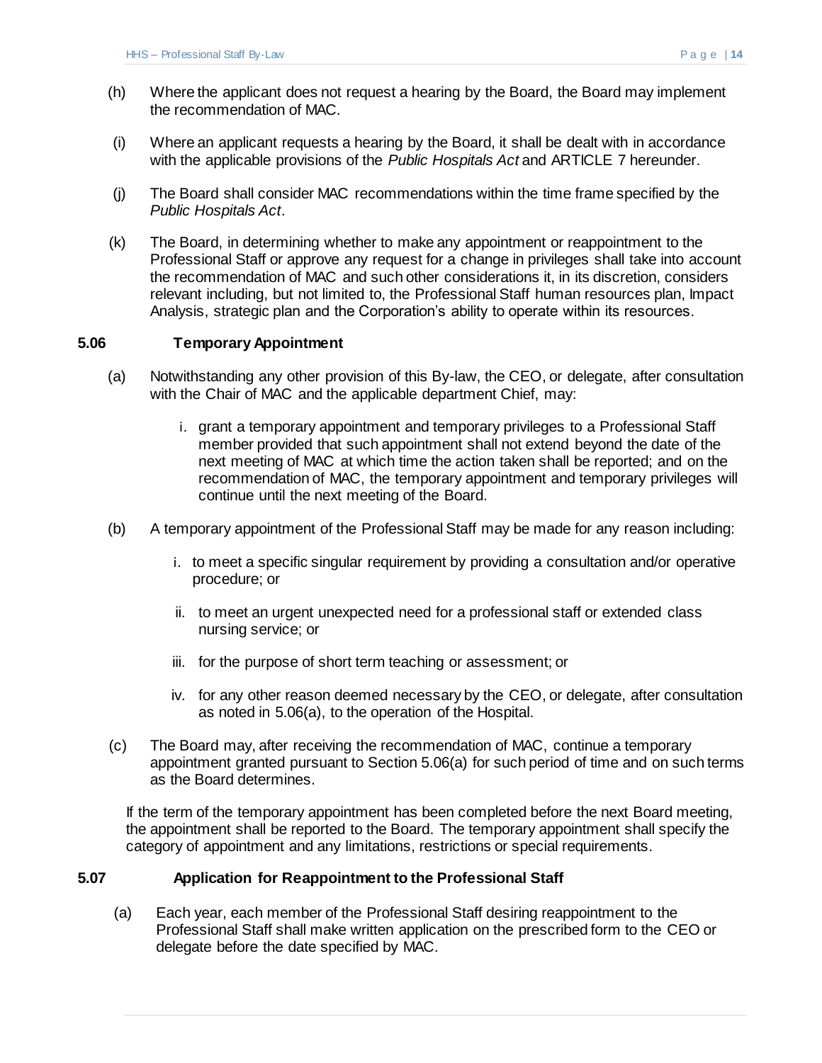(h) Where the applicant does not request a hearing by the Board, the Board may implement the recommendation of MAC.

(i) Where an applicant requests a hearing by the Board, it shall be dealt with in accordance with the applicable provisions of the *Public Hospitals Act* and ARTICLE 7 hereunder.

(j) The Board shall consider MAC recommendations within the time frame specified by the *Public Hospitals Act*.

(k) The Board, in determining whether to make any appointment or reappointment to the Professional Staff or approve any request for a change in privileges shall take into account the recommendation of MAC and such other considerations it, in its discretion, considers relevant including, but not limited to, the Professional Staff human resources plan, Impact Analysis, strategic plan and the Corporation's ability to operate within its resources.

### 5.06 Temporary Appointment

(a) Notwithstanding any other provision of this By-law, the CEO, or delegate, after consultation with the Chair of MAC and the applicable department Chief, may:

   i. grant a temporary appointment and temporary privileges to a Professional Staff member provided that such appointment shall not extend beyond the date of the next meeting of MAC at which time the action taken shall be reported; and on the recommendation of MAC, the temporary appointment and temporary privileges will continue until the next meeting of the Board.

(b) A temporary appointment of the Professional Staff may be made for any reason including:

   i. to meet a specific singular requirement by providing a consultation and/or operative procedure; or

   ii. to meet an urgent unexpected need for a professional staff or extended class nursing service; or

   iii. for the purpose of short term teaching or assessment; or

   iv. for any other reason deemed necessary by the CEO, or delegate, after consultation as noted in 5.06(a), to the operation of the Hospital.

(c) The Board may, after receiving the recommendation of MAC, continue a temporary appointment granted pursuant to Section 5.06(a) for such period of time and on such terms as the Board determines.

If the term of the temporary appointment has been completed before the next Board meeting, the appointment shall be reported to the Board. The temporary appointment shall specify the category of appointment and any limitations, restrictions or special requirements.

### 5.07 Application for Reappointment to the Professional Staff

(a) Each year, each member of the Professional Staff desiring reappointment to the Professional Staff shall make written application on the prescribed form to the CEO or delegate before the date specified by MAC.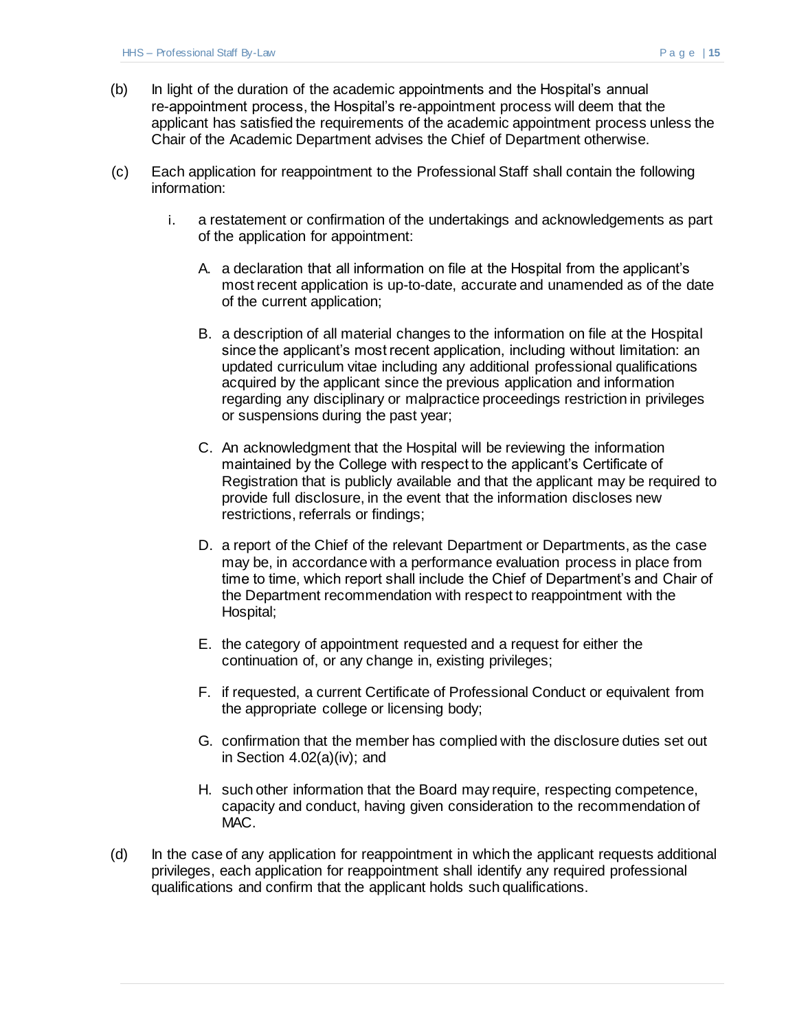(b) In light of the duration of the academic appointments and the Hospital's annual re-appointment process, the Hospital's re-appointment process will deem that the applicant has satisfied the requirements of the academic appointment process unless the Chair of the Academic Department advises the Chief of Department otherwise.

(c) Each application for reappointment to the Professional Staff shall contain the following information:

  i. a restatement or confirmation of the undertakings and acknowledgements as part of the application for appointment:

    A. a declaration that all information on file at the Hospital from the applicant's most recent application is up-to-date, accurate and unamended as of the date of the current application;

    B. a description of all material changes to the information on file at the Hospital since the applicant's most recent application, including without limitation: an updated curriculum vitae including any additional professional qualifications acquired by the applicant since the previous application and information regarding any disciplinary or malpractice proceedings restriction in privileges or suspensions during the past year;

    C. An acknowledgment that the Hospital will be reviewing the information maintained by the College with respect to the applicant's Certificate of Registration that is publicly available and that the applicant may be required to provide full disclosure, in the event that the information discloses new restrictions, referrals or findings;

    D. a report of the Chief of the relevant Department or Departments, as the case may be, in accordance with a performance evaluation process in place from time to time, which report shall include the Chief of Department's and Chair of the Department recommendation with respect to reappointment with the Hospital;

    E. the category of appointment requested and a request for either the continuation of, or any change in, existing privileges;

    F. if requested, a current Certificate of Professional Conduct or equivalent from the appropriate college or licensing body;

    G. confirmation that the member has complied with the disclosure duties set out in Section 4.02(a)(iv); and

    H. such other information that the Board may require, respecting competence, capacity and conduct, having given consideration to the recommendation of MAC.

(d) In the case of any application for reappointment in which the applicant requests additional privileges, each application for reappointment shall identify any required professional qualifications and confirm that the applicant holds such qualifications.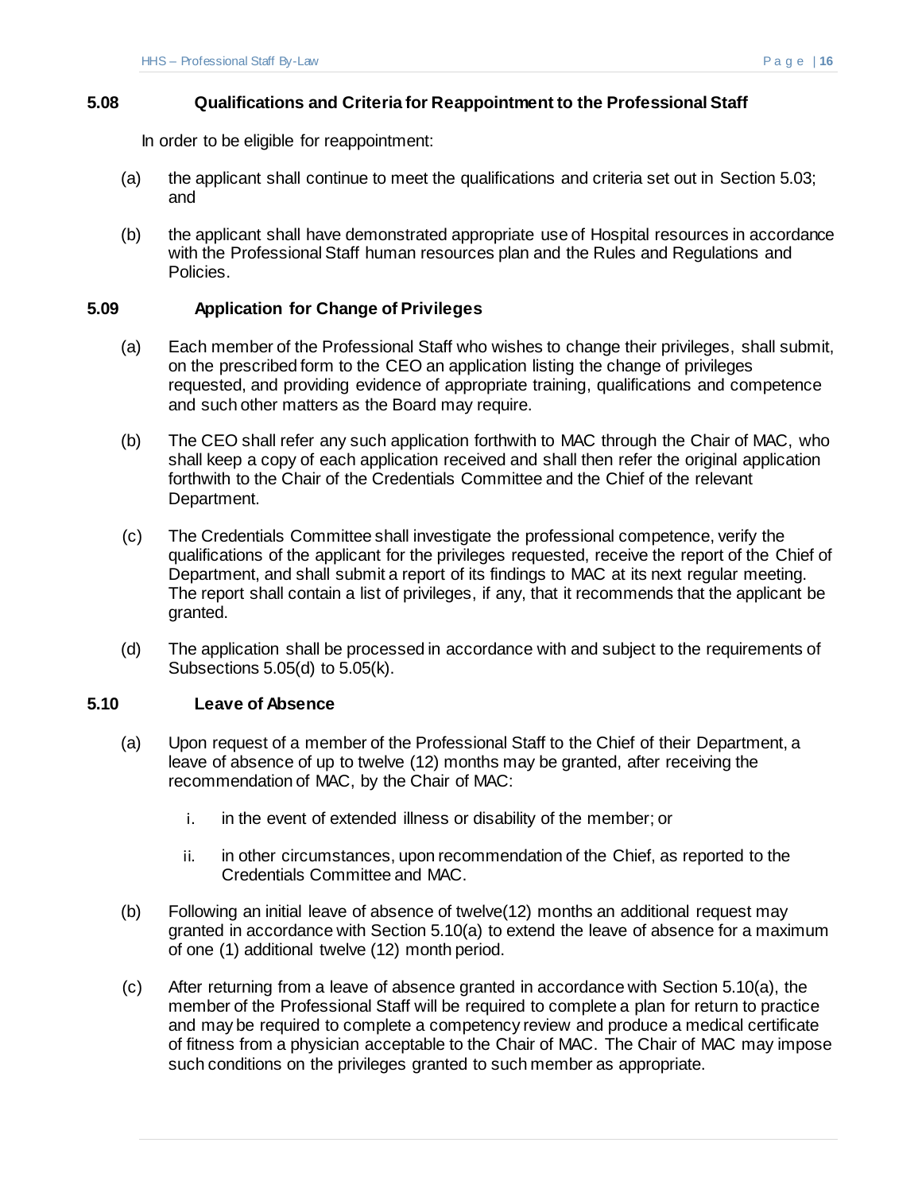### 5.08 Qualifications and Criteria for Reappointment to the Professional Staff

In order to be eligible for reappointment:

(a) the applicant shall continue to meet the qualifications and criteria set out in Section 5.03; and

(b) the applicant shall have demonstrated appropriate use of Hospital resources in accordance with the Professional Staff human resources plan and the Rules and Regulations and Policies.

### 5.09 Application for Change of Privileges

(a) Each member of the Professional Staff who wishes to change their privileges, shall submit, on the prescribed form to the CEO an application listing the change of privileges requested, and providing evidence of appropriate training, qualifications and competence and such other matters as the Board may require.

(b) The CEO shall refer any such application forthwith to MAC through the Chair of MAC, who shall keep a copy of each application received and shall then refer the original application forthwith to the Chair of the Credentials Committee and the Chief of the relevant Department.

(c) The Credentials Committee shall investigate the professional competence, verify the qualifications of the applicant for the privileges requested, receive the report of the Chief of Department, and shall submit a report of its findings to MAC at its next regular meeting. The report shall contain a list of privileges, if any, that it recommends that the applicant be granted.

(d) The application shall be processed in accordance with and subject to the requirements of Subsections 5.05(d) to 5.05(k).

### 5.10 Leave of Absence

(a) Upon request of a member of the Professional Staff to the Chief of their Department, a leave of absence of up to twelve (12) months may be granted, after receiving the recommendation of MAC, by the Chair of MAC:

   i. in the event of extended illness or disability of the member; or

   ii. in other circumstances, upon recommendation of the Chief, as reported to the Credentials Committee and MAC.

(b) Following an initial leave of absence of twelve(12) months an additional request may granted in accordance with Section 5.10(a) to extend the leave of absence for a maximum of one (1) additional twelve (12) month period.

(c) After returning from a leave of absence granted in accordance with Section 5.10(a), the member of the Professional Staff will be required to complete a plan for return to practice and may be required to complete a competency review and produce a medical certificate of fitness from a physician acceptable to the Chair of MAC. The Chair of MAC may impose such conditions on the privileges granted to such member as appropriate.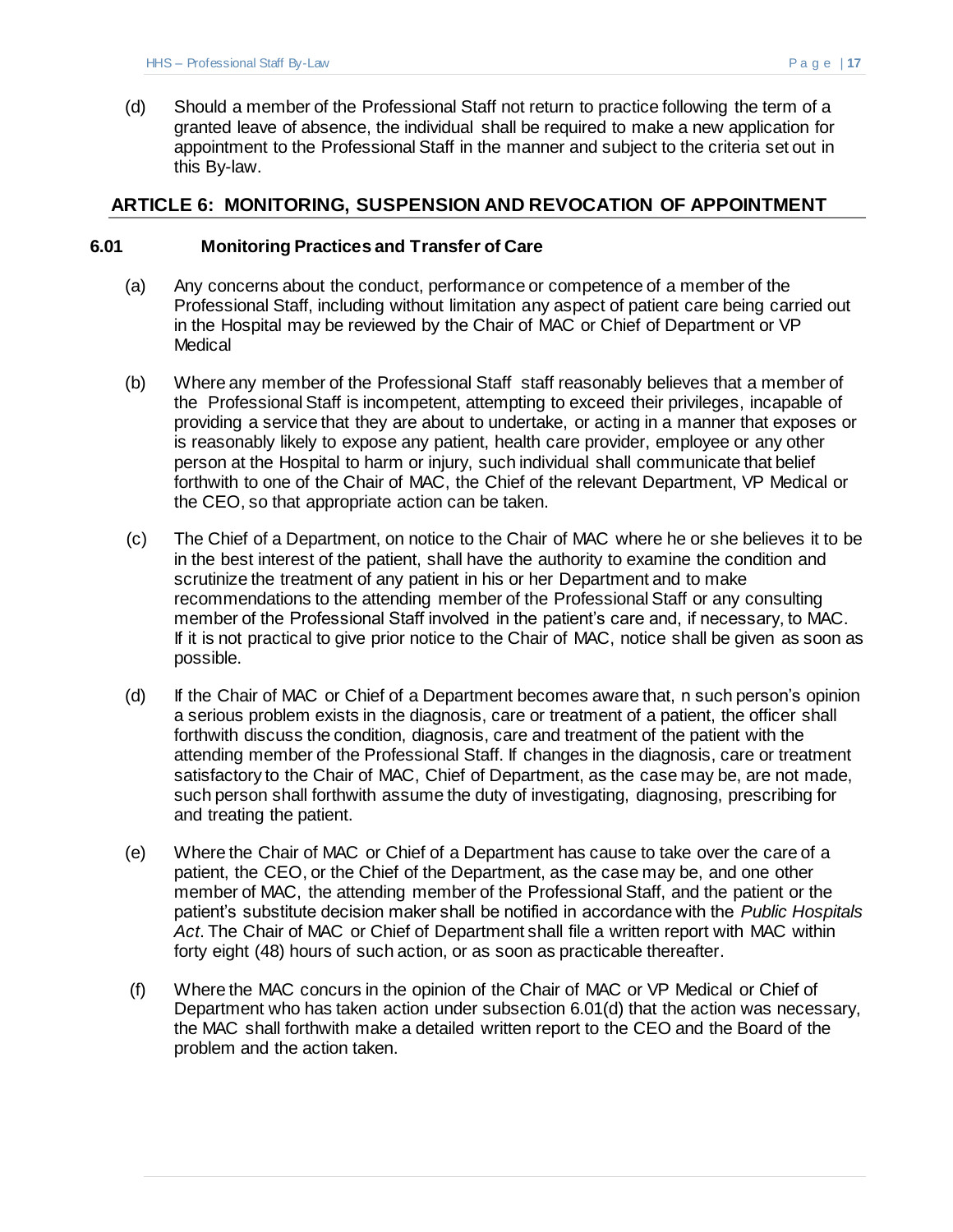(d) Should a member of the Professional Staff not return to practice following the term of a granted leave of absence, the individual shall be required to make a new application for appointment to the Professional Staff in the manner and subject to the criteria set out in this By-law.

## ARTICLE 6: MONITORING, SUSPENSION AND REVOCATION OF APPOINTMENT

### 6.01 Monitoring Practices and Transfer of Care

(a) Any concerns about the conduct, performance or competence of a member of the Professional Staff, including without limitation any aspect of patient care being carried out in the Hospital may be reviewed by the Chair of MAC or Chief of Department or VP Medical

(b) Where any member of the Professional Staff staff reasonably believes that a member of the Professional Staff is incompetent, attempting to exceed their privileges, incapable of providing a service that they are about to undertake, or acting in a manner that exposes or is reasonably likely to expose any patient, health care provider, employee or any other person at the Hospital to harm or injury, such individual shall communicate that belief forthwith to one of the Chair of MAC, the Chief of the relevant Department, VP Medical or the CEO, so that appropriate action can be taken.

(c) The Chief of a Department, on notice to the Chair of MAC where he or she believes it to be in the best interest of the patient, shall have the authority to examine the condition and scrutinize the treatment of any patient in his or her Department and to make recommendations to the attending member of the Professional Staff or any consulting member of the Professional Staff involved in the patient's care and, if necessary, to MAC. If it is not practical to give prior notice to the Chair of MAC, notice shall be given as soon as possible.

(d) If the Chair of MAC or Chief of a Department becomes aware that, n such person's opinion a serious problem exists in the diagnosis, care or treatment of a patient, the officer shall forthwith discuss the condition, diagnosis, care and treatment of the patient with the attending member of the Professional Staff. If changes in the diagnosis, care or treatment satisfactory to the Chair of MAC, Chief of Department, as the case may be, are not made, such person shall forthwith assume the duty of investigating, diagnosing, prescribing for and treating the patient.

(e) Where the Chair of MAC or Chief of a Department has cause to take over the care of a patient, the CEO, or the Chief of the Department, as the case may be, and one other member of MAC, the attending member of the Professional Staff, and the patient or the patient's substitute decision maker shall be notified in accordance with the *Public Hospitals Act*. The Chair of MAC or Chief of Department shall file a written report with MAC within forty eight (48) hours of such action, or as soon as practicable thereafter.

(f) Where the MAC concurs in the opinion of the Chair of MAC or VP Medical or Chief of Department who has taken action under subsection 6.01(d) that the action was necessary, the MAC shall forthwith make a detailed written report to the CEO and the Board of the problem and the action taken.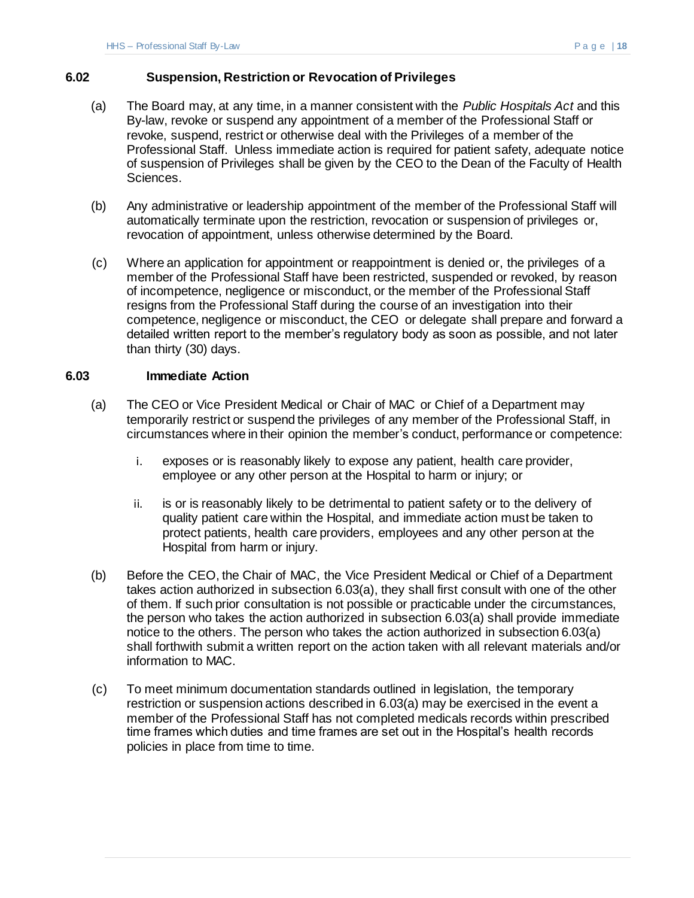### 6.02 Suspension, Restriction or Revocation of Privileges

(a) The Board may, at any time, in a manner consistent with the *Public Hospitals Act* and this By-law, revoke or suspend any appointment of a member of the Professional Staff or revoke, suspend, restrict or otherwise deal with the Privileges of a member of the Professional Staff. Unless immediate action is required for patient safety, adequate notice of suspension of Privileges shall be given by the CEO to the Dean of the Faculty of Health Sciences.

(b) Any administrative or leadership appointment of the member of the Professional Staff will automatically terminate upon the restriction, revocation or suspension of privileges or, revocation of appointment, unless otherwise determined by the Board.

(c) Where an application for appointment or reappointment is denied or, the privileges of a member of the Professional Staff have been restricted, suspended or revoked, by reason of incompetence, negligence or misconduct, or the member of the Professional Staff resigns from the Professional Staff during the course of an investigation into their competence, negligence or misconduct, the CEO or delegate shall prepare and forward a detailed written report to the member's regulatory body as soon as possible, and not later than thirty (30) days.

### 6.03 Immediate Action

(a) The CEO or Vice President Medical or Chair of MAC or Chief of a Department may temporarily restrict or suspend the privileges of any member of the Professional Staff, in circumstances where in their opinion the member's conduct, performance or competence:

   i. exposes or is reasonably likely to expose any patient, health care provider, employee or any other person at the Hospital to harm or injury; or

   ii. is or is reasonably likely to be detrimental to patient safety or to the delivery of quality patient care within the Hospital, and immediate action must be taken to protect patients, health care providers, employees and any other person at the Hospital from harm or injury.

(b) Before the CEO, the Chair of MAC, the Vice President Medical or Chief of a Department takes action authorized in subsection 6.03(a), they shall first consult with one of the other of them. If such prior consultation is not possible or practicable under the circumstances, the person who takes the action authorized in subsection 6.03(a) shall provide immediate notice to the others. The person who takes the action authorized in subsection 6.03(a) shall forthwith submit a written report on the action taken with all relevant materials and/or information to MAC.

(c) To meet minimum documentation standards outlined in legislation, the temporary restriction or suspension actions described in 6.03(a) may be exercised in the event a member of the Professional Staff has not completed medicals records within prescribed time frames which duties and time frames are set out in the Hospital's health records policies in place from time to time.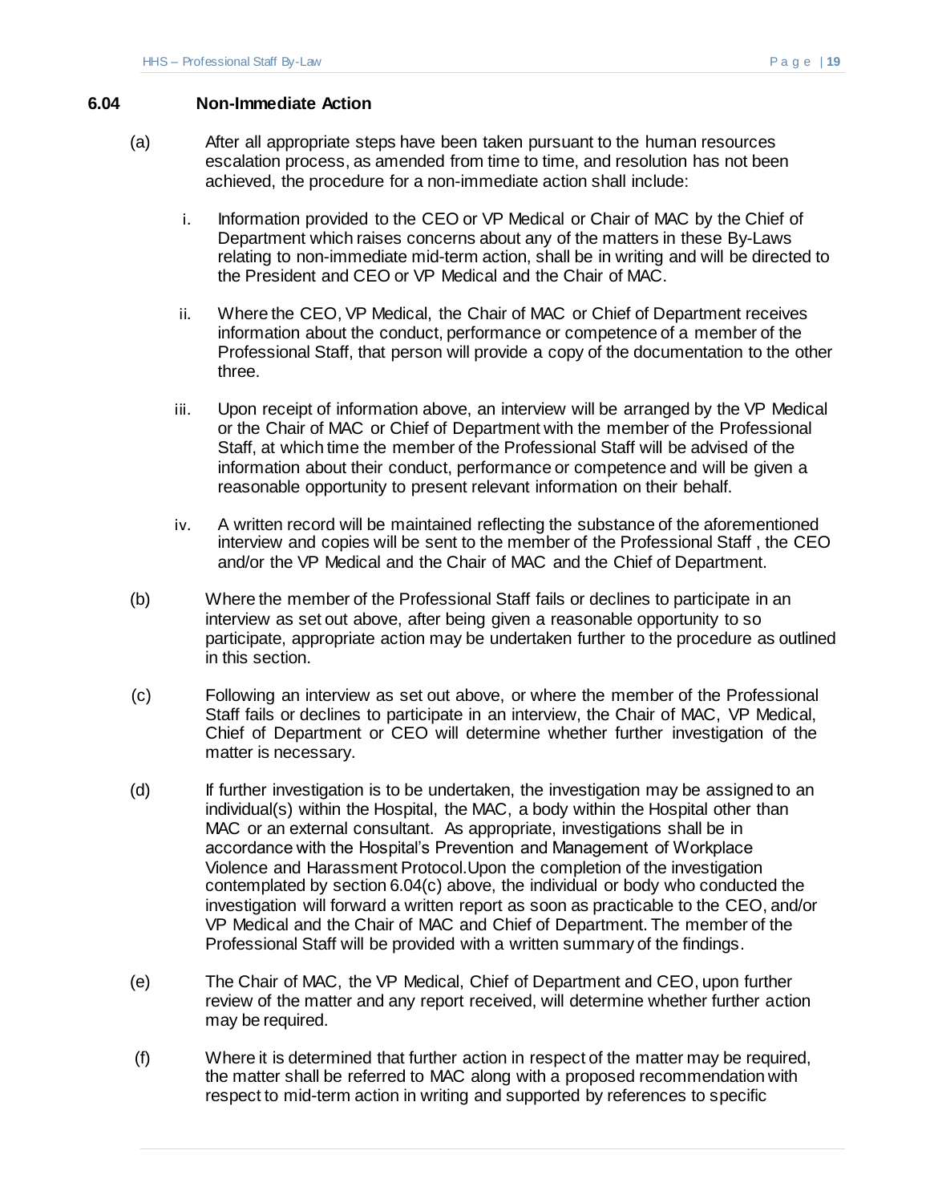### 6.04 Non-Immediate Action

(a) After all appropriate steps have been taken pursuant to the human resources escalation process, as amended from time to time, and resolution has not been achieved, the procedure for a non-immediate action shall include:

  i. Information provided to the CEO or VP Medical or Chair of MAC by the Chief of Department which raises concerns about any of the matters in these By-Laws relating to non-immediate mid-term action, shall be in writing and will be directed to the President and CEO or VP Medical and the Chair of MAC.

  ii. Where the CEO, VP Medical, the Chair of MAC or Chief of Department receives information about the conduct, performance or competence of a member of the Professional Staff, that person will provide a copy of the documentation to the other three.

  iii. Upon receipt of information above, an interview will be arranged by the VP Medical or the Chair of MAC or Chief of Department with the member of the Professional Staff, at which time the member of the Professional Staff will be advised of the information about their conduct, performance or competence and will be given a reasonable opportunity to present relevant information on their behalf.

  iv. A written record will be maintained reflecting the substance of the aforementioned interview and copies will be sent to the member of the Professional Staff , the CEO and/or the VP Medical and the Chair of MAC and the Chief of Department.

(b) Where the member of the Professional Staff fails or declines to participate in an interview as set out above, after being given a reasonable opportunity to so participate, appropriate action may be undertaken further to the procedure as outlined in this section.

(c) Following an interview as set out above, or where the member of the Professional Staff fails or declines to participate in an interview, the Chair of MAC, VP Medical, Chief of Department or CEO will determine whether further investigation of the matter is necessary.

(d) If further investigation is to be undertaken, the investigation may be assigned to an individual(s) within the Hospital, the MAC, a body within the Hospital other than MAC or an external consultant. As appropriate, investigations shall be in accordance with the Hospital's Prevention and Management of Workplace Violence and Harassment Protocol.Upon the completion of the investigation contemplated by section 6.04(c) above, the individual or body who conducted the investigation will forward a written report as soon as practicable to the CEO, and/or VP Medical and the Chair of MAC and Chief of Department. The member of the Professional Staff will be provided with a written summary of the findings.

(e) The Chair of MAC, the VP Medical, Chief of Department and CEO, upon further review of the matter and any report received, will determine whether further action may be required.

(f) Where it is determined that further action in respect of the matter may be required, the matter shall be referred to MAC along with a proposed recommendation with respect to mid-term action in writing and supported by references to specific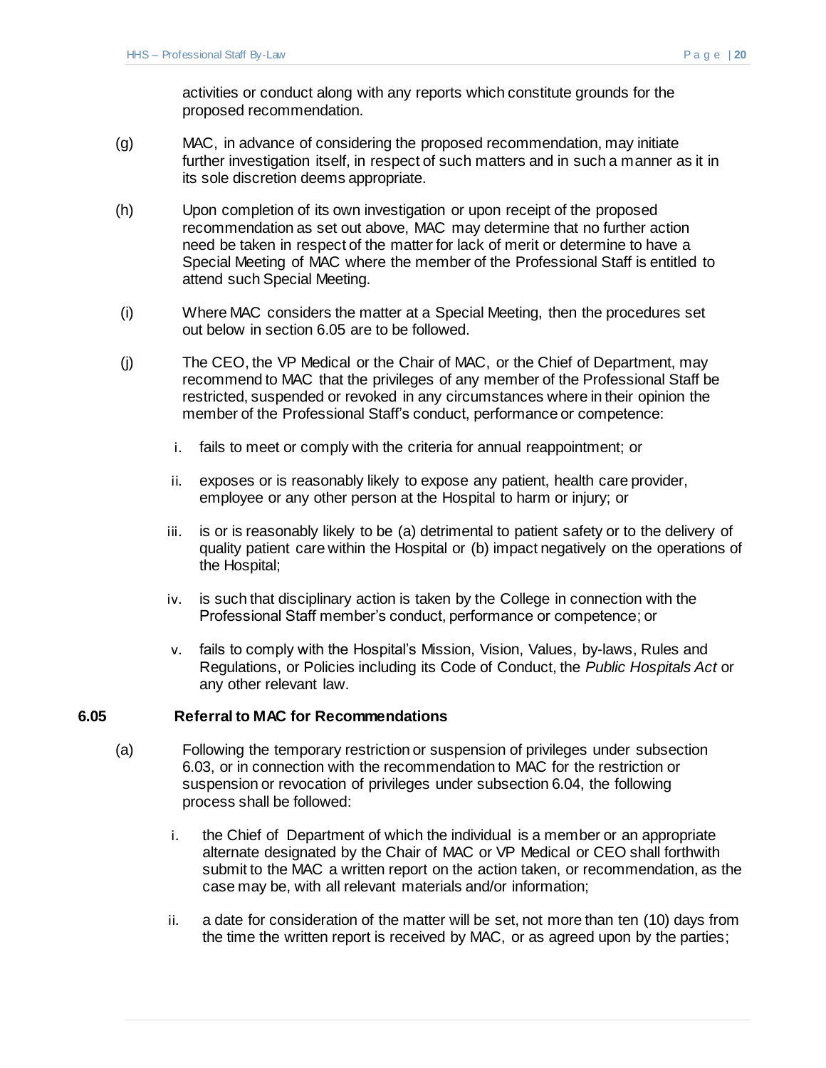activities or conduct along with any reports which constitute grounds for the proposed recommendation.

(g) MAC, in advance of considering the proposed recommendation, may initiate further investigation itself, in respect of such matters and in such a manner as it in its sole discretion deems appropriate.

(h) Upon completion of its own investigation or upon receipt of the proposed recommendation as set out above, MAC may determine that no further action need be taken in respect of the matter for lack of merit or determine to have a Special Meeting of MAC where the member of the Professional Staff is entitled to attend such Special Meeting.

(i) Where MAC considers the matter at a Special Meeting, then the procedures set out below in section 6.05 are to be followed.

(j) The CEO, the VP Medical or the Chair of MAC, or the Chief of Department, may recommend to MAC that the privileges of any member of the Professional Staff be restricted, suspended or revoked in any circumstances where in their opinion the member of the Professional Staff's conduct, performance or competence:

i. fails to meet or comply with the criteria for annual reappointment; or

ii. exposes or is reasonably likely to expose any patient, health care provider, employee or any other person at the Hospital to harm or injury; or

iii. is or is reasonably likely to be (a) detrimental to patient safety or to the delivery of quality patient care within the Hospital or (b) impact negatively on the operations of the Hospital;

iv. is such that disciplinary action is taken by the College in connection with the Professional Staff member's conduct, performance or competence; or

v. fails to comply with the Hospital's Mission, Vision, Values, by-laws, Rules and Regulations, or Policies including its Code of Conduct, the *Public Hospitals Act* or any other relevant law.

### 6.05 Referral to MAC for Recommendations

(a) Following the temporary restriction or suspension of privileges under subsection 6.03, or in connection with the recommendation to MAC for the restriction or suspension or revocation of privileges under subsection 6.04, the following process shall be followed:

i. the Chief of Department of which the individual is a member or an appropriate alternate designated by the Chair of MAC or VP Medical or CEO shall forthwith submit to the MAC a written report on the action taken, or recommendation, as the case may be, with all relevant materials and/or information;

ii. a date for consideration of the matter will be set, not more than ten (10) days from the time the written report is received by MAC, or as agreed upon by the parties;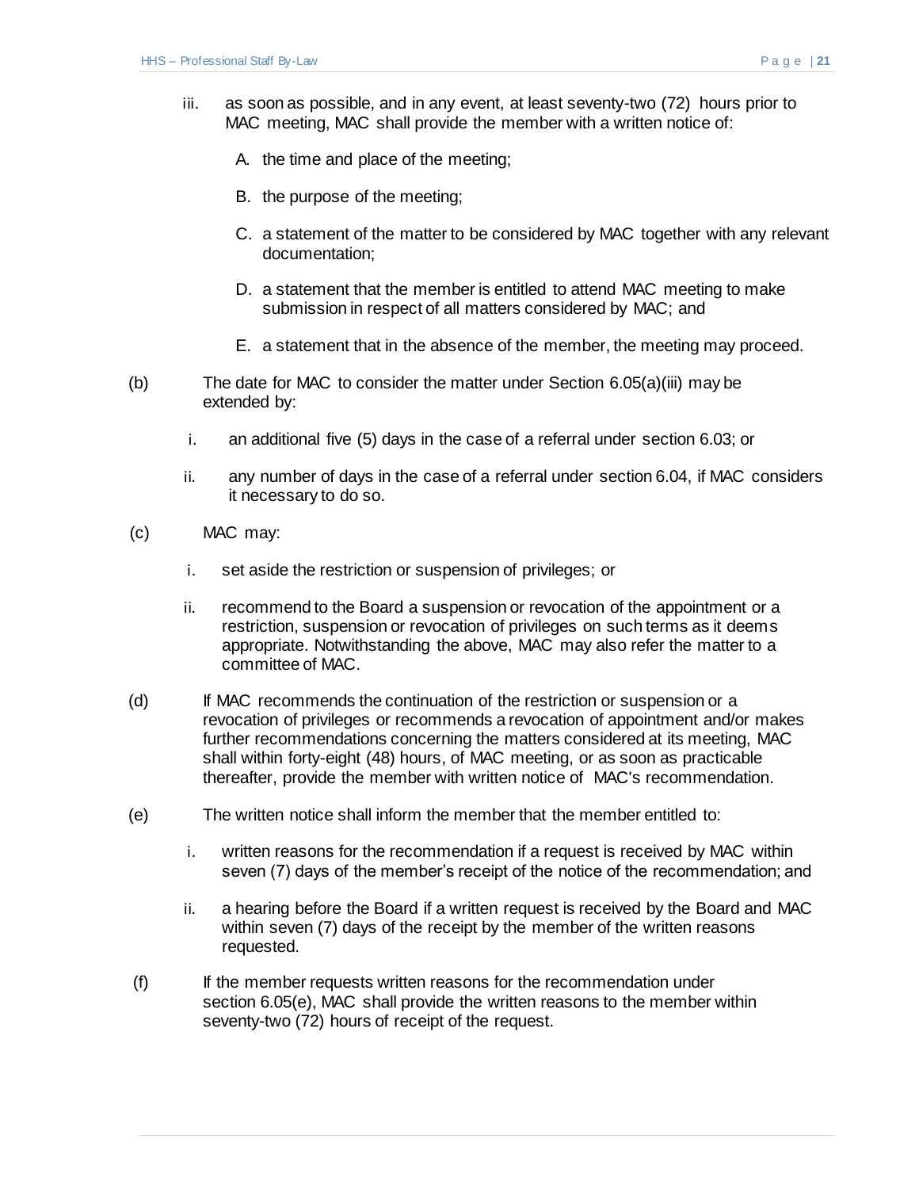iii. as soon as possible, and in any event, at least seventy-two (72) hours prior to MAC meeting, MAC shall provide the member with a written notice of:

   A. the time and place of the meeting;

   B. the purpose of the meeting;

   C. a statement of the matter to be considered by MAC together with any relevant documentation;

   D. a statement that the member is entitled to attend MAC meeting to make submission in respect of all matters considered by MAC; and

   E. a statement that in the absence of the member, the meeting may proceed.

(b) The date for MAC to consider the matter under Section 6.05(a)(iii) may be extended by:

   i. an additional five (5) days in the case of a referral under section 6.03; or

   ii. any number of days in the case of a referral under section 6.04, if MAC considers it necessary to do so.

(c) MAC may:

   i. set aside the restriction or suspension of privileges; or

   ii. recommend to the Board a suspension or revocation of the appointment or a restriction, suspension or revocation of privileges on such terms as it deems appropriate. Notwithstanding the above, MAC may also refer the matter to a committee of MAC.

(d) If MAC recommends the continuation of the restriction or suspension or a revocation of privileges or recommends a revocation of appointment and/or makes further recommendations concerning the matters considered at its meeting, MAC shall within forty-eight (48) hours, of MAC meeting, or as soon as practicable thereafter, provide the member with written notice of MAC's recommendation.

(e) The written notice shall inform the member that the member entitled to:

   i. written reasons for the recommendation if a request is received by MAC within seven (7) days of the member's receipt of the notice of the recommendation; and

   ii. a hearing before the Board if a written request is received by the Board and MAC within seven (7) days of the receipt by the member of the written reasons requested.

(f) If the member requests written reasons for the recommendation under section 6.05(e), MAC shall provide the written reasons to the member within seventy-two (72) hours of receipt of the request.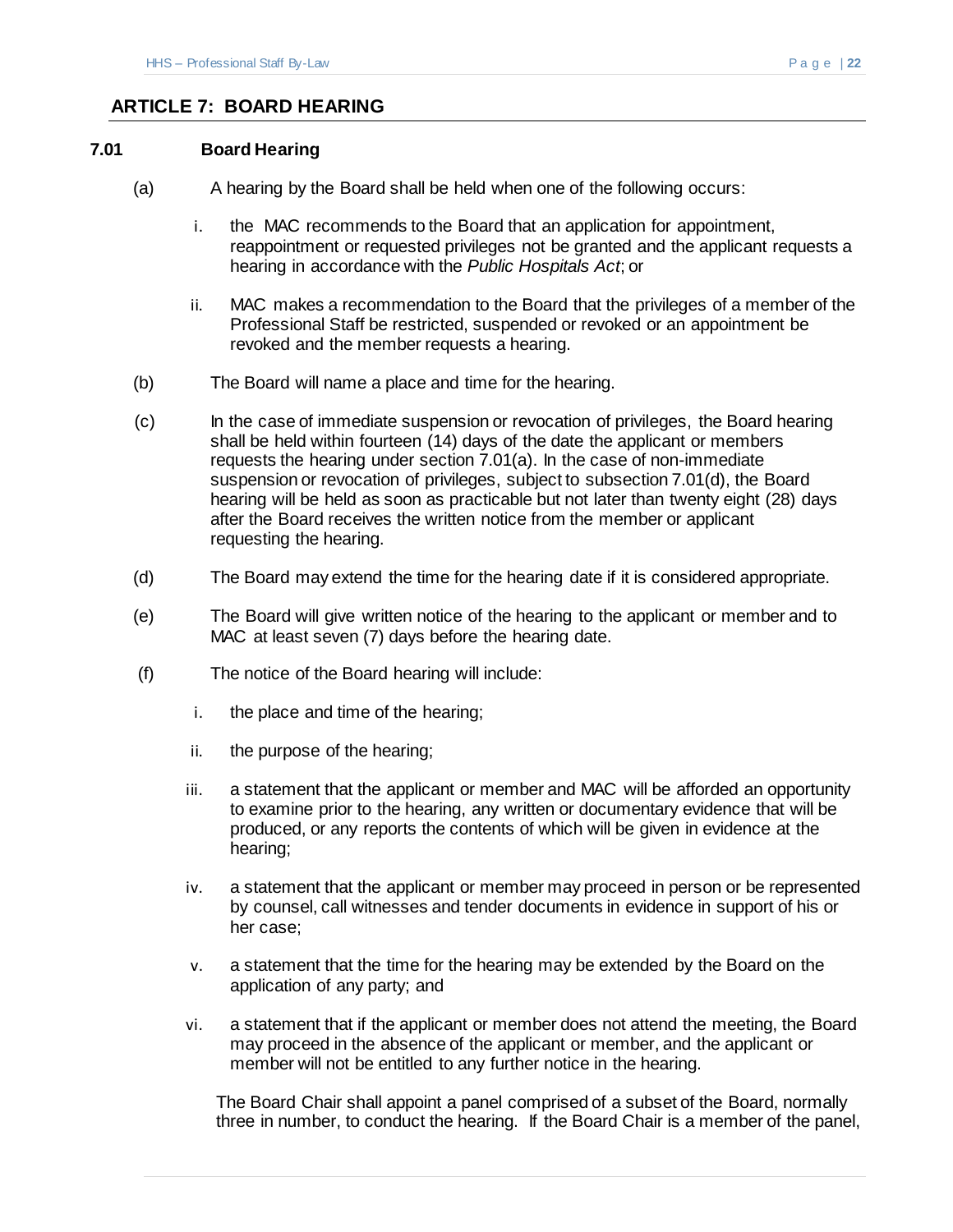## ARTICLE 7: BOARD HEARING

### 7.01 Board Hearing

(a) A hearing by the Board shall be held when one of the following occurs:

i. the MAC recommends to the Board that an application for appointment, reappointment or requested privileges not be granted and the applicant requests a hearing in accordance with the *Public Hospitals Act*; or

ii. MAC makes a recommendation to the Board that the privileges of a member of the Professional Staff be restricted, suspended or revoked or an appointment be revoked and the member requests a hearing.

(b) The Board will name a place and time for the hearing.

(c) In the case of immediate suspension or revocation of privileges, the Board hearing shall be held within fourteen (14) days of the date the applicant or members requests the hearing under section 7.01(a). In the case of non-immediate suspension or revocation of privileges, subject to subsection 7.01(d), the Board hearing will be held as soon as practicable but not later than twenty eight (28) days after the Board receives the written notice from the member or applicant requesting the hearing.

(d) The Board may extend the time for the hearing date if it is considered appropriate.

(e) The Board will give written notice of the hearing to the applicant or member and to MAC at least seven (7) days before the hearing date.

(f) The notice of the Board hearing will include:

i. the place and time of the hearing;

ii. the purpose of the hearing;

iii. a statement that the applicant or member and MAC will be afforded an opportunity to examine prior to the hearing, any written or documentary evidence that will be produced, or any reports the contents of which will be given in evidence at the hearing;

iv. a statement that the applicant or member may proceed in person or be represented by counsel, call witnesses and tender documents in evidence in support of his or her case;

v. a statement that the time for the hearing may be extended by the Board on the application of any party; and

vi. a statement that if the applicant or member does not attend the meeting, the Board may proceed in the absence of the applicant or member, and the applicant or member will not be entitled to any further notice in the hearing.

The Board Chair shall appoint a panel comprised of a subset of the Board, normally three in number, to conduct the hearing. If the Board Chair is a member of the panel,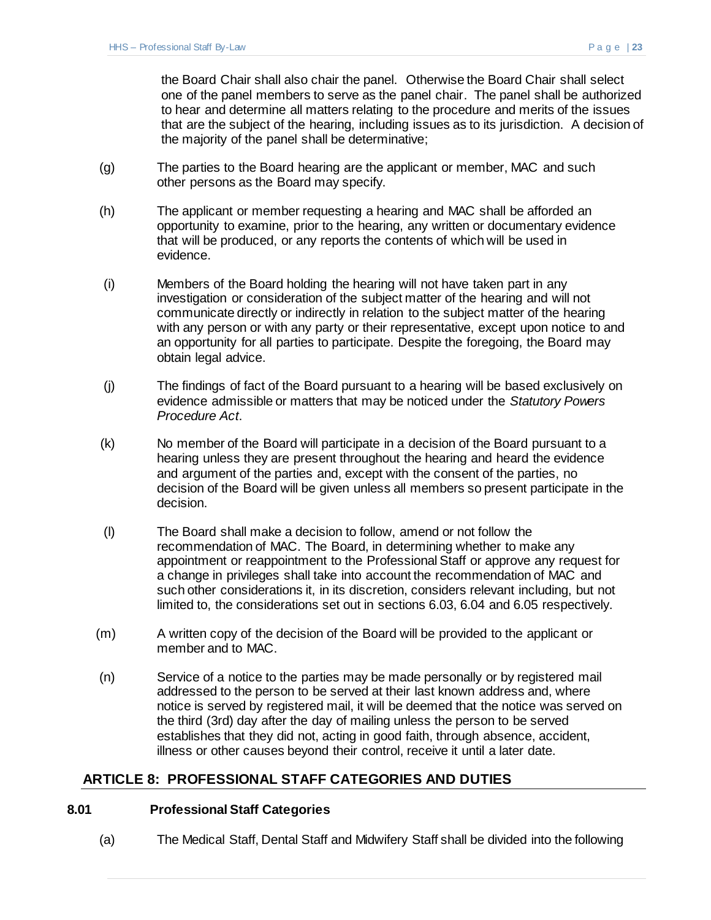the Board Chair shall also chair the panel. Otherwise the Board Chair shall select one of the panel members to serve as the panel chair. The panel shall be authorized to hear and determine all matters relating to the procedure and merits of the issues that are the subject of the hearing, including issues as to its jurisdiction. A decision of the majority of the panel shall be determinative;

(g) The parties to the Board hearing are the applicant or member, MAC and such other persons as the Board may specify.

(h) The applicant or member requesting a hearing and MAC shall be afforded an opportunity to examine, prior to the hearing, any written or documentary evidence that will be produced, or any reports the contents of which will be used in evidence.

(i) Members of the Board holding the hearing will not have taken part in any investigation or consideration of the subject matter of the hearing and will not communicate directly or indirectly in relation to the subject matter of the hearing with any person or with any party or their representative, except upon notice to and an opportunity for all parties to participate. Despite the foregoing, the Board may obtain legal advice.

(j) The findings of fact of the Board pursuant to a hearing will be based exclusively on evidence admissible or matters that may be noticed under the *Statutory Powers Procedure Act*.

(k) No member of the Board will participate in a decision of the Board pursuant to a hearing unless they are present throughout the hearing and heard the evidence and argument of the parties and, except with the consent of the parties, no decision of the Board will be given unless all members so present participate in the decision.

(l) The Board shall make a decision to follow, amend or not follow the recommendation of MAC. The Board, in determining whether to make any appointment or reappointment to the Professional Staff or approve any request for a change in privileges shall take into account the recommendation of MAC and such other considerations it, in its discretion, considers relevant including, but not limited to, the considerations set out in sections 6.03, 6.04 and 6.05 respectively.

(m) A written copy of the decision of the Board will be provided to the applicant or member and to MAC.

(n) Service of a notice to the parties may be made personally or by registered mail addressed to the person to be served at their last known address and, where notice is served by registered mail, it will be deemed that the notice was served on the third (3rd) day after the day of mailing unless the person to be served establishes that they did not, acting in good faith, through absence, accident, illness or other causes beyond their control, receive it until a later date.

## ARTICLE 8: PROFESSIONAL STAFF CATEGORIES AND DUTIES

### 8.01 Professional Staff Categories

(a) The Medical Staff, Dental Staff and Midwifery Staff shall be divided into the following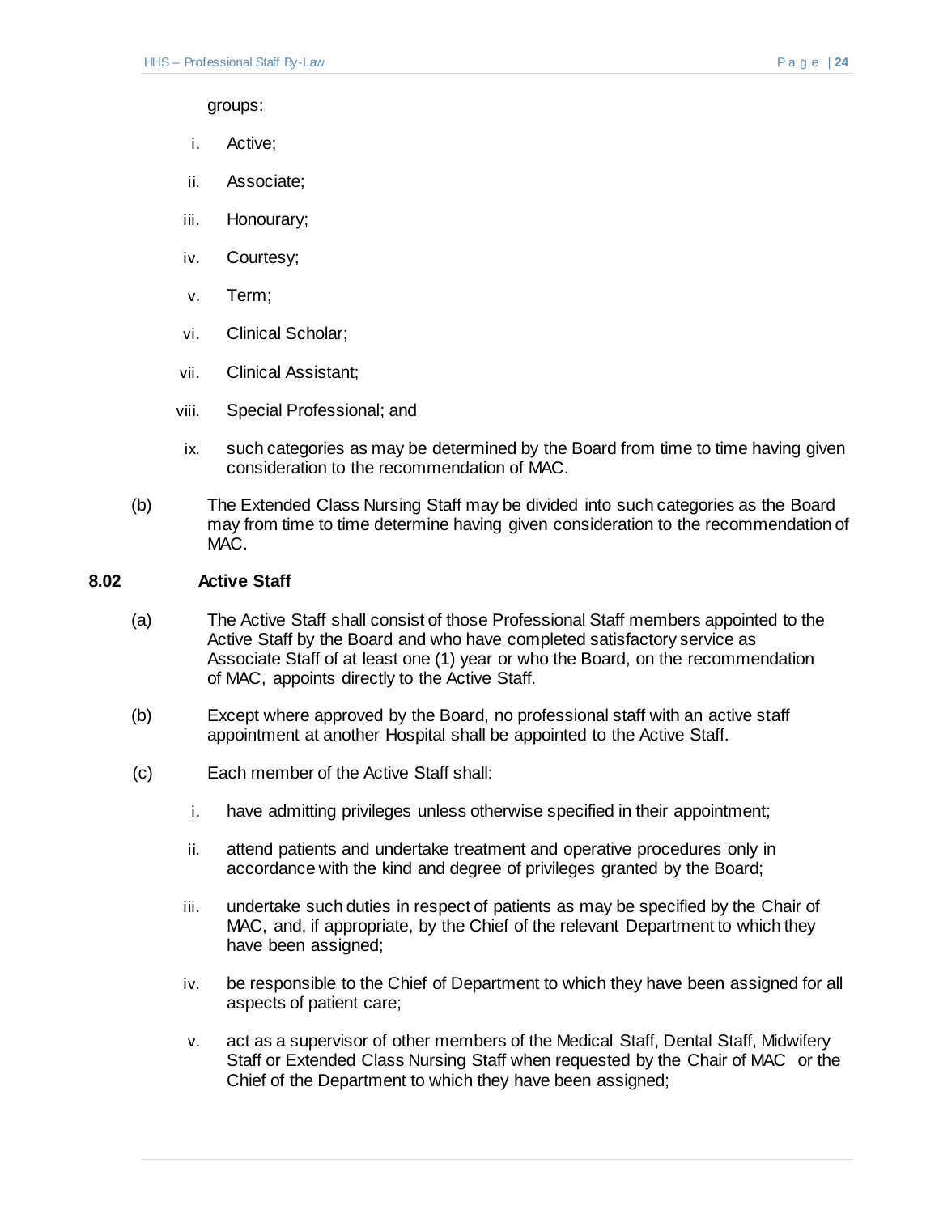groups:

i. Active;

ii. Associate;

iii. Honourary;

iv. Courtesy;

v. Term;

vi. Clinical Scholar;

vii. Clinical Assistant;

viii. Special Professional; and

ix. such categories as may be determined by the Board from time to time having given consideration to the recommendation of MAC.

(b) The Extended Class Nursing Staff may be divided into such categories as the Board may from time to time determine having given consideration to the recommendation of MAC.

## 8.02 Active Staff

(a) The Active Staff shall consist of those Professional Staff members appointed to the Active Staff by the Board and who have completed satisfactory service as Associate Staff of at least one (1) year or who the Board, on the recommendation of MAC, appoints directly to the Active Staff.

(b) Except where approved by the Board, no professional staff with an active staff appointment at another Hospital shall be appointed to the Active Staff.

(c) Each member of the Active Staff shall:

i. have admitting privileges unless otherwise specified in their appointment;

ii. attend patients and undertake treatment and operative procedures only in accordance with the kind and degree of privileges granted by the Board;

iii. undertake such duties in respect of patients as may be specified by the Chair of MAC, and, if appropriate, by the Chief of the relevant Department to which they have been assigned;

iv. be responsible to the Chief of Department to which they have been assigned for all aspects of patient care;

v. act as a supervisor of other members of the Medical Staff, Dental Staff, Midwifery Staff or Extended Class Nursing Staff when requested by the Chair of MAC or the Chief of the Department to which they have been assigned;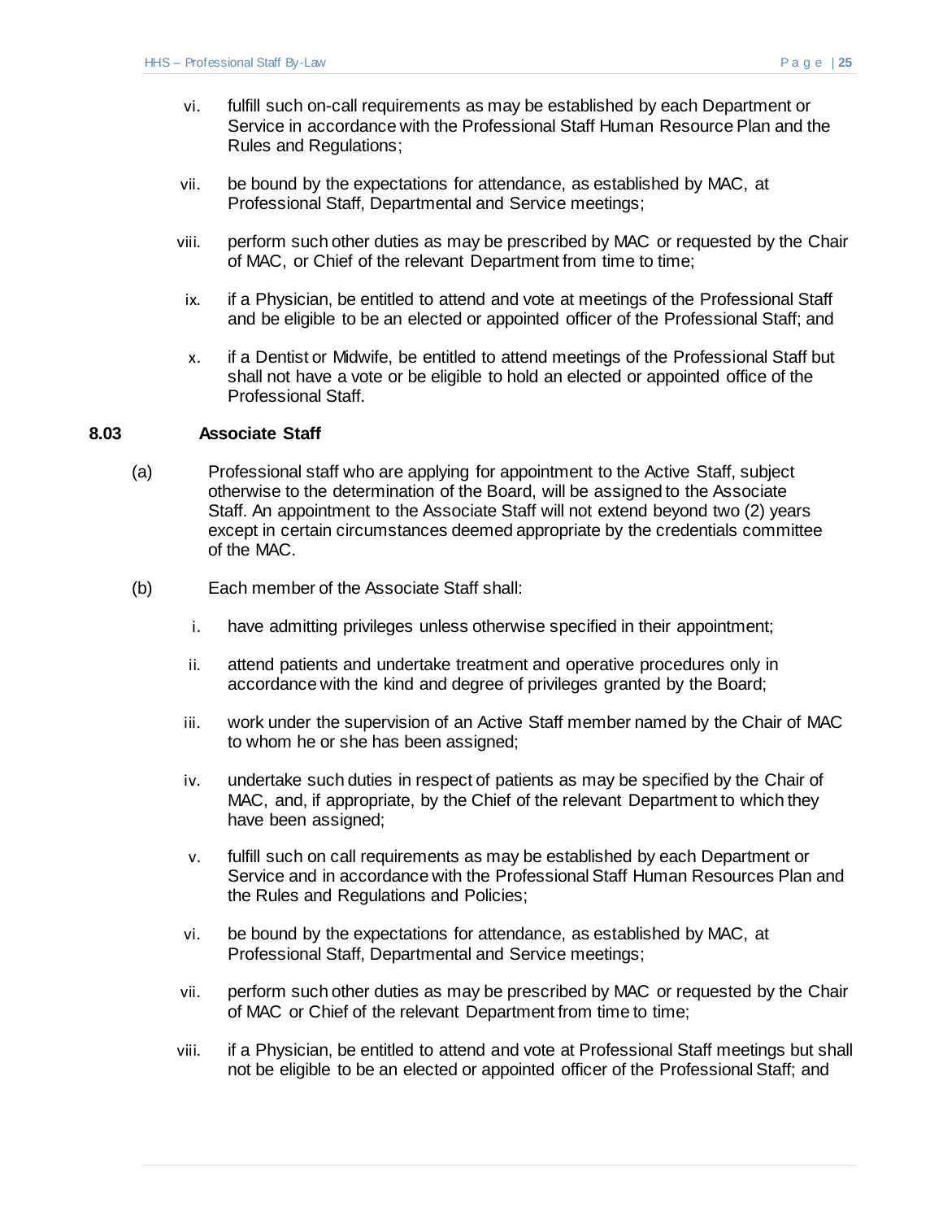vi. fulfill such on-call requirements as may be established by each Department or Service in accordance with the Professional Staff Human Resource Plan and the Rules and Regulations;

vii. be bound by the expectations for attendance, as established by MAC, at Professional Staff, Departmental and Service meetings;

viii. perform such other duties as may be prescribed by MAC or requested by the Chair of MAC, or Chief of the relevant Department from time to time;

ix. if a Physician, be entitled to attend and vote at meetings of the Professional Staff and be eligible to be an elected or appointed officer of the Professional Staff; and

x. if a Dentist or Midwife, be entitled to attend meetings of the Professional Staff but shall not have a vote or be eligible to hold an elected or appointed office of the Professional Staff.

### 8.03 Associate Staff

(a) Professional staff who are applying for appointment to the Active Staff, subject otherwise to the determination of the Board, will be assigned to the Associate Staff. An appointment to the Associate Staff will not extend beyond two (2) years except in certain circumstances deemed appropriate by the credentials committee of the MAC.

(b) Each member of the Associate Staff shall:

i. have admitting privileges unless otherwise specified in their appointment;

ii. attend patients and undertake treatment and operative procedures only in accordance with the kind and degree of privileges granted by the Board;

iii. work under the supervision of an Active Staff member named by the Chair of MAC to whom he or she has been assigned;

iv. undertake such duties in respect of patients as may be specified by the Chair of MAC, and, if appropriate, by the Chief of the relevant Department to which they have been assigned;

v. fulfill such on call requirements as may be established by each Department or Service and in accordance with the Professional Staff Human Resources Plan and the Rules and Regulations and Policies;

vi. be bound by the expectations for attendance, as established by MAC, at Professional Staff, Departmental and Service meetings;

vii. perform such other duties as may be prescribed by MAC or requested by the Chair of MAC or Chief of the relevant Department from time to time;

viii. if a Physician, be entitled to attend and vote at Professional Staff meetings but shall not be eligible to be an elected or appointed officer of the Professional Staff; and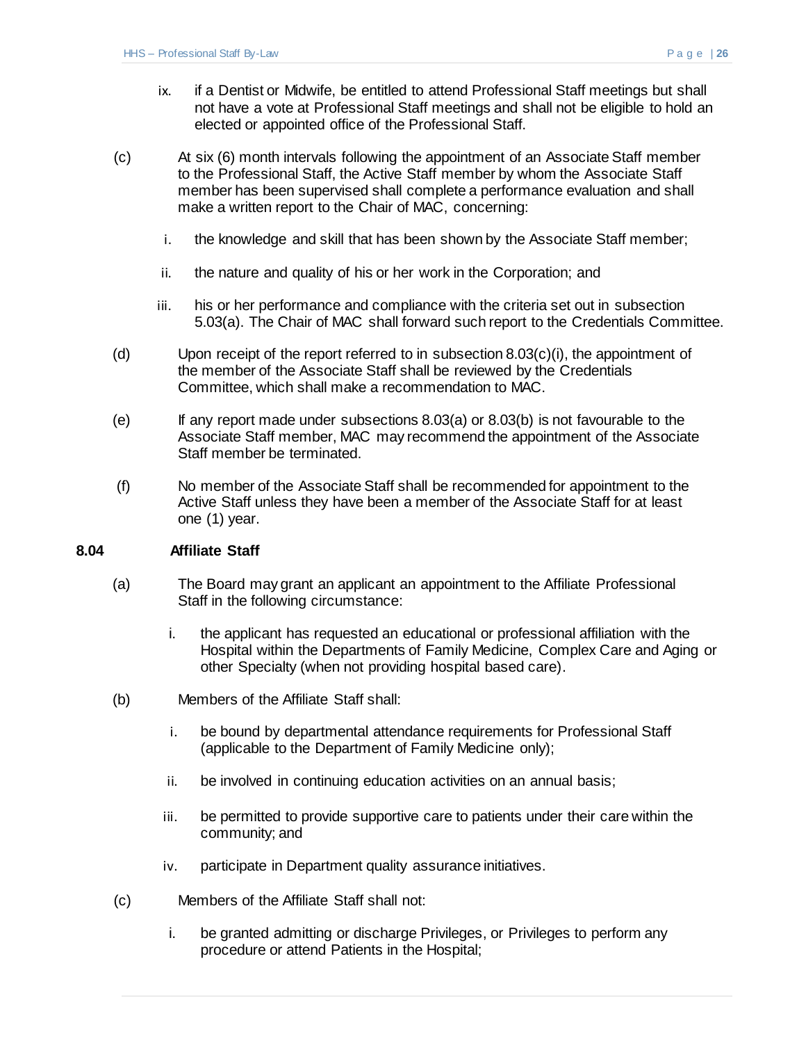ix. if a Dentist or Midwife, be entitled to attend Professional Staff meetings but shall not have a vote at Professional Staff meetings and shall not be eligible to hold an elected or appointed office of the Professional Staff.

(c) At six (6) month intervals following the appointment of an Associate Staff member to the Professional Staff, the Active Staff member by whom the Associate Staff member has been supervised shall complete a performance evaluation and shall make a written report to the Chair of MAC, concerning:

i. the knowledge and skill that has been shown by the Associate Staff member;

ii. the nature and quality of his or her work in the Corporation; and

iii. his or her performance and compliance with the criteria set out in subsection 5.03(a). The Chair of MAC shall forward such report to the Credentials Committee.

(d) Upon receipt of the report referred to in subsection 8.03(c)(i), the appointment of the member of the Associate Staff shall be reviewed by the Credentials Committee, which shall make a recommendation to MAC.

(e) If any report made under subsections 8.03(a) or 8.03(b) is not favourable to the Associate Staff member, MAC may recommend the appointment of the Associate Staff member be terminated.

(f) No member of the Associate Staff shall be recommended for appointment to the Active Staff unless they have been a member of the Associate Staff for at least one (1) year.

### 8.04 Affiliate Staff

(a) The Board may grant an applicant an appointment to the Affiliate Professional Staff in the following circumstance:

i. the applicant has requested an educational or professional affiliation with the Hospital within the Departments of Family Medicine, Complex Care and Aging or other Specialty (when not providing hospital based care).

(b) Members of the Affiliate Staff shall:

i. be bound by departmental attendance requirements for Professional Staff (applicable to the Department of Family Medicine only);

ii. be involved in continuing education activities on an annual basis;

iii. be permitted to provide supportive care to patients under their care within the community; and

iv. participate in Department quality assurance initiatives.

(c) Members of the Affiliate Staff shall not:

i. be granted admitting or discharge Privileges, or Privileges to perform any procedure or attend Patients in the Hospital;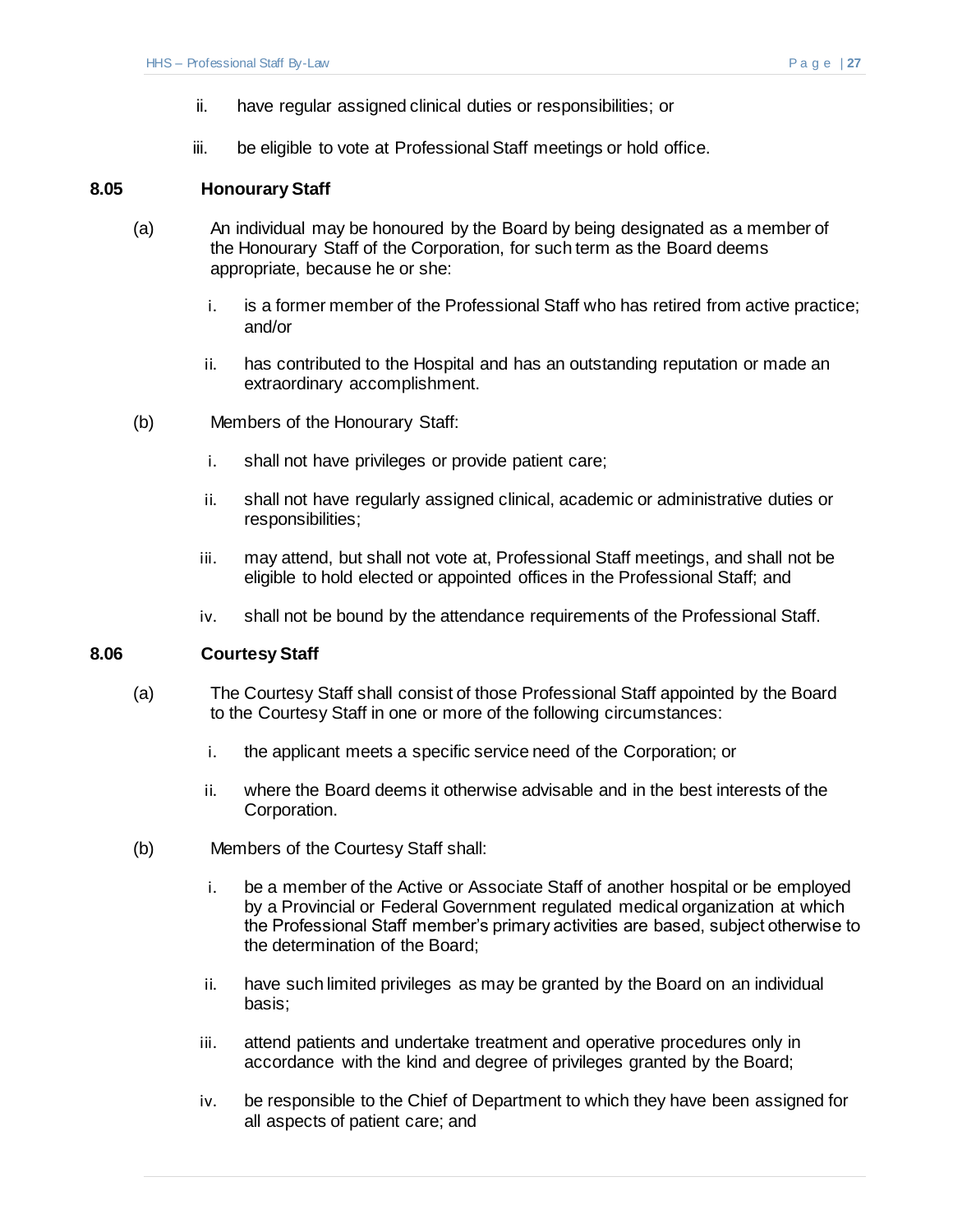ii. have regular assigned clinical duties or responsibilities; or

iii. be eligible to vote at Professional Staff meetings or hold office.

### 8.05 Honourary Staff

(a) An individual may be honoured by the Board by being designated as a member of the Honourary Staff of the Corporation, for such term as the Board deems appropriate, because he or she:

i. is a former member of the Professional Staff who has retired from active practice; and/or

ii. has contributed to the Hospital and has an outstanding reputation or made an extraordinary accomplishment.

(b) Members of the Honourary Staff:

i. shall not have privileges or provide patient care;

ii. shall not have regularly assigned clinical, academic or administrative duties or responsibilities;

iii. may attend, but shall not vote at, Professional Staff meetings, and shall not be eligible to hold elected or appointed offices in the Professional Staff; and

iv. shall not be bound by the attendance requirements of the Professional Staff.

### 8.06 Courtesy Staff

(a) The Courtesy Staff shall consist of those Professional Staff appointed by the Board to the Courtesy Staff in one or more of the following circumstances:

i. the applicant meets a specific service need of the Corporation; or

ii. where the Board deems it otherwise advisable and in the best interests of the Corporation.

(b) Members of the Courtesy Staff shall:

i. be a member of the Active or Associate Staff of another hospital or be employed by a Provincial or Federal Government regulated medical organization at which the Professional Staff member's primary activities are based, subject otherwise to the determination of the Board;

ii. have such limited privileges as may be granted by the Board on an individual basis;

iii. attend patients and undertake treatment and operative procedures only in accordance with the kind and degree of privileges granted by the Board;

iv. be responsible to the Chief of Department to which they have been assigned for all aspects of patient care; and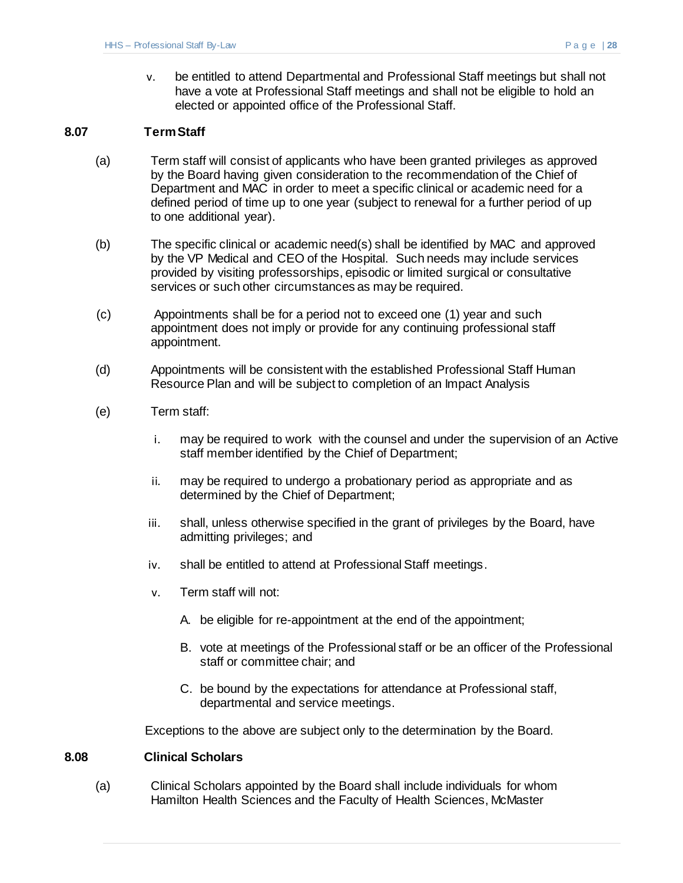v. be entitled to attend Departmental and Professional Staff meetings but shall not have a vote at Professional Staff meetings and shall not be eligible to hold an elected or appointed office of the Professional Staff.

## 8.07 Term Staff

(a) Term staff will consist of applicants who have been granted privileges as approved by the Board having given consideration to the recommendation of the Chief of Department and MAC in order to meet a specific clinical or academic need for a defined period of time up to one year (subject to renewal for a further period of up to one additional year).

(b) The specific clinical or academic need(s) shall be identified by MAC and approved by the VP Medical and CEO of the Hospital. Such needs may include services provided by visiting professorships, episodic or limited surgical or consultative services or such other circumstances as may be required.

(c) Appointments shall be for a period not to exceed one (1) year and such appointment does not imply or provide for any continuing professional staff appointment.

(d) Appointments will be consistent with the established Professional Staff Human Resource Plan and will be subject to completion of an Impact Analysis

(e) Term staff:

i. may be required to work with the counsel and under the supervision of an Active staff member identified by the Chief of Department;

ii. may be required to undergo a probationary period as appropriate and as determined by the Chief of Department;

iii. shall, unless otherwise specified in the grant of privileges by the Board, have admitting privileges; and

iv. shall be entitled to attend at Professional Staff meetings.

v. Term staff will not:

A. be eligible for re-appointment at the end of the appointment;

B. vote at meetings of the Professional staff or be an officer of the Professional staff or committee chair; and

C. be bound by the expectations for attendance at Professional staff, departmental and service meetings.

Exceptions to the above are subject only to the determination by the Board.

## 8.08 Clinical Scholars

(a) Clinical Scholars appointed by the Board shall include individuals for whom Hamilton Health Sciences and the Faculty of Health Sciences, McMaster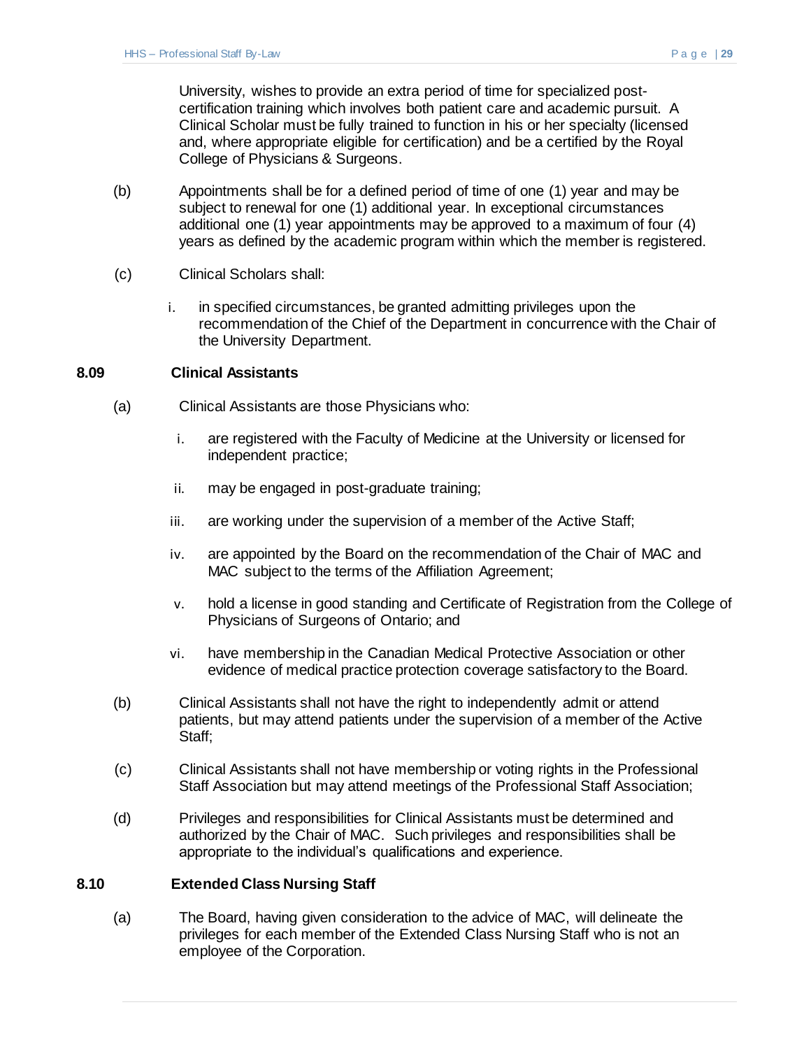University, wishes to provide an extra period of time for specialized post-certification training which involves both patient care and academic pursuit. A Clinical Scholar must be fully trained to function in his or her specialty (licensed and, where appropriate eligible for certification) and be a certified by the Royal College of Physicians & Surgeons.

(b) Appointments shall be for a defined period of time of one (1) year and may be subject to renewal for one (1) additional year. In exceptional circumstances additional one (1) year appointments may be approved to a maximum of four (4) years as defined by the academic program within which the member is registered.

(c) Clinical Scholars shall:

i. in specified circumstances, be granted admitting privileges upon the recommendation of the Chief of the Department in concurrence with the Chair of the University Department.

### 8.09 Clinical Assistants

(a) Clinical Assistants are those Physicians who:

i. are registered with the Faculty of Medicine at the University or licensed for independent practice;

ii. may be engaged in post-graduate training;

iii. are working under the supervision of a member of the Active Staff;

iv. are appointed by the Board on the recommendation of the Chair of MAC and MAC subject to the terms of the Affiliation Agreement;

v. hold a license in good standing and Certificate of Registration from the College of Physicians of Surgeons of Ontario; and

vi. have membership in the Canadian Medical Protective Association or other evidence of medical practice protection coverage satisfactory to the Board.

(b) Clinical Assistants shall not have the right to independently admit or attend patients, but may attend patients under the supervision of a member of the Active Staff;

(c) Clinical Assistants shall not have membership or voting rights in the Professional Staff Association but may attend meetings of the Professional Staff Association;

(d) Privileges and responsibilities for Clinical Assistants must be determined and authorized by the Chair of MAC. Such privileges and responsibilities shall be appropriate to the individual's qualifications and experience.

### 8.10 Extended Class Nursing Staff

(a) The Board, having given consideration to the advice of MAC, will delineate the privileges for each member of the Extended Class Nursing Staff who is not an employee of the Corporation.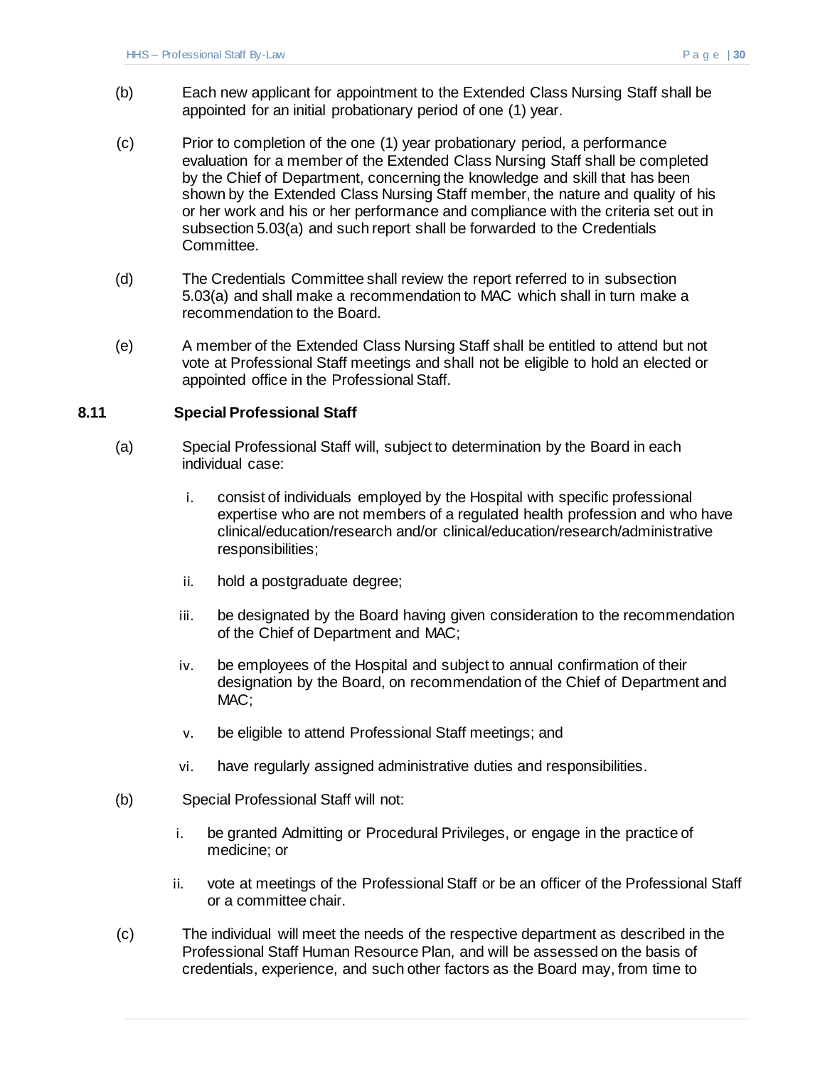(b) Each new applicant for appointment to the Extended Class Nursing Staff shall be appointed for an initial probationary period of one (1) year.

(c) Prior to completion of the one (1) year probationary period, a performance evaluation for a member of the Extended Class Nursing Staff shall be completed by the Chief of Department, concerning the knowledge and skill that has been shown by the Extended Class Nursing Staff member, the nature and quality of his or her work and his or her performance and compliance with the criteria set out in subsection 5.03(a) and such report shall be forwarded to the Credentials Committee.

(d) The Credentials Committee shall review the report referred to in subsection 5.03(a) and shall make a recommendation to MAC which shall in turn make a recommendation to the Board.

(e) A member of the Extended Class Nursing Staff shall be entitled to attend but not vote at Professional Staff meetings and shall not be eligible to hold an elected or appointed office in the Professional Staff.

### 8.11 Special Professional Staff

(a) Special Professional Staff will, subject to determination by the Board in each individual case:

i. consist of individuals employed by the Hospital with specific professional expertise who are not members of a regulated health profession and who have clinical/education/research and/or clinical/education/research/administrative responsibilities;

ii. hold a postgraduate degree;

iii. be designated by the Board having given consideration to the recommendation of the Chief of Department and MAC;

iv. be employees of the Hospital and subject to annual confirmation of their designation by the Board, on recommendation of the Chief of Department and MAC;

v. be eligible to attend Professional Staff meetings; and

vi. have regularly assigned administrative duties and responsibilities.

(b) Special Professional Staff will not:

i. be granted Admitting or Procedural Privileges, or engage in the practice of medicine; or

ii. vote at meetings of the Professional Staff or be an officer of the Professional Staff or a committee chair.

(c) The individual will meet the needs of the respective department as described in the Professional Staff Human Resource Plan, and will be assessed on the basis of credentials, experience, and such other factors as the Board may, from time to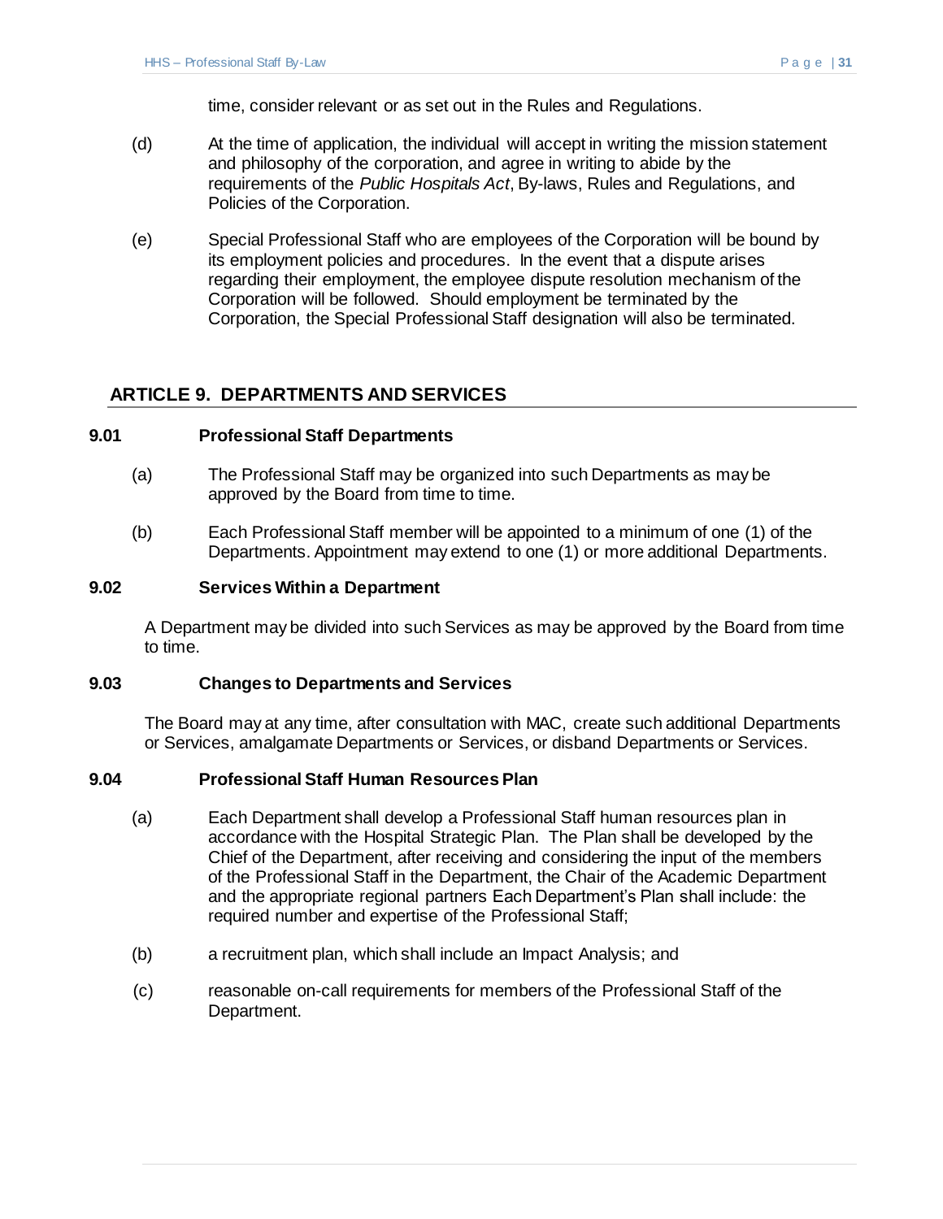time, consider relevant or as set out in the Rules and Regulations.

(d) At the time of application, the individual will accept in writing the mission statement and philosophy of the corporation, and agree in writing to abide by the requirements of the *Public Hospitals Act*, By-laws, Rules and Regulations, and Policies of the Corporation.

(e) Special Professional Staff who are employees of the Corporation will be bound by its employment policies and procedures. In the event that a dispute arises regarding their employment, the employee dispute resolution mechanism of the Corporation will be followed. Should employment be terminated by the Corporation, the Special Professional Staff designation will also be terminated.

## ARTICLE 9. DEPARTMENTS AND SERVICES

### 9.01 Professional Staff Departments

(a) The Professional Staff may be organized into such Departments as may be approved by the Board from time to time.

(b) Each Professional Staff member will be appointed to a minimum of one (1) of the Departments. Appointment may extend to one (1) or more additional Departments.

### 9.02 Services Within a Department

A Department may be divided into such Services as may be approved by the Board from time to time.

### 9.03 Changes to Departments and Services

The Board may at any time, after consultation with MAC, create such additional Departments or Services, amalgamate Departments or Services, or disband Departments or Services.

### 9.04 Professional Staff Human Resources Plan

(a) Each Department shall develop a Professional Staff human resources plan in accordance with the Hospital Strategic Plan. The Plan shall be developed by the Chief of the Department, after receiving and considering the input of the members of the Professional Staff in the Department, the Chair of the Academic Department and the appropriate regional partners Each Department's Plan shall include: the required number and expertise of the Professional Staff;

(b) a recruitment plan, which shall include an Impact Analysis; and

(c) reasonable on-call requirements for members of the Professional Staff of the Department.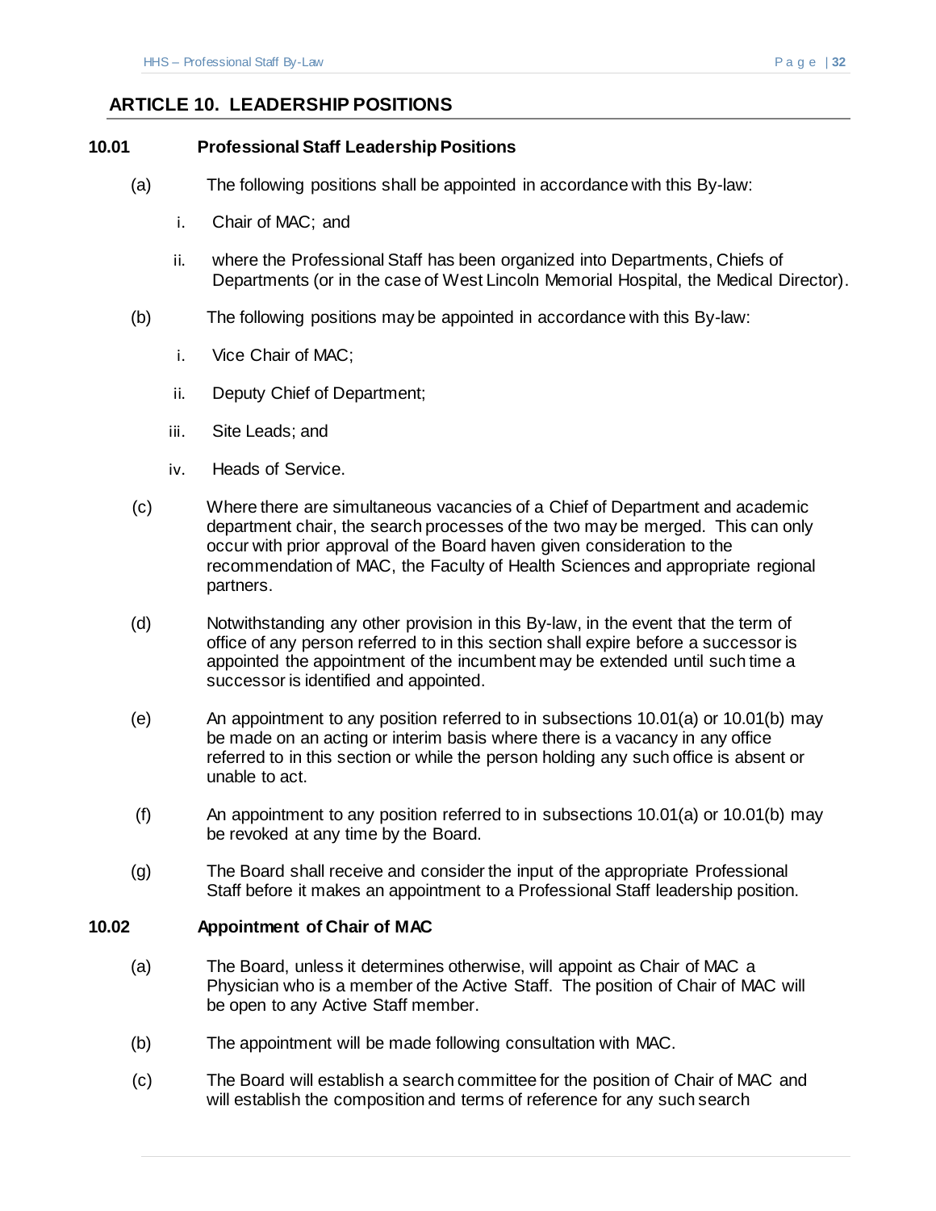## ARTICLE 10. LEADERSHIP POSITIONS

### 10.01 Professional Staff Leadership Positions

(a) The following positions shall be appointed in accordance with this By-law:

i. Chair of MAC; and

ii. where the Professional Staff has been organized into Departments, Chiefs of Departments (or in the case of West Lincoln Memorial Hospital, the Medical Director).

(b) The following positions may be appointed in accordance with this By-law:

i. Vice Chair of MAC;

ii. Deputy Chief of Department;

iii. Site Leads; and

iv. Heads of Service.

(c) Where there are simultaneous vacancies of a Chief of Department and academic department chair, the search processes of the two may be merged. This can only occur with prior approval of the Board haven given consideration to the recommendation of MAC, the Faculty of Health Sciences and appropriate regional partners.

(d) Notwithstanding any other provision in this By-law, in the event that the term of office of any person referred to in this section shall expire before a successor is appointed the appointment of the incumbent may be extended until such time a successor is identified and appointed.

(e) An appointment to any position referred to in subsections 10.01(a) or 10.01(b) may be made on an acting or interim basis where there is a vacancy in any office referred to in this section or while the person holding any such office is absent or unable to act.

(f) An appointment to any position referred to in subsections 10.01(a) or 10.01(b) may be revoked at any time by the Board.

(g) The Board shall receive and consider the input of the appropriate Professional Staff before it makes an appointment to a Professional Staff leadership position.

### 10.02 Appointment of Chair of MAC

(a) The Board, unless it determines otherwise, will appoint as Chair of MAC a Physician who is a member of the Active Staff. The position of Chair of MAC will be open to any Active Staff member.

(b) The appointment will be made following consultation with MAC.

(c) The Board will establish a search committee for the position of Chair of MAC and will establish the composition and terms of reference for any such search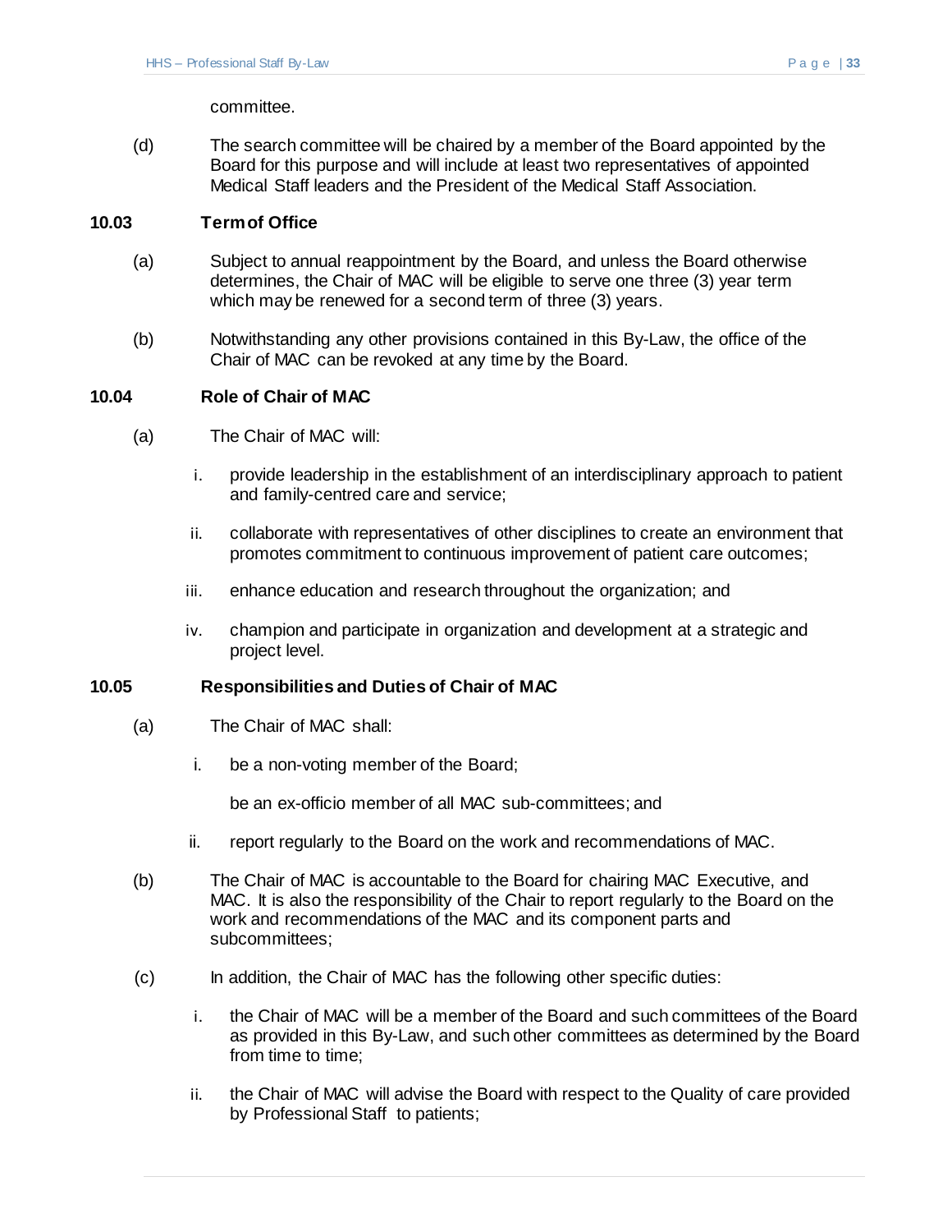committee.

(d) The search committee will be chaired by a member of the Board appointed by the Board for this purpose and will include at least two representatives of appointed Medical Staff leaders and the President of the Medical Staff Association.

**10.03 Term of Office**

(a) Subject to annual reappointment by the Board, and unless the Board otherwise determines, the Chair of MAC will be eligible to serve one three (3) year term which may be renewed for a second term of three (3) years.

(b) Notwithstanding any other provisions contained in this By-Law, the office of the Chair of MAC can be revoked at any time by the Board.

**10.04 Role of Chair of MAC**

(a) The Chair of MAC will:

i. provide leadership in the establishment of an interdisciplinary approach to patient and family-centred care and service;

ii. collaborate with representatives of other disciplines to create an environment that promotes commitment to continuous improvement of patient care outcomes;

iii. enhance education and research throughout the organization; and

iv. champion and participate in organization and development at a strategic and project level.

**10.05 Responsibilities and Duties of Chair of MAC**

(a) The Chair of MAC shall:

i. be a non-voting member of the Board;

be an ex-officio member of all MAC sub-committees; and

ii. report regularly to the Board on the work and recommendations of MAC.

(b) The Chair of MAC is accountable to the Board for chairing MAC Executive, and MAC. It is also the responsibility of the Chair to report regularly to the Board on the work and recommendations of the MAC and its component parts and subcommittees;

(c) In addition, the Chair of MAC has the following other specific duties:

i. the Chair of MAC will be a member of the Board and such committees of the Board as provided in this By-Law, and such other committees as determined by the Board from time to time;

ii. the Chair of MAC will advise the Board with respect to the Quality of care provided by Professional Staff to patients;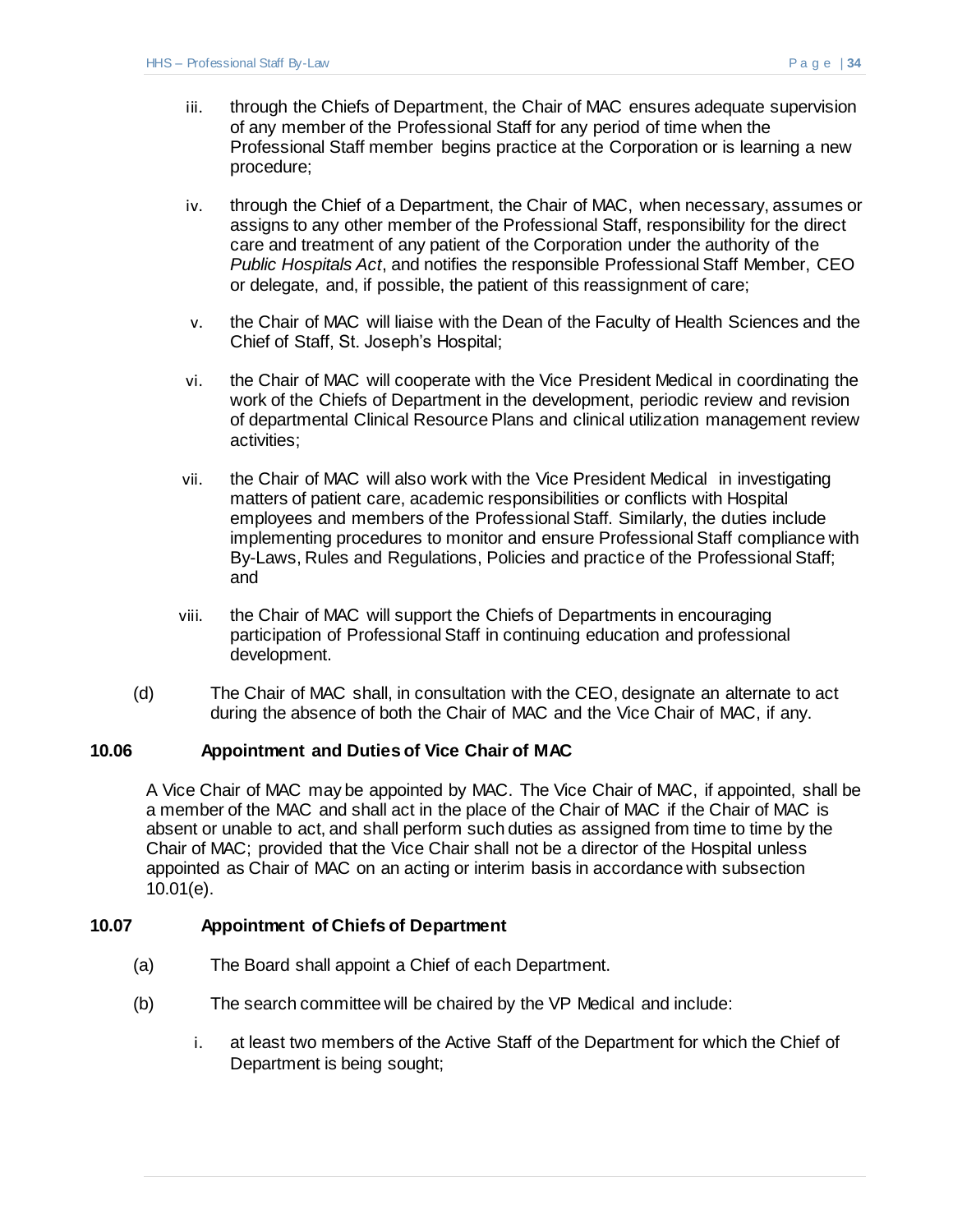iii. through the Chiefs of Department, the Chair of MAC ensures adequate supervision of any member of the Professional Staff for any period of time when the Professional Staff member begins practice at the Corporation or is learning a new procedure;

iv. through the Chief of a Department, the Chair of MAC, when necessary, assumes or assigns to any other member of the Professional Staff, responsibility for the direct care and treatment of any patient of the Corporation under the authority of the *Public Hospitals Act*, and notifies the responsible Professional Staff Member, CEO or delegate, and, if possible, the patient of this reassignment of care;

v. the Chair of MAC will liaise with the Dean of the Faculty of Health Sciences and the Chief of Staff, St. Joseph's Hospital;

vi. the Chair of MAC will cooperate with the Vice President Medical in coordinating the work of the Chiefs of Department in the development, periodic review and revision of departmental Clinical Resource Plans and clinical utilization management review activities;

vii. the Chair of MAC will also work with the Vice President Medical in investigating matters of patient care, academic responsibilities or conflicts with Hospital employees and members of the Professional Staff. Similarly, the duties include implementing procedures to monitor and ensure Professional Staff compliance with By-Laws, Rules and Regulations, Policies and practice of the Professional Staff; and

viii. the Chair of MAC will support the Chiefs of Departments in encouraging participation of Professional Staff in continuing education and professional development.

(d) The Chair of MAC shall, in consultation with the CEO, designate an alternate to act during the absence of both the Chair of MAC and the Vice Chair of MAC, if any.

### 10.06 Appointment and Duties of Vice Chair of MAC

A Vice Chair of MAC may be appointed by MAC. The Vice Chair of MAC, if appointed, shall be a member of the MAC and shall act in the place of the Chair of MAC if the Chair of MAC is absent or unable to act, and shall perform such duties as assigned from time to time by the Chair of MAC; provided that the Vice Chair shall not be a director of the Hospital unless appointed as Chair of MAC on an acting or interim basis in accordance with subsection 10.01(e).

### 10.07 Appointment of Chiefs of Department

(a) The Board shall appoint a Chief of each Department.

(b) The search committee will be chaired by the VP Medical and include:

i. at least two members of the Active Staff of the Department for which the Chief of Department is being sought;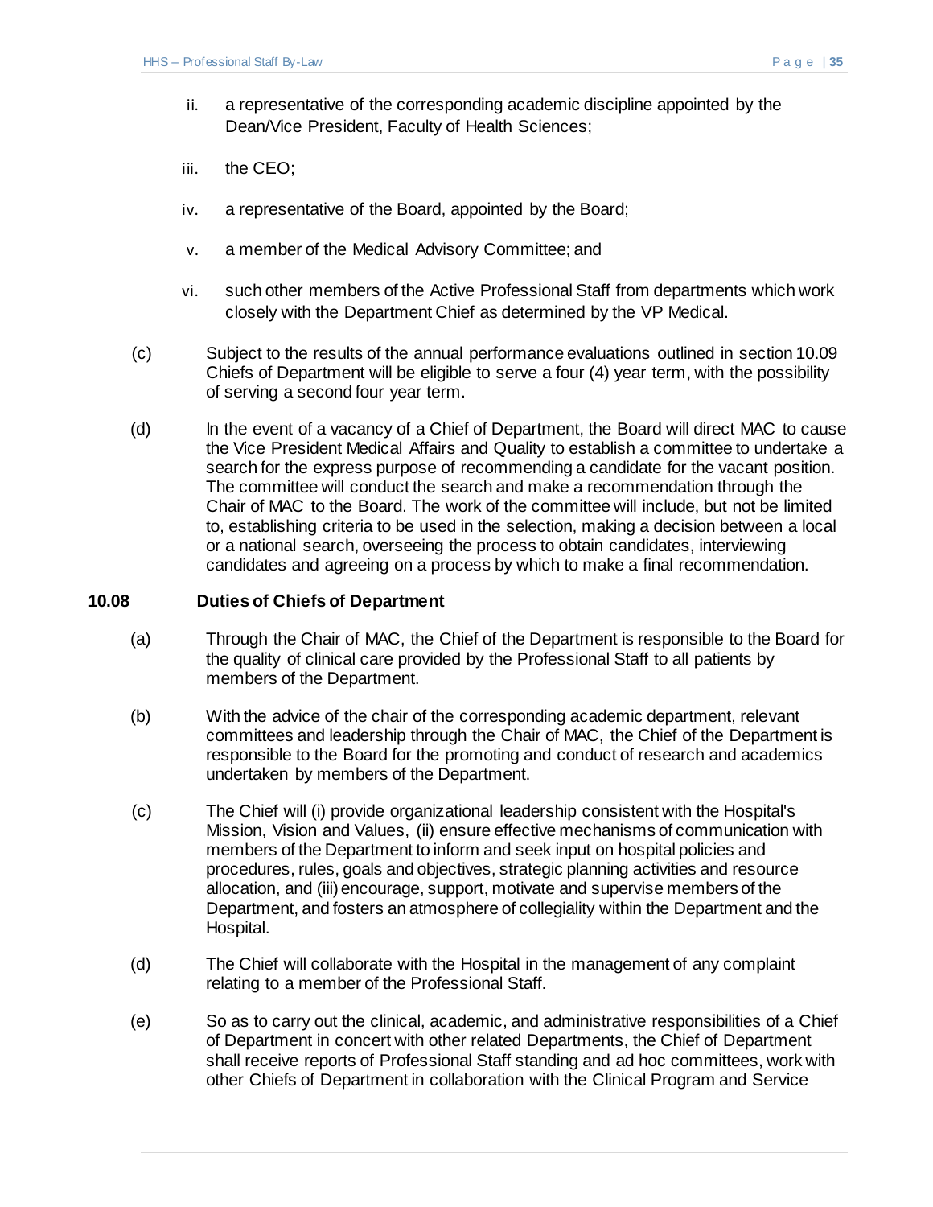ii. a representative of the corresponding academic discipline appointed by the Dean/Vice President, Faculty of Health Sciences;

iii. the CEO;

iv. a representative of the Board, appointed by the Board;

v. a member of the Medical Advisory Committee; and

vi. such other members of the Active Professional Staff from departments which work closely with the Department Chief as determined by the VP Medical.

(c) Subject to the results of the annual performance evaluations outlined in section 10.09 Chiefs of Department will be eligible to serve a four (4) year term, with the possibility of serving a second four year term.

(d) In the event of a vacancy of a Chief of Department, the Board will direct MAC to cause the Vice President Medical Affairs and Quality to establish a committee to undertake a search for the express purpose of recommending a candidate for the vacant position. The committee will conduct the search and make a recommendation through the Chair of MAC to the Board. The work of the committee will include, but not be limited to, establishing criteria to be used in the selection, making a decision between a local or a national search, overseeing the process to obtain candidates, interviewing candidates and agreeing on a process by which to make a final recommendation.

### 10.08 Duties of Chiefs of Department

(a) Through the Chair of MAC, the Chief of the Department is responsible to the Board for the quality of clinical care provided by the Professional Staff to all patients by members of the Department.

(b) With the advice of the chair of the corresponding academic department, relevant committees and leadership through the Chair of MAC, the Chief of the Department is responsible to the Board for the promoting and conduct of research and academics undertaken by members of the Department.

(c) The Chief will (i) provide organizational leadership consistent with the Hospital's Mission, Vision and Values, (ii) ensure effective mechanisms of communication with members of the Department to inform and seek input on hospital policies and procedures, rules, goals and objectives, strategic planning activities and resource allocation, and (iii) encourage, support, motivate and supervise members of the Department, and fosters an atmosphere of collegiality within the Department and the Hospital.

(d) The Chief will collaborate with the Hospital in the management of any complaint relating to a member of the Professional Staff.

(e) So as to carry out the clinical, academic, and administrative responsibilities of a Chief of Department in concert with other related Departments, the Chief of Department shall receive reports of Professional Staff standing and ad hoc committees, work with other Chiefs of Department in collaboration with the Clinical Program and Service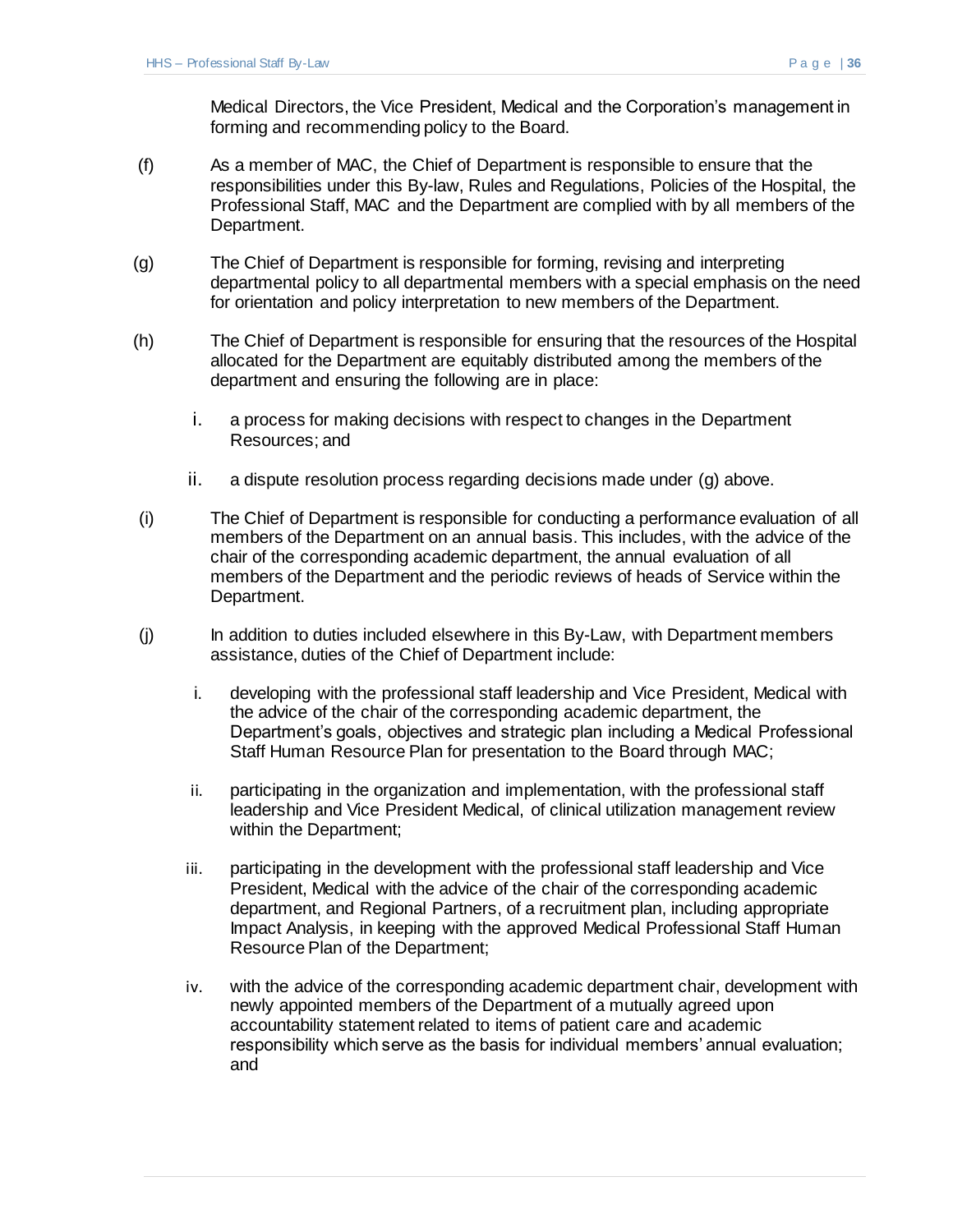Medical Directors, the Vice President, Medical and the Corporation's management in forming and recommending policy to the Board.

(f) As a member of MAC, the Chief of Department is responsible to ensure that the responsibilities under this By-law, Rules and Regulations, Policies of the Hospital, the Professional Staff, MAC and the Department are complied with by all members of the Department.

(g) The Chief of Department is responsible for forming, revising and interpreting departmental policy to all departmental members with a special emphasis on the need for orientation and policy interpretation to new members of the Department.

(h) The Chief of Department is responsible for ensuring that the resources of the Hospital allocated for the Department are equitably distributed among the members of the department and ensuring the following are in place:

  i. a process for making decisions with respect to changes in the Department Resources; and

  ii. a dispute resolution process regarding decisions made under (g) above.

(i) The Chief of Department is responsible for conducting a performance evaluation of all members of the Department on an annual basis. This includes, with the advice of the chair of the corresponding academic department, the annual evaluation of all members of the Department and the periodic reviews of heads of Service within the Department.

(j) In addition to duties included elsewhere in this By-Law, with Department members assistance, duties of the Chief of Department include:

  i. developing with the professional staff leadership and Vice President, Medical with the advice of the chair of the corresponding academic department, the Department's goals, objectives and strategic plan including a Medical Professional Staff Human Resource Plan for presentation to the Board through MAC;

  ii. participating in the organization and implementation, with the professional staff leadership and Vice President Medical, of clinical utilization management review within the Department;

  iii. participating in the development with the professional staff leadership and Vice President, Medical with the advice of the chair of the corresponding academic department, and Regional Partners, of a recruitment plan, including appropriate Impact Analysis, in keeping with the approved Medical Professional Staff Human Resource Plan of the Department;

  iv. with the advice of the corresponding academic department chair, development with newly appointed members of the Department of a mutually agreed upon accountability statement related to items of patient care and academic responsibility which serve as the basis for individual members' annual evaluation; and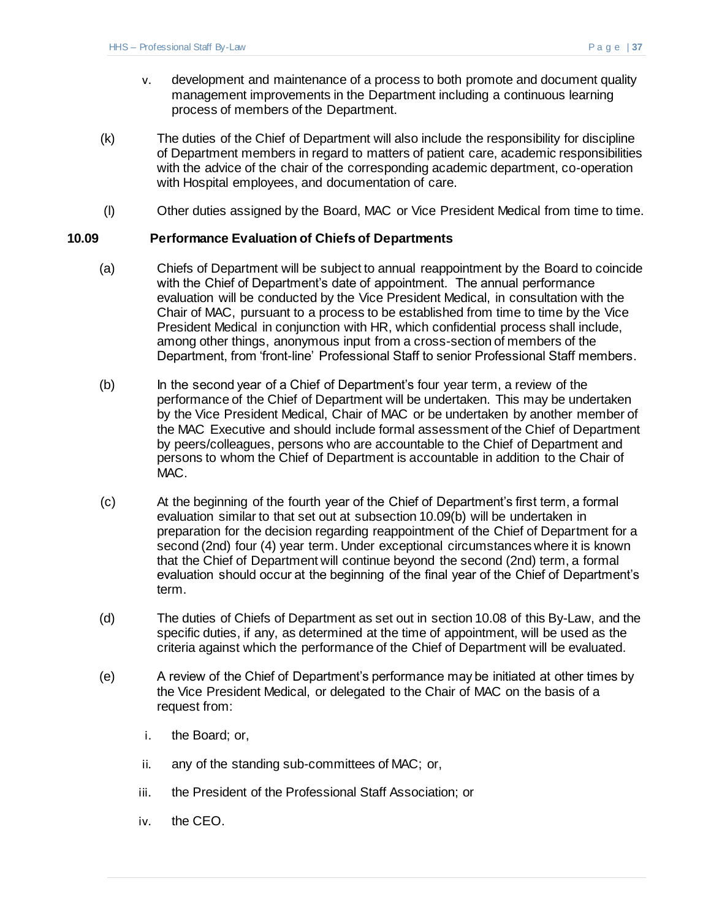v. development and maintenance of a process to both promote and document quality management improvements in the Department including a continuous learning process of members of the Department.

(k) The duties of the Chief of Department will also include the responsibility for discipline of Department members in regard to matters of patient care, academic responsibilities with the advice of the chair of the corresponding academic department, co-operation with Hospital employees, and documentation of care.

(l) Other duties assigned by the Board, MAC or Vice President Medical from time to time.

### 10.09 Performance Evaluation of Chiefs of Departments

(a) Chiefs of Department will be subject to annual reappointment by the Board to coincide with the Chief of Department's date of appointment. The annual performance evaluation will be conducted by the Vice President Medical, in consultation with the Chair of MAC, pursuant to a process to be established from time to time by the Vice President Medical in conjunction with HR, which confidential process shall include, among other things, anonymous input from a cross-section of members of the Department, from 'front-line' Professional Staff to senior Professional Staff members.

(b) In the second year of a Chief of Department's four year term, a review of the performance of the Chief of Department will be undertaken. This may be undertaken by the Vice President Medical, Chair of MAC or be undertaken by another member of the MAC Executive and should include formal assessment of the Chief of Department by peers/colleagues, persons who are accountable to the Chief of Department and persons to whom the Chief of Department is accountable in addition to the Chair of MAC.

(c) At the beginning of the fourth year of the Chief of Department's first term, a formal evaluation similar to that set out at subsection 10.09(b) will be undertaken in preparation for the decision regarding reappointment of the Chief of Department for a second (2nd) four (4) year term. Under exceptional circumstances where it is known that the Chief of Department will continue beyond the second (2nd) term, a formal evaluation should occur at the beginning of the final year of the Chief of Department's term.

(d) The duties of Chiefs of Department as set out in section 10.08 of this By-Law, and the specific duties, if any, as determined at the time of appointment, will be used as the criteria against which the performance of the Chief of Department will be evaluated.

(e) A review of the Chief of Department's performance may be initiated at other times by the Vice President Medical, or delegated to the Chair of MAC on the basis of a request from:

i. the Board; or,

ii. any of the standing sub-committees of MAC; or,

iii. the President of the Professional Staff Association; or

iv. the CEO.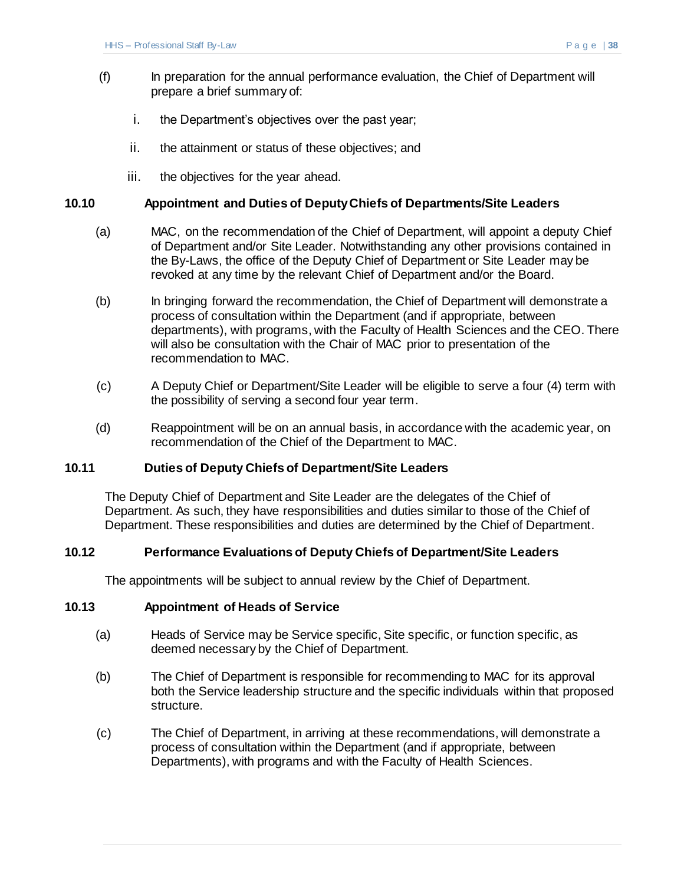(f) In preparation for the annual performance evaluation, the Chief of Department will prepare a brief summary of:

i. the Department's objectives over the past year;

ii. the attainment or status of these objectives; and

iii. the objectives for the year ahead.

### 10.10 Appointment and Duties of Deputy Chiefs of Departments/Site Leaders

(a) MAC, on the recommendation of the Chief of Department, will appoint a deputy Chief of Department and/or Site Leader. Notwithstanding any other provisions contained in the By-Laws, the office of the Deputy Chief of Department or Site Leader may be revoked at any time by the relevant Chief of Department and/or the Board.

(b) In bringing forward the recommendation, the Chief of Department will demonstrate a process of consultation within the Department (and if appropriate, between departments), with programs, with the Faculty of Health Sciences and the CEO. There will also be consultation with the Chair of MAC prior to presentation of the recommendation to MAC.

(c) A Deputy Chief or Department/Site Leader will be eligible to serve a four (4) term with the possibility of serving a second four year term.

(d) Reappointment will be on an annual basis, in accordance with the academic year, on recommendation of the Chief of the Department to MAC.

### 10.11 Duties of Deputy Chiefs of Department/Site Leaders

The Deputy Chief of Department and Site Leader are the delegates of the Chief of Department. As such, they have responsibilities and duties similar to those of the Chief of Department. These responsibilities and duties are determined by the Chief of Department.

### 10.12 Performance Evaluations of Deputy Chiefs of Department/Site Leaders

The appointments will be subject to annual review by the Chief of Department.

### 10.13 Appointment of Heads of Service

(a) Heads of Service may be Service specific, Site specific, or function specific, as deemed necessary by the Chief of Department.

(b) The Chief of Department is responsible for recommending to MAC for its approval both the Service leadership structure and the specific individuals within that proposed structure.

(c) The Chief of Department, in arriving at these recommendations, will demonstrate a process of consultation within the Department (and if appropriate, between Departments), with programs and with the Faculty of Health Sciences.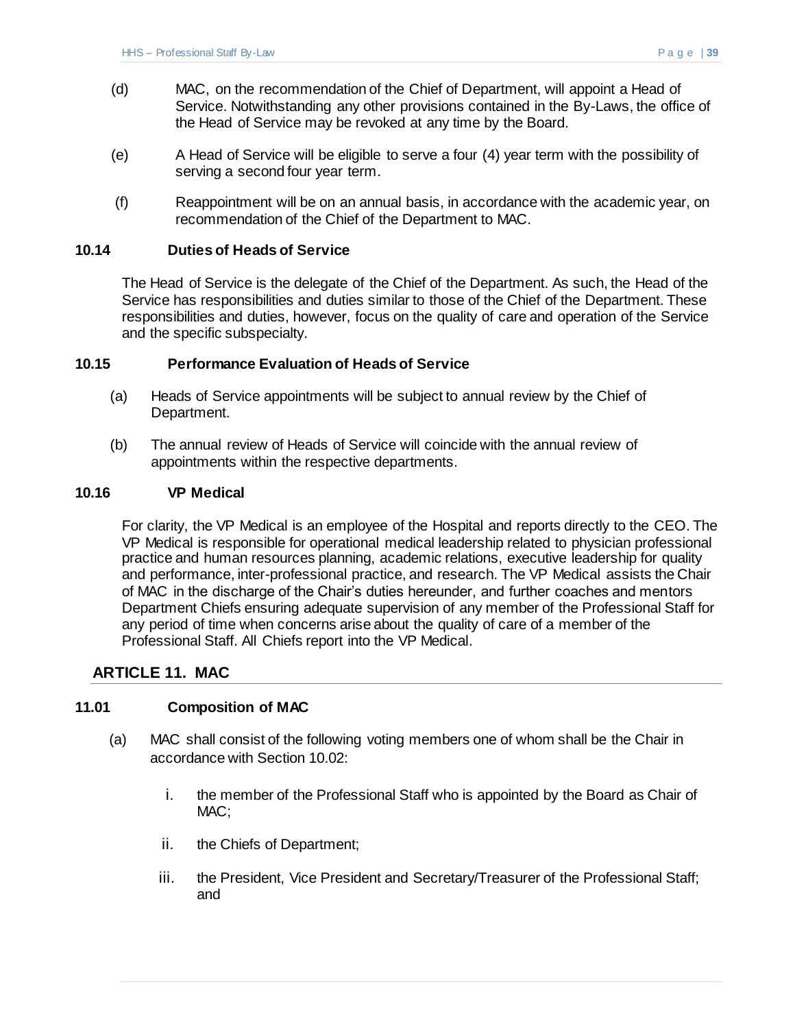(d) MAC, on the recommendation of the Chief of Department, will appoint a Head of Service. Notwithstanding any other provisions contained in the By-Laws, the office of the Head of Service may be revoked at any time by the Board.

(e) A Head of Service will be eligible to serve a four (4) year term with the possibility of serving a second four year term.

(f) Reappointment will be on an annual basis, in accordance with the academic year, on recommendation of the Chief of the Department to MAC.

### 10.14 Duties of Heads of Service

The Head of Service is the delegate of the Chief of the Department. As such, the Head of the Service has responsibilities and duties similar to those of the Chief of the Department. These responsibilities and duties, however, focus on the quality of care and operation of the Service and the specific subspecialty.

### 10.15 Performance Evaluation of Heads of Service

(a) Heads of Service appointments will be subject to annual review by the Chief of Department.

(b) The annual review of Heads of Service will coincide with the annual review of appointments within the respective departments.

### 10.16 VP Medical

For clarity, the VP Medical is an employee of the Hospital and reports directly to the CEO. The VP Medical is responsible for operational medical leadership related to physician professional practice and human resources planning, academic relations, executive leadership for quality and performance, inter-professional practice, and research. The VP Medical assists the Chair of MAC in the discharge of the Chair's duties hereunder, and further coaches and mentors Department Chiefs ensuring adequate supervision of any member of the Professional Staff for any period of time when concerns arise about the quality of care of a member of the Professional Staff. All Chiefs report into the VP Medical.

## ARTICLE 11. MAC

### 11.01 Composition of MAC

(a) MAC shall consist of the following voting members one of whom shall be the Chair in accordance with Section 10.02:

i. the member of the Professional Staff who is appointed by the Board as Chair of MAC;

ii. the Chiefs of Department;

iii. the President, Vice President and Secretary/Treasurer of the Professional Staff; and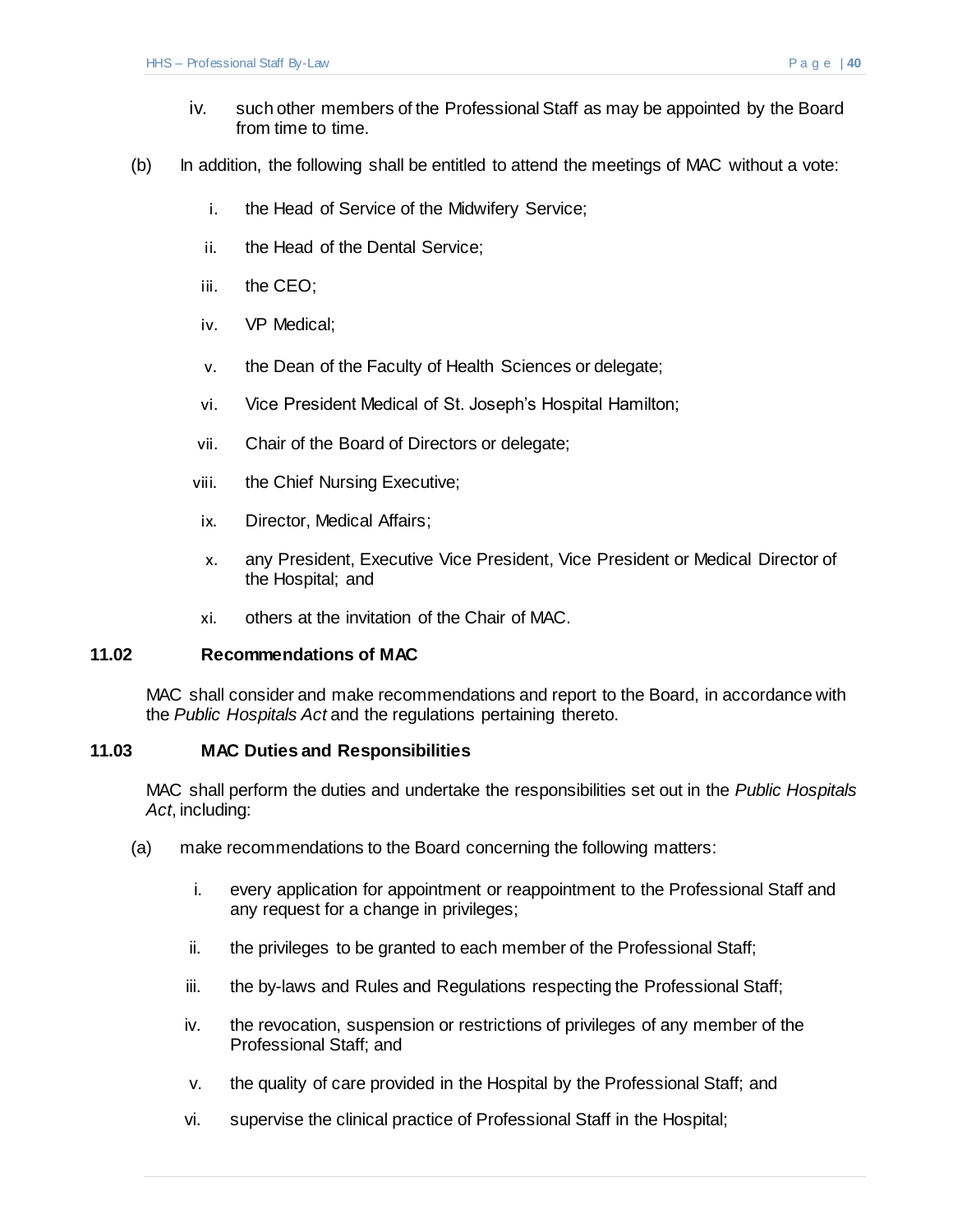iv. such other members of the Professional Staff as may be appointed by the Board from time to time.

(b) In addition, the following shall be entitled to attend the meetings of MAC without a vote:

i. the Head of Service of the Midwifery Service;

ii. the Head of the Dental Service;

iii. the CEO;

iv. VP Medical;

v. the Dean of the Faculty of Health Sciences or delegate;

vi. Vice President Medical of St. Joseph's Hospital Hamilton;

vii. Chair of the Board of Directors or delegate;

viii. the Chief Nursing Executive;

ix. Director, Medical Affairs;

x. any President, Executive Vice President, Vice President or Medical Director of the Hospital; and

xi. others at the invitation of the Chair of MAC.

### 11.02 Recommendations of MAC

MAC shall consider and make recommendations and report to the Board, in accordance with the *Public Hospitals Act* and the regulations pertaining thereto.

### 11.03 MAC Duties and Responsibilities

MAC shall perform the duties and undertake the responsibilities set out in the *Public Hospitals Act*, including:

(a) make recommendations to the Board concerning the following matters:

i. every application for appointment or reappointment to the Professional Staff and any request for a change in privileges;

ii. the privileges to be granted to each member of the Professional Staff;

iii. the by-laws and Rules and Regulations respecting the Professional Staff;

iv. the revocation, suspension or restrictions of privileges of any member of the Professional Staff; and

v. the quality of care provided in the Hospital by the Professional Staff; and

vi. supervise the clinical practice of Professional Staff in the Hospital;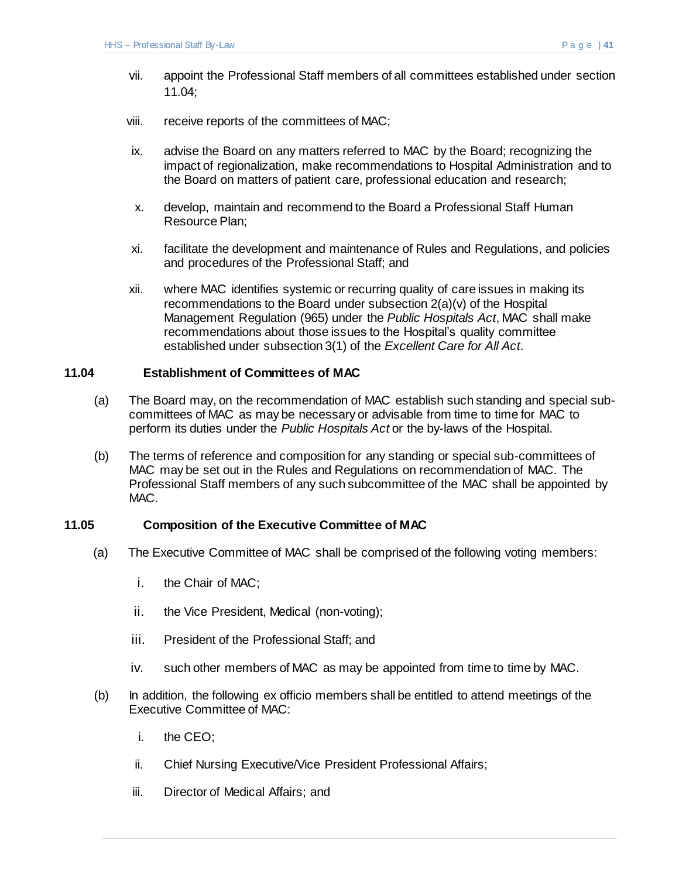vii. appoint the Professional Staff members of all committees established under section 11.04;

viii. receive reports of the committees of MAC;

ix. advise the Board on any matters referred to MAC by the Board; recognizing the impact of regionalization, make recommendations to Hospital Administration and to the Board on matters of patient care, professional education and research;

x. develop, maintain and recommend to the Board a Professional Staff Human Resource Plan;

xi. facilitate the development and maintenance of Rules and Regulations, and policies and procedures of the Professional Staff; and

xii. where MAC identifies systemic or recurring quality of care issues in making its recommendations to the Board under subsection 2(a)(v) of the Hospital Management Regulation (965) under the *Public Hospitals Act*, MAC shall make recommendations about those issues to the Hospital's quality committee established under subsection 3(1) of the *Excellent Care for All Act*.

### 11.04 Establishment of Committees of MAC

(a) The Board may, on the recommendation of MAC establish such standing and special sub-committees of MAC as may be necessary or advisable from time to time for MAC to perform its duties under the *Public Hospitals Act* or the by-laws of the Hospital.

(b) The terms of reference and composition for any standing or special sub-committees of MAC may be set out in the Rules and Regulations on recommendation of MAC. The Professional Staff members of any such subcommittee of the MAC shall be appointed by MAC.

### 11.05 Composition of the Executive Committee of MAC

(a) The Executive Committee of MAC shall be comprised of the following voting members:

i. the Chair of MAC;

ii. the Vice President, Medical (non-voting);

iii. President of the Professional Staff; and

iv. such other members of MAC as may be appointed from time to time by MAC.

(b) In addition, the following ex officio members shall be entitled to attend meetings of the Executive Committee of MAC:

i. the CEO;

ii. Chief Nursing Executive/Vice President Professional Affairs;

iii. Director of Medical Affairs; and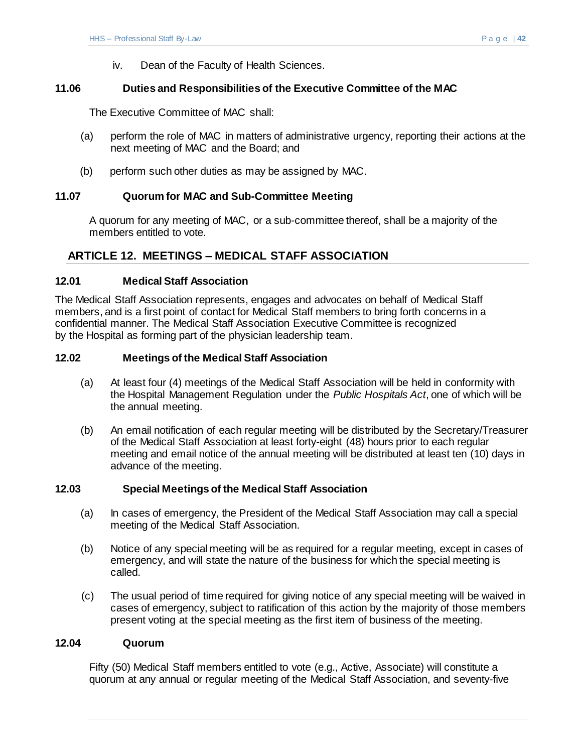iv. Dean of the Faculty of Health Sciences.

### 11.06 Duties and Responsibilities of the Executive Committee of the MAC

The Executive Committee of MAC shall:

(a) perform the role of MAC in matters of administrative urgency, reporting their actions at the next meeting of MAC and the Board; and

(b) perform such other duties as may be assigned by MAC.

### 11.07 Quorum for MAC and Sub-Committee Meeting

A quorum for any meeting of MAC, or a sub-committee thereof, shall be a majority of the members entitled to vote.

## ARTICLE 12. MEETINGS – MEDICAL STAFF ASSOCIATION

### 12.01 Medical Staff Association

The Medical Staff Association represents, engages and advocates on behalf of Medical Staff members, and is a first point of contact for Medical Staff members to bring forth concerns in a confidential manner. The Medical Staff Association Executive Committee is recognized by the Hospital as forming part of the physician leadership team.

### 12.02 Meetings of the Medical Staff Association

(a) At least four (4) meetings of the Medical Staff Association will be held in conformity with the Hospital Management Regulation under the *Public Hospitals Act*, one of which will be the annual meeting.

(b) An email notification of each regular meeting will be distributed by the Secretary/Treasurer of the Medical Staff Association at least forty-eight (48) hours prior to each regular meeting and email notice of the annual meeting will be distributed at least ten (10) days in advance of the meeting.

### 12.03 Special Meetings of the Medical Staff Association

(a) In cases of emergency, the President of the Medical Staff Association may call a special meeting of the Medical Staff Association.

(b) Notice of any special meeting will be as required for a regular meeting, except in cases of emergency, and will state the nature of the business for which the special meeting is called.

(c) The usual period of time required for giving notice of any special meeting will be waived in cases of emergency, subject to ratification of this action by the majority of those members present voting at the special meeting as the first item of business of the meeting.

### 12.04 Quorum

Fifty (50) Medical Staff members entitled to vote (e.g., Active, Associate) will constitute a quorum at any annual or regular meeting of the Medical Staff Association, and seventy-five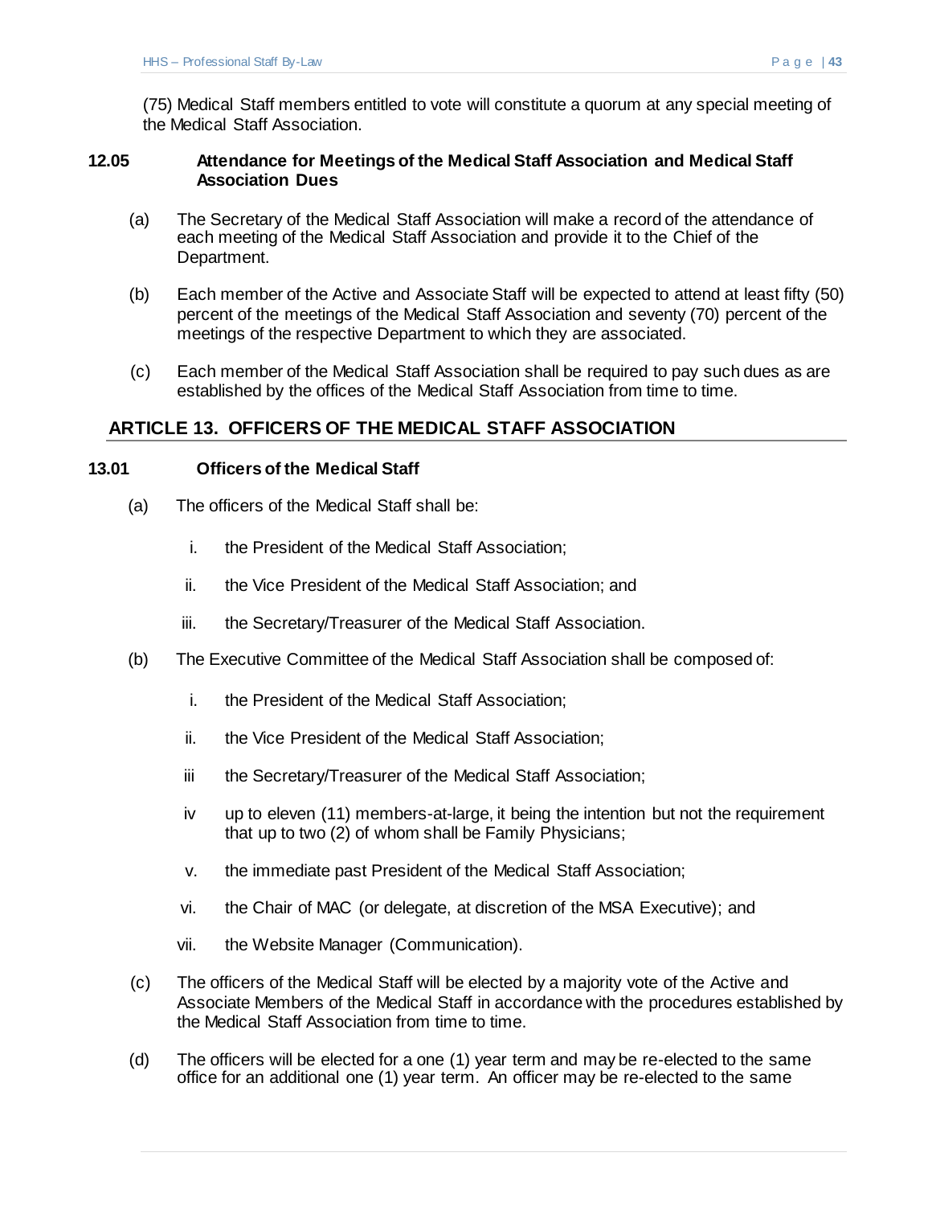(75) Medical Staff members entitled to vote will constitute a quorum at any special meeting of the Medical Staff Association.

### 12.05 Attendance for Meetings of the Medical Staff Association and Medical Staff Association Dues

(a) The Secretary of the Medical Staff Association will make a record of the attendance of each meeting of the Medical Staff Association and provide it to the Chief of the Department.

(b) Each member of the Active and Associate Staff will be expected to attend at least fifty (50) percent of the meetings of the Medical Staff Association and seventy (70) percent of the meetings of the respective Department to which they are associated.

(c) Each member of the Medical Staff Association shall be required to pay such dues as are established by the offices of the Medical Staff Association from time to time.

## ARTICLE 13. OFFICERS OF THE MEDICAL STAFF ASSOCIATION

### 13.01 Officers of the Medical Staff

(a) The officers of the Medical Staff shall be:

i. the President of the Medical Staff Association;

ii. the Vice President of the Medical Staff Association; and

iii. the Secretary/Treasurer of the Medical Staff Association.

(b) The Executive Committee of the Medical Staff Association shall be composed of:

i. the President of the Medical Staff Association;

ii. the Vice President of the Medical Staff Association;

iii the Secretary/Treasurer of the Medical Staff Association;

iv up to eleven (11) members-at-large, it being the intention but not the requirement that up to two (2) of whom shall be Family Physicians;

v. the immediate past President of the Medical Staff Association;

vi. the Chair of MAC (or delegate, at discretion of the MSA Executive); and

vii. the Website Manager (Communication).

(c) The officers of the Medical Staff will be elected by a majority vote of the Active and Associate Members of the Medical Staff in accordance with the procedures established by the Medical Staff Association from time to time.

(d) The officers will be elected for a one (1) year term and may be re-elected to the same office for an additional one (1) year term. An officer may be re-elected to the same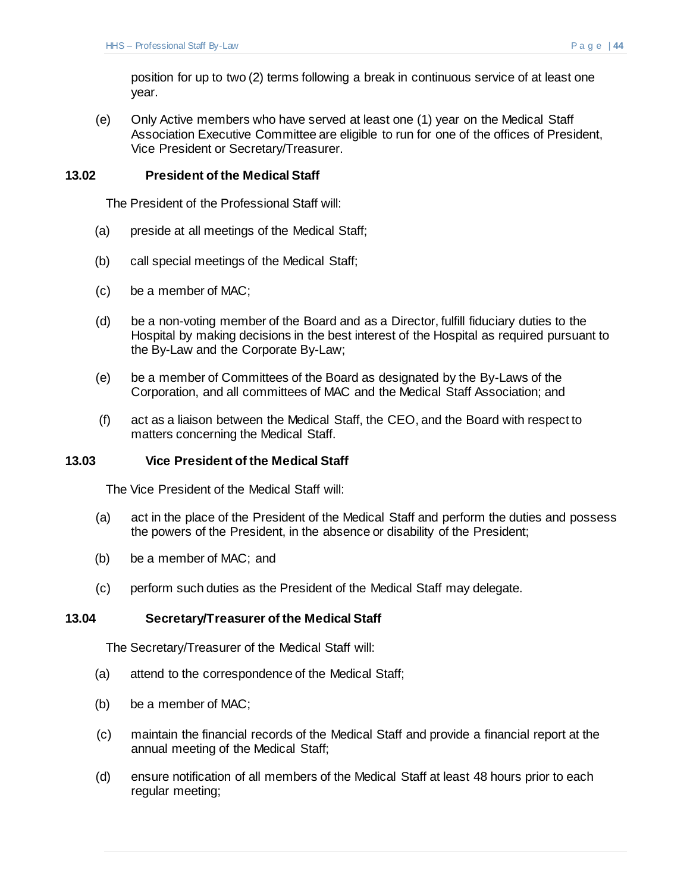position for up to two (2) terms following a break in continuous service of at least one year.

(e) Only Active members who have served at least one (1) year on the Medical Staff Association Executive Committee are eligible to run for one of the offices of President, Vice President or Secretary/Treasurer.

### 13.02 President of the Medical Staff

The President of the Professional Staff will:

(a) preside at all meetings of the Medical Staff;

(b) call special meetings of the Medical Staff;

(c) be a member of MAC;

(d) be a non-voting member of the Board and as a Director, fulfill fiduciary duties to the Hospital by making decisions in the best interest of the Hospital as required pursuant to the By-Law and the Corporate By-Law;

(e) be a member of Committees of the Board as designated by the By-Laws of the Corporation, and all committees of MAC and the Medical Staff Association; and

(f) act as a liaison between the Medical Staff, the CEO, and the Board with respect to matters concerning the Medical Staff.

### 13.03 Vice President of the Medical Staff

The Vice President of the Medical Staff will:

(a) act in the place of the President of the Medical Staff and perform the duties and possess the powers of the President, in the absence or disability of the President;

(b) be a member of MAC; and

(c) perform such duties as the President of the Medical Staff may delegate.

### 13.04 Secretary/Treasurer of the Medical Staff

The Secretary/Treasurer of the Medical Staff will:

(a) attend to the correspondence of the Medical Staff;

(b) be a member of MAC;

(c) maintain the financial records of the Medical Staff and provide a financial report at the annual meeting of the Medical Staff;

(d) ensure notification of all members of the Medical Staff at least 48 hours prior to each regular meeting;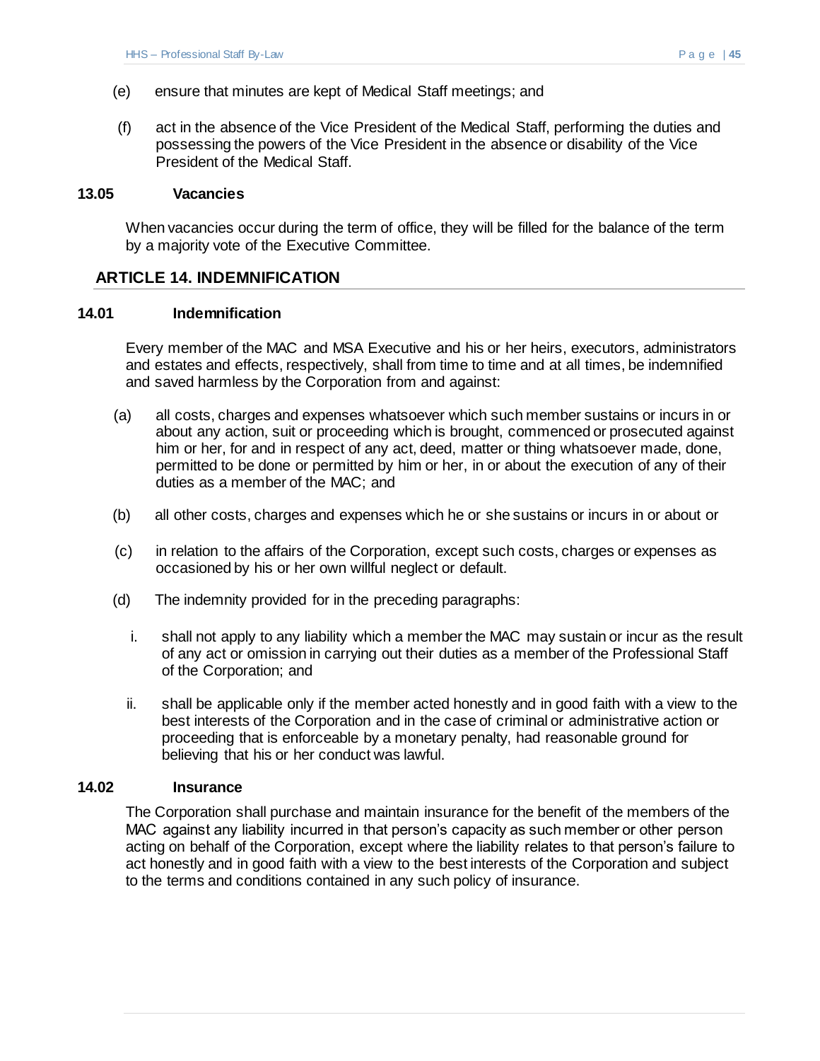(e) ensure that minutes are kept of Medical Staff meetings; and

(f) act in the absence of the Vice President of the Medical Staff, performing the duties and possessing the powers of the Vice President in the absence or disability of the Vice President of the Medical Staff.

### 13.05 Vacancies

When vacancies occur during the term of office, they will be filled for the balance of the term by a majority vote of the Executive Committee.

## ARTICLE 14. INDEMNIFICATION

### 14.01 Indemnification

Every member of the MAC and MSA Executive and his or her heirs, executors, administrators and estates and effects, respectively, shall from time to time and at all times, be indemnified and saved harmless by the Corporation from and against:

(a) all costs, charges and expenses whatsoever which such member sustains or incurs in or about any action, suit or proceeding which is brought, commenced or prosecuted against him or her, for and in respect of any act, deed, matter or thing whatsoever made, done, permitted to be done or permitted by him or her, in or about the execution of any of their duties as a member of the MAC; and

(b) all other costs, charges and expenses which he or she sustains or incurs in or about or

(c) in relation to the affairs of the Corporation, except such costs, charges or expenses as occasioned by his or her own willful neglect or default.

(d) The indemnity provided for in the preceding paragraphs:

i. shall not apply to any liability which a member the MAC may sustain or incur as the result of any act or omission in carrying out their duties as a member of the Professional Staff of the Corporation; and

ii. shall be applicable only if the member acted honestly and in good faith with a view to the best interests of the Corporation and in the case of criminal or administrative action or proceeding that is enforceable by a monetary penalty, had reasonable ground for believing that his or her conduct was lawful.

### 14.02 Insurance

The Corporation shall purchase and maintain insurance for the benefit of the members of the MAC against any liability incurred in that person's capacity as such member or other person acting on behalf of the Corporation, except where the liability relates to that person's failure to act honestly and in good faith with a view to the best interests of the Corporation and subject to the terms and conditions contained in any such policy of insurance.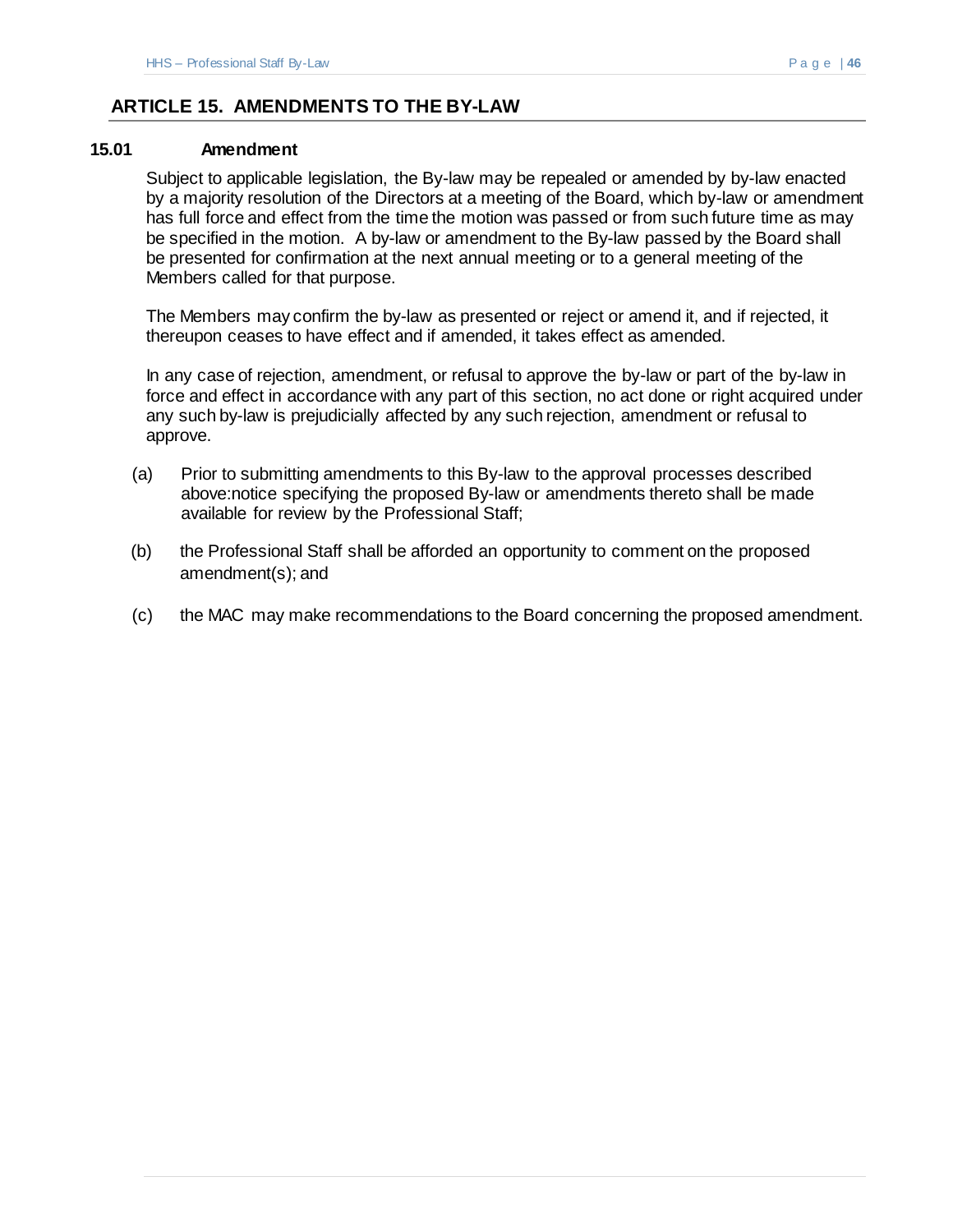## ARTICLE 15. AMENDMENTS TO THE BY-LAW

### 15.01 Amendment

Subject to applicable legislation, the By-law may be repealed or amended by by-law enacted by a majority resolution of the Directors at a meeting of the Board, which by-law or amendment has full force and effect from the time the motion was passed or from such future time as may be specified in the motion. A by-law or amendment to the By-law passed by the Board shall be presented for confirmation at the next annual meeting or to a general meeting of the Members called for that purpose.

The Members may confirm the by-law as presented or reject or amend it, and if rejected, it thereupon ceases to have effect and if amended, it takes effect as amended.

In any case of rejection, amendment, or refusal to approve the by-law or part of the by-law in force and effect in accordance with any part of this section, no act done or right acquired under any such by-law is prejudicially affected by any such rejection, amendment or refusal to approve.

(a) Prior to submitting amendments to this By-law to the approval processes described above:notice specifying the proposed By-law or amendments thereto shall be made available for review by the Professional Staff;

(b) the Professional Staff shall be afforded an opportunity to comment on the proposed amendment(s); and

(c) the MAC may make recommendations to the Board concerning the proposed amendment.